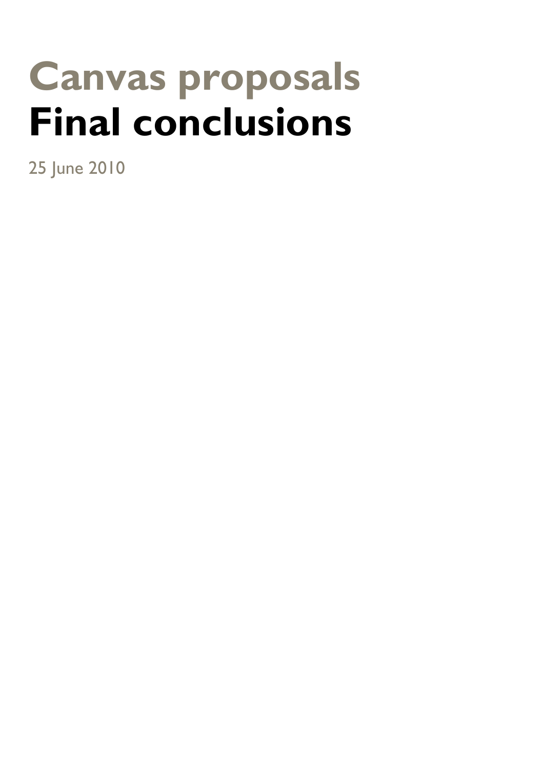# Canvas proposals
# Final conclusions

25 June 2010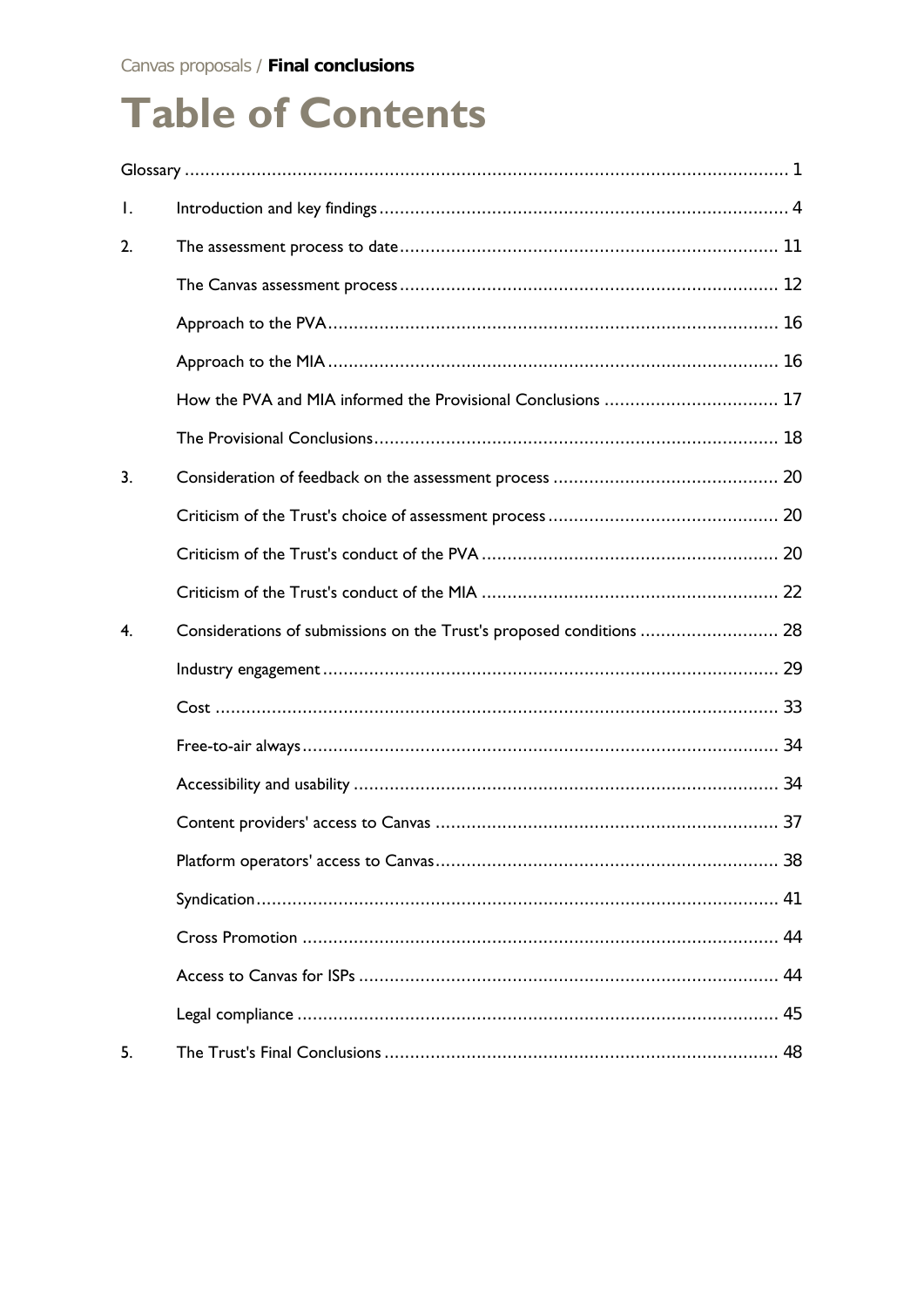# Table of Contents

Glossary .......... 1

1. Introduction and key findings .......... 4

2. The assessment process to date .......... 11
   - The Canvas assessment process .......... 12
   - Approach to the PVA .......... 16
   - Approach to the MIA .......... 16
   - How the PVA and MIA informed the Provisional Conclusions .......... 17
   - The Provisional Conclusions .......... 18

3. Consideration of feedback on the assessment process .......... 20
   - Criticism of the Trust's choice of assessment process .......... 20
   - Criticism of the Trust's conduct of the PVA .......... 20
   - Criticism of the Trust's conduct of the MIA .......... 22

4. Considerations of submissions on the Trust's proposed conditions .......... 28
   - Industry engagement .......... 29
   - Cost .......... 33
   - Free-to-air always .......... 34
   - Accessibility and usability .......... 34
   - Content providers' access to Canvas .......... 37
   - Platform operators' access to Canvas .......... 38
   - Syndication .......... 41
   - Cross Promotion .......... 44
   - Access to Canvas for ISPs .......... 44
   - Legal compliance .......... 45

5. The Trust's Final Conclusions .......... 48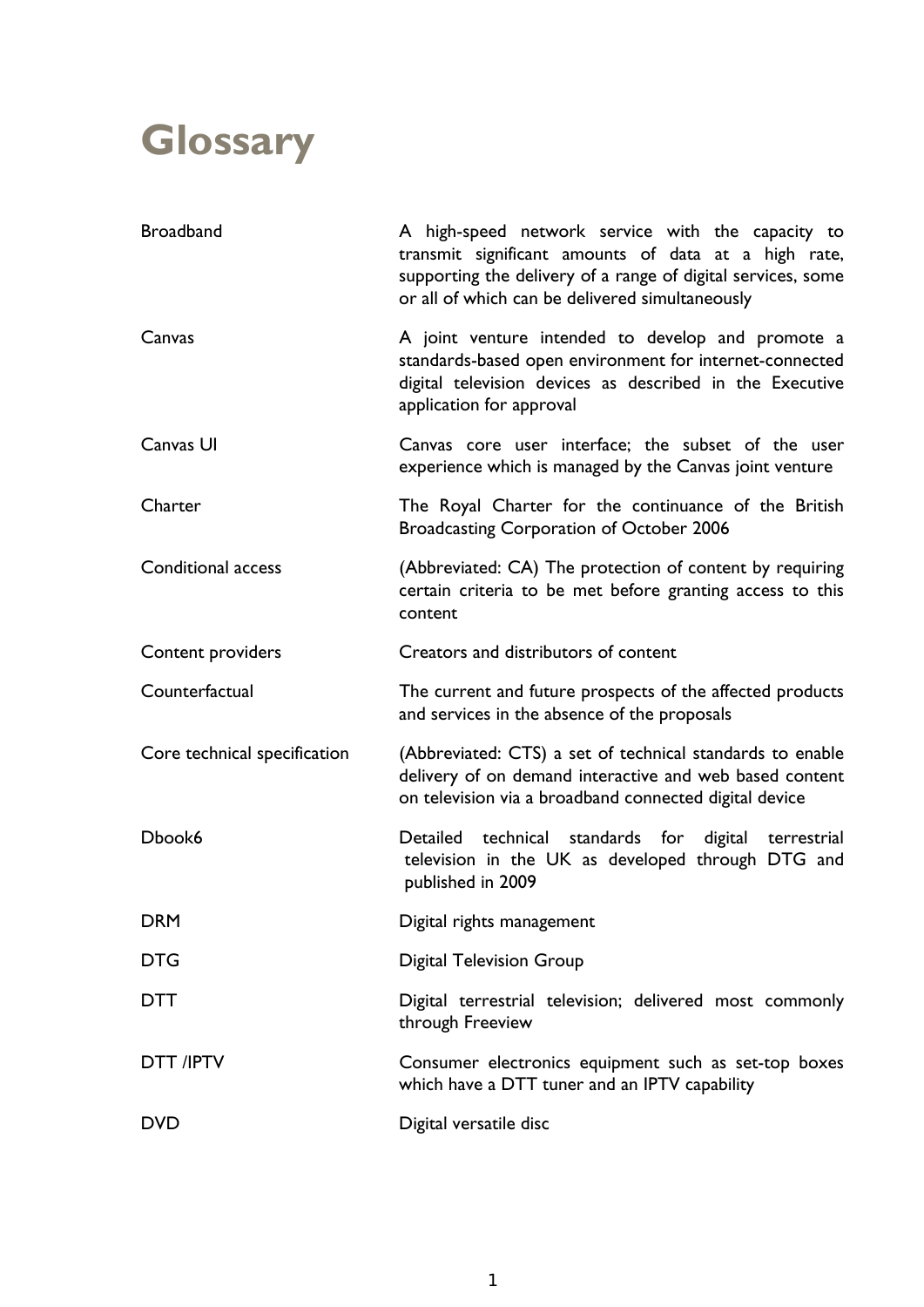# Glossary

| | |
|---|---|
| Broadband | A high-speed network service with the capacity to transmit significant amounts of data at a high rate, supporting the delivery of a range of digital services, some or all of which can be delivered simultaneously |
| Canvas | A joint venture intended to develop and promote a standards-based open environment for internet-connected digital television devices as described in the Executive application for approval |
| Canvas UI | Canvas core user interface; the subset of the user experience which is managed by the Canvas joint venture |
| Charter | The Royal Charter for the continuance of the British Broadcasting Corporation of October 2006 |
| Conditional access | (Abbreviated: CA) The protection of content by requiring certain criteria to be met before granting access to this content |
| Content providers | Creators and distributors of content |
| Counterfactual | The current and future prospects of the affected products and services in the absence of the proposals |
| Core technical specification | (Abbreviated: CTS) a set of technical standards to enable delivery of on demand interactive and web based content on television via a broadband connected digital device |
| Dbook6 | Detailed technical standards for digital terrestrial television in the UK as developed through DTG and published in 2009 |
| DRM | Digital rights management |
| DTG | Digital Television Group |
| DTT | Digital terrestrial television; delivered most commonly through Freeview |
| DTT /IPTV | Consumer electronics equipment such as set-top boxes which have a DTT tuner and an IPTV capability |
| DVD | Digital versatile disc |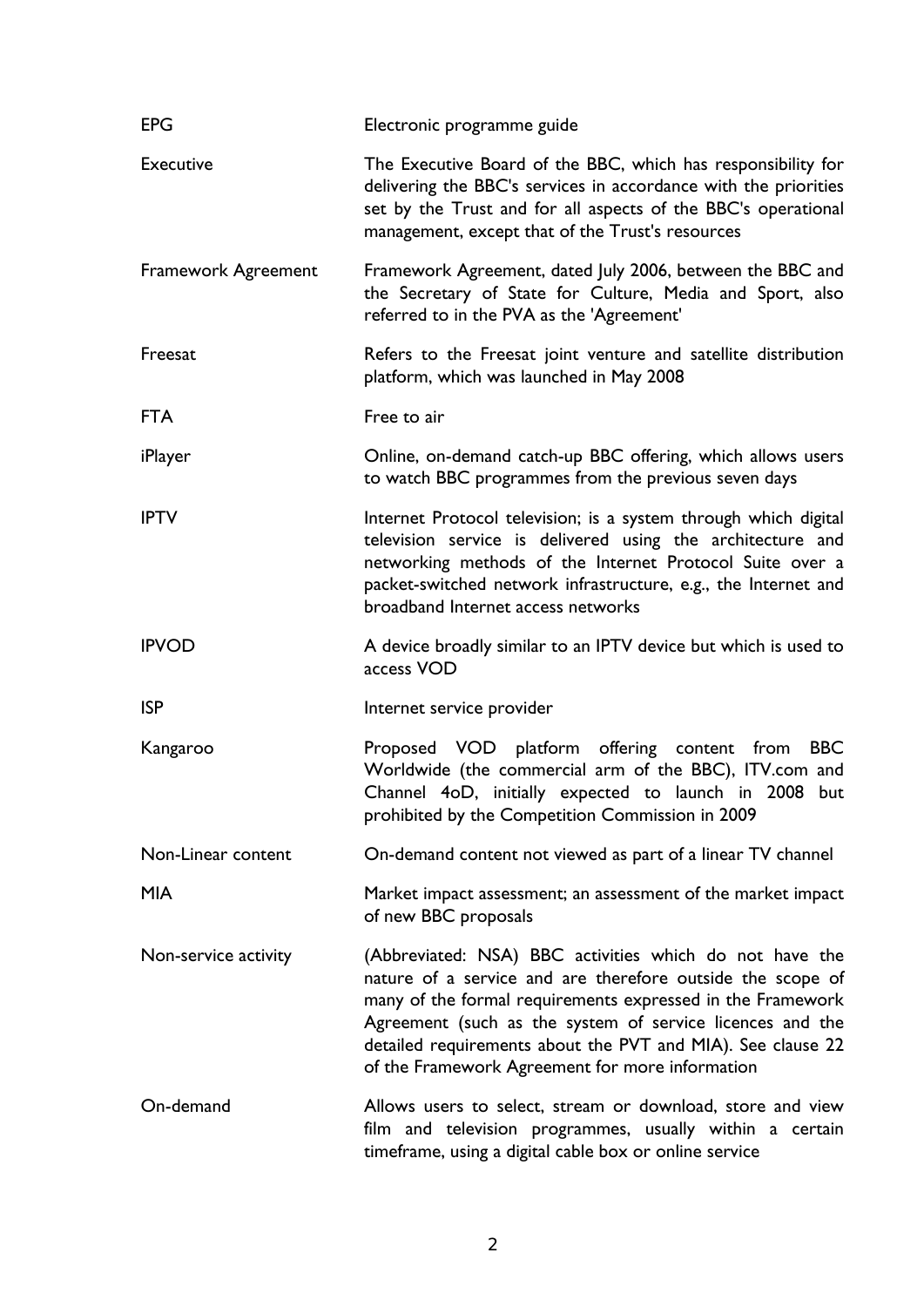| | |
|---|---|
| EPG | Electronic programme guide |
| Executive | The Executive Board of the BBC, which has responsibility for delivering the BBC's services in accordance with the priorities set by the Trust and for all aspects of the BBC's operational management, except that of the Trust's resources |
| Framework Agreement | Framework Agreement, dated July 2006, between the BBC and the Secretary of State for Culture, Media and Sport, also referred to in the PVA as the 'Agreement' |
| Freesat | Refers to the Freesat joint venture and satellite distribution platform, which was launched in May 2008 |
| FTA | Free to air |
| iPlayer | Online, on-demand catch-up BBC offering, which allows users to watch BBC programmes from the previous seven days |
| IPTV | Internet Protocol television; is a system through which digital television service is delivered using the architecture and networking methods of the Internet Protocol Suite over a packet-switched network infrastructure, e.g., the Internet and broadband Internet access networks |
| IPVOD | A device broadly similar to an IPTV device but which is used to access VOD |
| ISP | Internet service provider |
| Kangaroo | Proposed VOD platform offering content from BBC Worldwide (the commercial arm of the BBC), ITV.com and Channel 4oD, initially expected to launch in 2008 but prohibited by the Competition Commission in 2009 |
| Non-Linear content | On-demand content not viewed as part of a linear TV channel |
| MIA | Market impact assessment; an assessment of the market impact of new BBC proposals |
| Non-service activity | (Abbreviated: NSA) BBC activities which do not have the nature of a service and are therefore outside the scope of many of the formal requirements expressed in the Framework Agreement (such as the system of service licences and the detailed requirements about the PVT and MIA). See clause 22 of the Framework Agreement for more information |
| On-demand | Allows users to select, stream or download, store and view film and television programmes, usually within a certain timeframe, using a digital cable box or online service |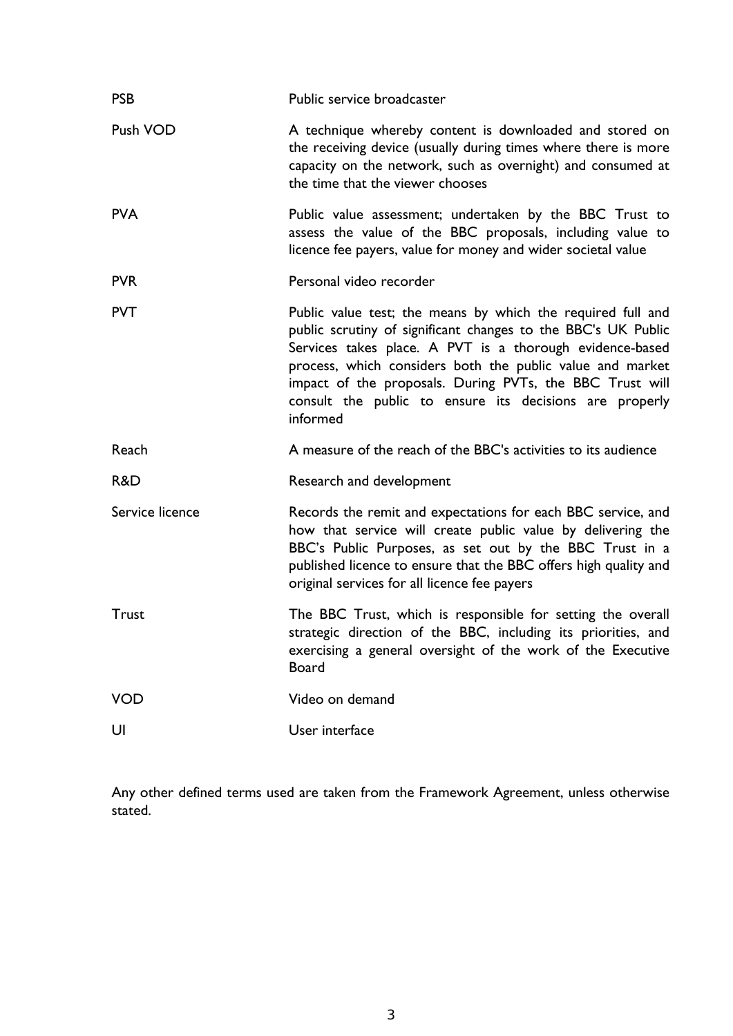| | |
|---|---|
| PSB | Public service broadcaster |
| Push VOD | A technique whereby content is downloaded and stored on the receiving device (usually during times where there is more capacity on the network, such as overnight) and consumed at the time that the viewer chooses |
| PVA | Public value assessment; undertaken by the BBC Trust to assess the value of the BBC proposals, including value to licence fee payers, value for money and wider societal value |
| PVR | Personal video recorder |
| PVT | Public value test; the means by which the required full and public scrutiny of significant changes to the BBC's UK Public Services takes place. A PVT is a thorough evidence-based process, which considers both the public value and market impact of the proposals. During PVTs, the BBC Trust will consult the public to ensure its decisions are properly informed |
| Reach | A measure of the reach of the BBC's activities to its audience |
| R&D | Research and development |
| Service licence | Records the remit and expectations for each BBC service, and how that service will create public value by delivering the BBC's Public Purposes, as set out by the BBC Trust in a published licence to ensure that the BBC offers high quality and original services for all licence fee payers |
| Trust | The BBC Trust, which is responsible for setting the overall strategic direction of the BBC, including its priorities, and exercising a general oversight of the work of the Executive Board |
| VOD | Video on demand |
| UI | User interface |

Any other defined terms used are taken from the Framework Agreement, unless otherwise stated.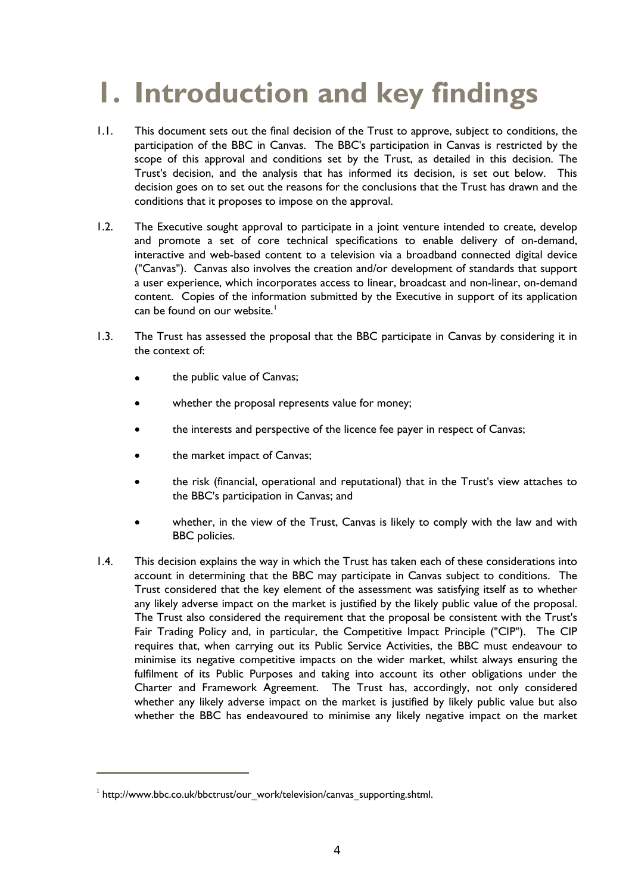# 1. Introduction and key findings

1.1. This document sets out the final decision of the Trust to approve, subject to conditions, the participation of the BBC in Canvas. The BBC's participation in Canvas is restricted by the scope of this approval and conditions set by the Trust, as detailed in this decision. The Trust's decision, and the analysis that has informed its decision, is set out below. This decision goes on to set out the reasons for the conclusions that the Trust has drawn and the conditions that it proposes to impose on the approval.

1.2. The Executive sought approval to participate in a joint venture intended to create, develop and promote a set of core technical specifications to enable delivery of on-demand, interactive and web-based content to a television via a broadband connected digital device ("Canvas"). Canvas also involves the creation and/or development of standards that support a user experience, which incorporates access to linear, broadcast and non-linear, on-demand content. Copies of the information submitted by the Executive in support of its application can be found on our website.[1]

1.3. The Trust has assessed the proposal that the BBC participate in Canvas by considering it in the context of:

- the public value of Canvas;
- whether the proposal represents value for money;
- the interests and perspective of the licence fee payer in respect of Canvas;
- the market impact of Canvas;
- the risk (financial, operational and reputational) that in the Trust's view attaches to the BBC's participation in Canvas; and
- whether, in the view of the Trust, Canvas is likely to comply with the law and with BBC policies.

1.4. This decision explains the way in which the Trust has taken each of these considerations into account in determining that the BBC may participate in Canvas subject to conditions. The Trust considered that the key element of the assessment was satisfying itself as to whether any likely adverse impact on the market is justified by the likely public value of the proposal. The Trust also considered the requirement that the proposal be consistent with the Trust's Fair Trading Policy and, in particular, the Competitive Impact Principle ("CIP"). The CIP requires that, when carrying out its Public Service Activities, the BBC must endeavour to minimise its negative competitive impacts on the wider market, whilst always ensuring the fulfilment of its Public Purposes and taking into account its other obligations under the Charter and Framework Agreement. The Trust has, accordingly, not only considered whether any likely adverse impact on the market is justified by likely public value but also whether the BBC has endeavoured to minimise any likely negative impact on the market

[1] http://www.bbc.co.uk/bbctrust/our_work/television/canvas_supporting.shtml.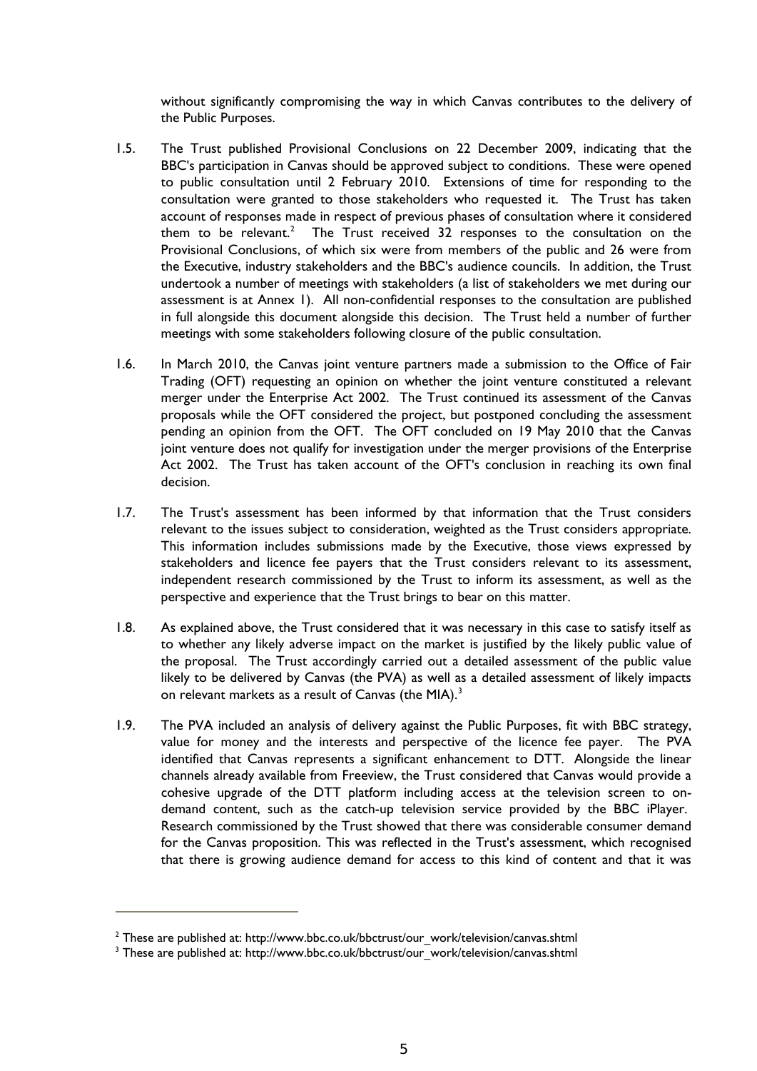without significantly compromising the way in which Canvas contributes to the delivery of the Public Purposes.

1.5. The Trust published Provisional Conclusions on 22 December 2009, indicating that the BBC's participation in Canvas should be approved subject to conditions. These were opened to public consultation until 2 February 2010. Extensions of time for responding to the consultation were granted to those stakeholders who requested it. The Trust has taken account of responses made in respect of previous phases of consultation where it considered them to be relevant.[2] The Trust received 32 responses to the consultation on the Provisional Conclusions, of which six were from members of the public and 26 were from the Executive, industry stakeholders and the BBC's audience councils. In addition, the Trust undertook a number of meetings with stakeholders (a list of stakeholders we met during our assessment is at Annex 1). All non-confidential responses to the consultation are published in full alongside this document alongside this decision. The Trust held a number of further meetings with some stakeholders following closure of the public consultation.

1.6. In March 2010, the Canvas joint venture partners made a submission to the Office of Fair Trading (OFT) requesting an opinion on whether the joint venture constituted a relevant merger under the Enterprise Act 2002. The Trust continued its assessment of the Canvas proposals while the OFT considered the project, but postponed concluding the assessment pending an opinion from the OFT. The OFT concluded on 19 May 2010 that the Canvas joint venture does not qualify for investigation under the merger provisions of the Enterprise Act 2002. The Trust has taken account of the OFT's conclusion in reaching its own final decision.

1.7. The Trust's assessment has been informed by that information that the Trust considers relevant to the issues subject to consideration, weighted as the Trust considers appropriate. This information includes submissions made by the Executive, those views expressed by stakeholders and licence fee payers that the Trust considers relevant to its assessment, independent research commissioned by the Trust to inform its assessment, as well as the perspective and experience that the Trust brings to bear on this matter.

1.8. As explained above, the Trust considered that it was necessary in this case to satisfy itself as to whether any likely adverse impact on the market is justified by the likely public value of the proposal. The Trust accordingly carried out a detailed assessment of the public value likely to be delivered by Canvas (the PVA) as well as a detailed assessment of likely impacts on relevant markets as a result of Canvas (the MIA).[3]

1.9. The PVA included an analysis of delivery against the Public Purposes, fit with BBC strategy, value for money and the interests and perspective of the licence fee payer. The PVA identified that Canvas represents a significant enhancement to DTT. Alongside the linear channels already available from Freeview, the Trust considered that Canvas would provide a cohesive upgrade of the DTT platform including access at the television screen to on-demand content, such as the catch-up television service provided by the BBC iPlayer. Research commissioned by the Trust showed that there was considerable consumer demand for the Canvas proposition. This was reflected in the Trust's assessment, which recognised that there is growing audience demand for access to this kind of content and that it was

---

[2] These are published at: http://www.bbc.co.uk/bbctrust/our_work/television/canvas.shtml

[3] These are published at: http://www.bbc.co.uk/bbctrust/our_work/television/canvas.shtml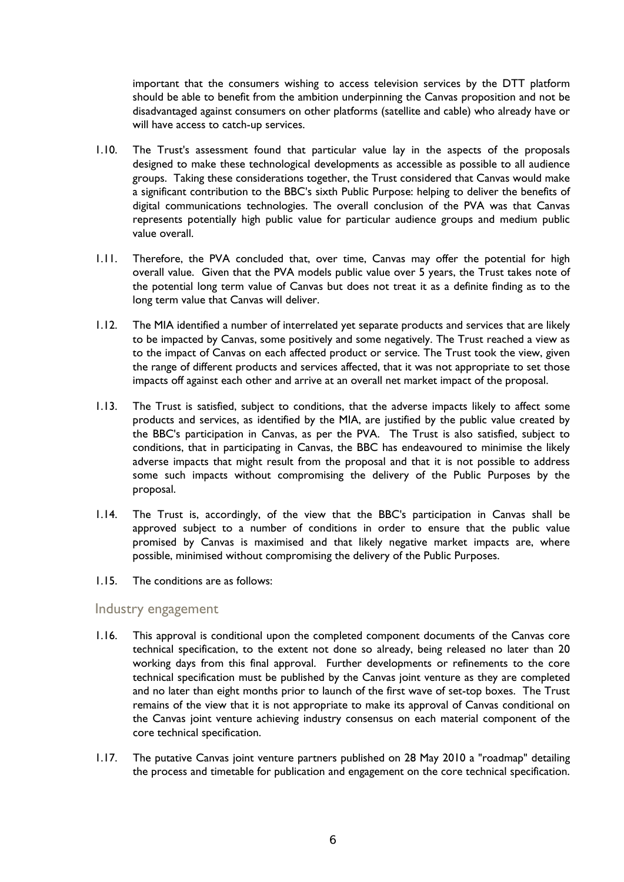important that the consumers wishing to access television services by the DTT platform should be able to benefit from the ambition underpinning the Canvas proposition and not be disadvantaged against consumers on other platforms (satellite and cable) who already have or will have access to catch-up services.

1.10. The Trust's assessment found that particular value lay in the aspects of the proposals designed to make these technological developments as accessible as possible to all audience groups. Taking these considerations together, the Trust considered that Canvas would make a significant contribution to the BBC's sixth Public Purpose: helping to deliver the benefits of digital communications technologies. The overall conclusion of the PVA was that Canvas represents potentially high public value for particular audience groups and medium public value overall.

1.11. Therefore, the PVA concluded that, over time, Canvas may offer the potential for high overall value. Given that the PVA models public value over 5 years, the Trust takes note of the potential long term value of Canvas but does not treat it as a definite finding as to the long term value that Canvas will deliver.

1.12. The MIA identified a number of interrelated yet separate products and services that are likely to be impacted by Canvas, some positively and some negatively. The Trust reached a view as to the impact of Canvas on each affected product or service. The Trust took the view, given the range of different products and services affected, that it was not appropriate to set those impacts off against each other and arrive at an overall net market impact of the proposal.

1.13. The Trust is satisfied, subject to conditions, that the adverse impacts likely to affect some products and services, as identified by the MIA, are justified by the public value created by the BBC's participation in Canvas, as per the PVA. The Trust is also satisfied, subject to conditions, that in participating in Canvas, the BBC has endeavoured to minimise the likely adverse impacts that might result from the proposal and that it is not possible to address some such impacts without compromising the delivery of the Public Purposes by the proposal.

1.14. The Trust is, accordingly, of the view that the BBC's participation in Canvas shall be approved subject to a number of conditions in order to ensure that the public value promised by Canvas is maximised and that likely negative market impacts are, where possible, minimised without compromising the delivery of the Public Purposes.

1.15. The conditions are as follows:

## Industry engagement

1.16. This approval is conditional upon the completed component documents of the Canvas core technical specification, to the extent not done so already, being released no later than 20 working days from this final approval. Further developments or refinements to the core technical specification must be published by the Canvas joint venture as they are completed and no later than eight months prior to launch of the first wave of set-top boxes. The Trust remains of the view that it is not appropriate to make its approval of Canvas conditional on the Canvas joint venture achieving industry consensus on each material component of the core technical specification.

1.17. The putative Canvas joint venture partners published on 28 May 2010 a "roadmap" detailing the process and timetable for publication and engagement on the core technical specification.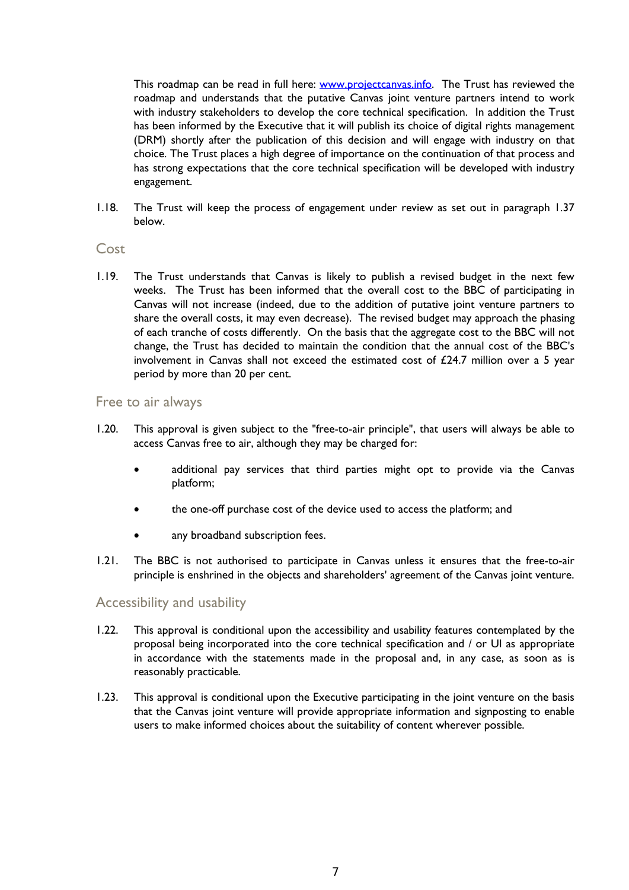This roadmap can be read in full here: [www.projectcanvas.info](http://www.projectcanvas.info). The Trust has reviewed the roadmap and understands that the putative Canvas joint venture partners intend to work with industry stakeholders to develop the core technical specification. In addition the Trust has been informed by the Executive that it will publish its choice of digital rights management (DRM) shortly after the publication of this decision and will engage with industry on that choice. The Trust places a high degree of importance on the continuation of that process and has strong expectations that the core technical specification will be developed with industry engagement.

1.18. The Trust will keep the process of engagement under review as set out in paragraph 1.37 below.

## Cost

1.19. The Trust understands that Canvas is likely to publish a revised budget in the next few weeks. The Trust has been informed that the overall cost to the BBC of participating in Canvas will not increase (indeed, due to the addition of putative joint venture partners to share the overall costs, it may even decrease). The revised budget may approach the phasing of each tranche of costs differently. On the basis that the aggregate cost to the BBC will not change, the Trust has decided to maintain the condition that the annual cost of the BBC's involvement in Canvas shall not exceed the estimated cost of £24.7 million over a 5 year period by more than 20 per cent.

## Free to air always

1.20. This approval is given subject to the "free-to-air principle", that users will always be able to access Canvas free to air, although they may be charged for:

- additional pay services that third parties might opt to provide via the Canvas platform;
- the one-off purchase cost of the device used to access the platform; and
- any broadband subscription fees.

1.21. The BBC is not authorised to participate in Canvas unless it ensures that the free-to-air principle is enshrined in the objects and shareholders' agreement of the Canvas joint venture.

## Accessibility and usability

1.22. This approval is conditional upon the accessibility and usability features contemplated by the proposal being incorporated into the core technical specification and / or UI as appropriate in accordance with the statements made in the proposal and, in any case, as soon as is reasonably practicable.

1.23. This approval is conditional upon the Executive participating in the joint venture on the basis that the Canvas joint venture will provide appropriate information and signposting to enable users to make informed choices about the suitability of content wherever possible.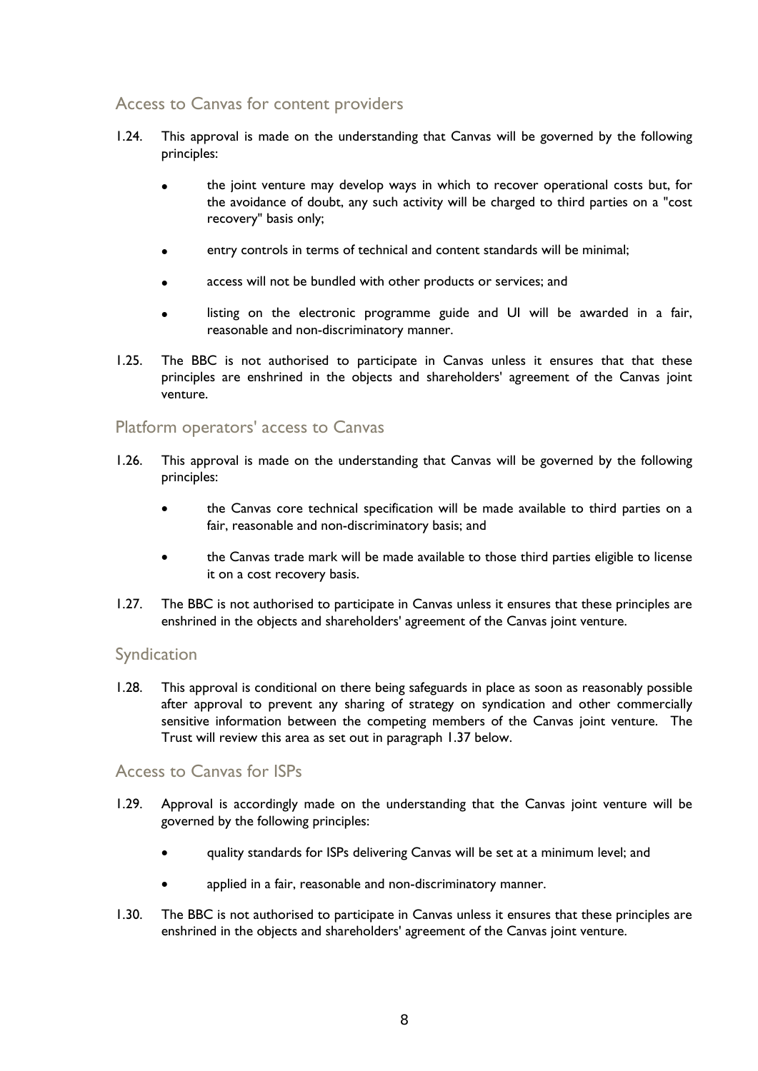## Access to Canvas for content providers

1.24. This approval is made on the understanding that Canvas will be governed by the following principles:

- the joint venture may develop ways in which to recover operational costs but, for the avoidance of doubt, any such activity will be charged to third parties on a "cost recovery" basis only;
- entry controls in terms of technical and content standards will be minimal;
- access will not be bundled with other products or services; and
- listing on the electronic programme guide and UI will be awarded in a fair, reasonable and non-discriminatory manner.

1.25. The BBC is not authorised to participate in Canvas unless it ensures that that these principles are enshrined in the objects and shareholders' agreement of the Canvas joint venture.

## Platform operators' access to Canvas

1.26. This approval is made on the understanding that Canvas will be governed by the following principles:

- the Canvas core technical specification will be made available to third parties on a fair, reasonable and non-discriminatory basis; and
- the Canvas trade mark will be made available to those third parties eligible to license it on a cost recovery basis.

1.27. The BBC is not authorised to participate in Canvas unless it ensures that these principles are enshrined in the objects and shareholders' agreement of the Canvas joint venture.

## Syndication

1.28. This approval is conditional on there being safeguards in place as soon as reasonably possible after approval to prevent any sharing of strategy on syndication and other commercially sensitive information between the competing members of the Canvas joint venture. The Trust will review this area as set out in paragraph 1.37 below.

## Access to Canvas for ISPs

1.29. Approval is accordingly made on the understanding that the Canvas joint venture will be governed by the following principles:

- quality standards for ISPs delivering Canvas will be set at a minimum level; and
- applied in a fair, reasonable and non-discriminatory manner.

1.30. The BBC is not authorised to participate in Canvas unless it ensures that these principles are enshrined in the objects and shareholders' agreement of the Canvas joint venture.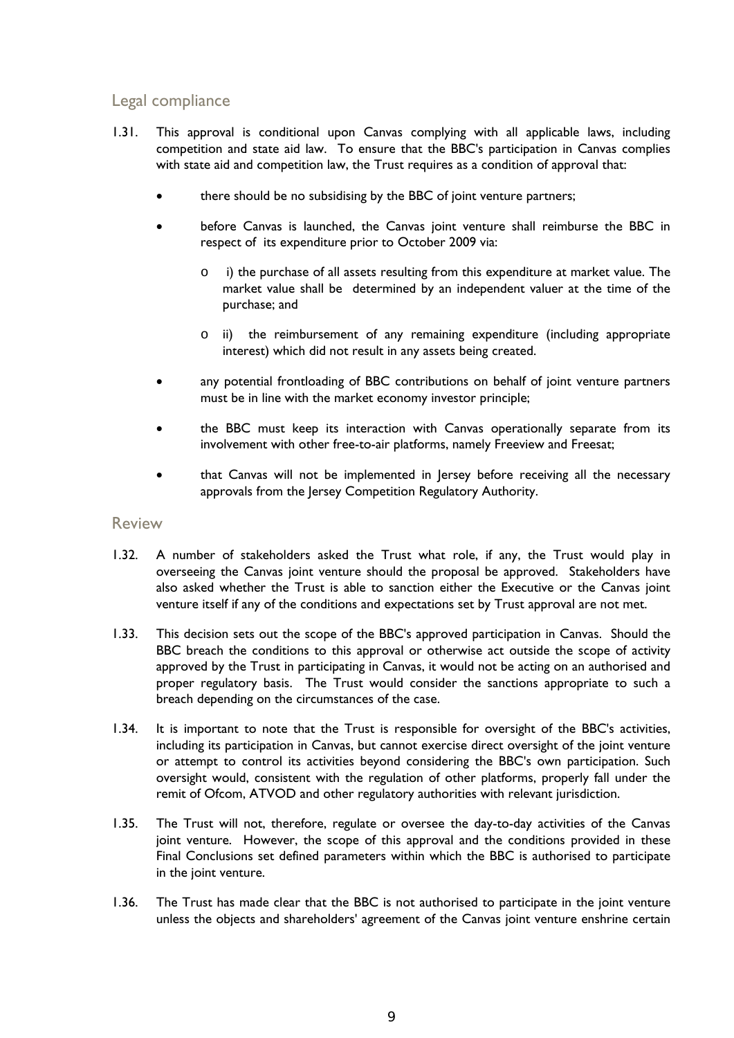## Legal compliance

1.31. This approval is conditional upon Canvas complying with all applicable laws, including competition and state aid law. To ensure that the BBC's participation in Canvas complies with state aid and competition law, the Trust requires as a condition of approval that:

- there should be no subsidising by the BBC of joint venture partners;
- before Canvas is launched, the Canvas joint venture shall reimburse the BBC in respect of its expenditure prior to October 2009 via:
  - i) the purchase of all assets resulting from this expenditure at market value. The market value shall be determined by an independent valuer at the time of the purchase; and
  - ii) the reimbursement of any remaining expenditure (including appropriate interest) which did not result in any assets being created.
- any potential frontloading of BBC contributions on behalf of joint venture partners must be in line with the market economy investor principle;
- the BBC must keep its interaction with Canvas operationally separate from its involvement with other free-to-air platforms, namely Freeview and Freesat;
- that Canvas will not be implemented in Jersey before receiving all the necessary approvals from the Jersey Competition Regulatory Authority.

## Review

1.32. A number of stakeholders asked the Trust what role, if any, the Trust would play in overseeing the Canvas joint venture should the proposal be approved. Stakeholders have also asked whether the Trust is able to sanction either the Executive or the Canvas joint venture itself if any of the conditions and expectations set by Trust approval are not met.

1.33. This decision sets out the scope of the BBC's approved participation in Canvas. Should the BBC breach the conditions to this approval or otherwise act outside the scope of activity approved by the Trust in participating in Canvas, it would not be acting on an authorised and proper regulatory basis. The Trust would consider the sanctions appropriate to such a breach depending on the circumstances of the case.

1.34. It is important to note that the Trust is responsible for oversight of the BBC's activities, including its participation in Canvas, but cannot exercise direct oversight of the joint venture or attempt to control its activities beyond considering the BBC's own participation. Such oversight would, consistent with the regulation of other platforms, properly fall under the remit of Ofcom, ATVOD and other regulatory authorities with relevant jurisdiction.

1.35. The Trust will not, therefore, regulate or oversee the day-to-day activities of the Canvas joint venture. However, the scope of this approval and the conditions provided in these Final Conclusions set defined parameters within which the BBC is authorised to participate in the joint venture.

1.36. The Trust has made clear that the BBC is not authorised to participate in the joint venture unless the objects and shareholders' agreement of the Canvas joint venture enshrine certain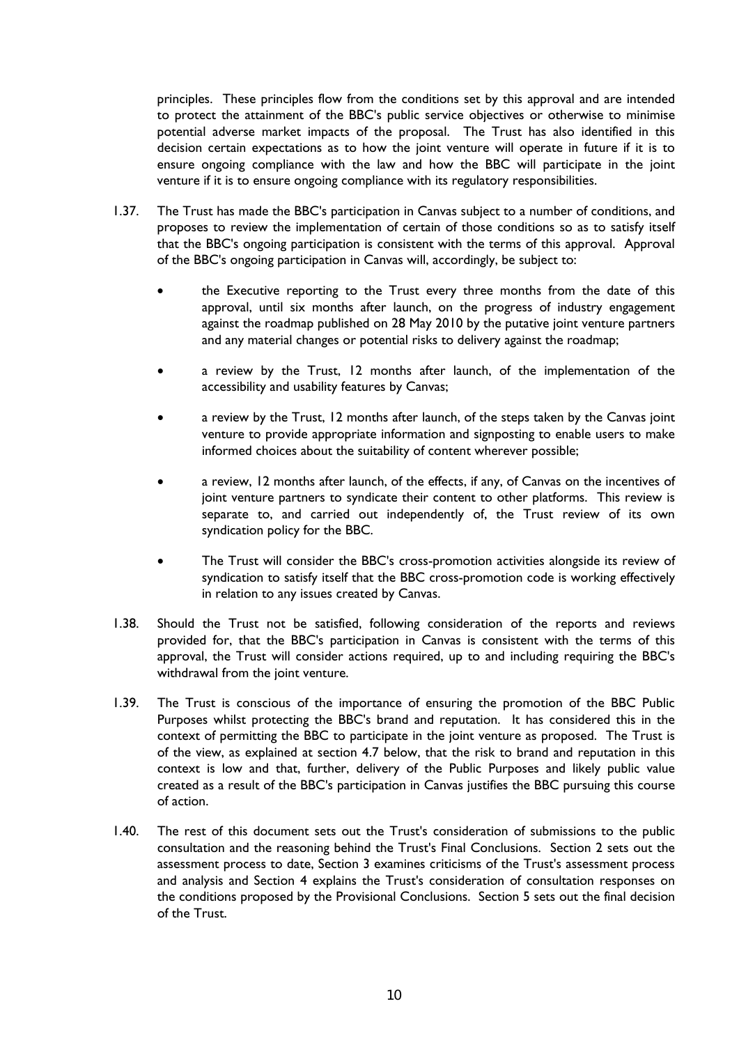principles. These principles flow from the conditions set by this approval and are intended to protect the attainment of the BBC's public service objectives or otherwise to minimise potential adverse market impacts of the proposal. The Trust has also identified in this decision certain expectations as to how the joint venture will operate in future if it is to ensure ongoing compliance with the law and how the BBC will participate in the joint venture if it is to ensure ongoing compliance with its regulatory responsibilities.

1.37. The Trust has made the BBC's participation in Canvas subject to a number of conditions, and proposes to review the implementation of certain of those conditions so as to satisfy itself that the BBC's ongoing participation is consistent with the terms of this approval. Approval of the BBC's ongoing participation in Canvas will, accordingly, be subject to:

- the Executive reporting to the Trust every three months from the date of this approval, until six months after launch, on the progress of industry engagement against the roadmap published on 28 May 2010 by the putative joint venture partners and any material changes or potential risks to delivery against the roadmap;
- a review by the Trust, 12 months after launch, of the implementation of the accessibility and usability features by Canvas;
- a review by the Trust, 12 months after launch, of the steps taken by the Canvas joint venture to provide appropriate information and signposting to enable users to make informed choices about the suitability of content wherever possible;
- a review, 12 months after launch, of the effects, if any, of Canvas on the incentives of joint venture partners to syndicate their content to other platforms. This review is separate to, and carried out independently of, the Trust review of its own syndication policy for the BBC.
- The Trust will consider the BBC's cross-promotion activities alongside its review of syndication to satisfy itself that the BBC cross-promotion code is working effectively in relation to any issues created by Canvas.

1.38. Should the Trust not be satisfied, following consideration of the reports and reviews provided for, that the BBC's participation in Canvas is consistent with the terms of this approval, the Trust will consider actions required, up to and including requiring the BBC's withdrawal from the joint venture.

1.39. The Trust is conscious of the importance of ensuring the promotion of the BBC Public Purposes whilst protecting the BBC's brand and reputation. It has considered this in the context of permitting the BBC to participate in the joint venture as proposed. The Trust is of the view, as explained at section 4.7 below, that the risk to brand and reputation in this context is low and that, further, delivery of the Public Purposes and likely public value created as a result of the BBC's participation in Canvas justifies the BBC pursuing this course of action.

1.40. The rest of this document sets out the Trust's consideration of submissions to the public consultation and the reasoning behind the Trust's Final Conclusions. Section 2 sets out the assessment process to date, Section 3 examines criticisms of the Trust's assessment process and analysis and Section 4 explains the Trust's consideration of consultation responses on the conditions proposed by the Provisional Conclusions. Section 5 sets out the final decision of the Trust.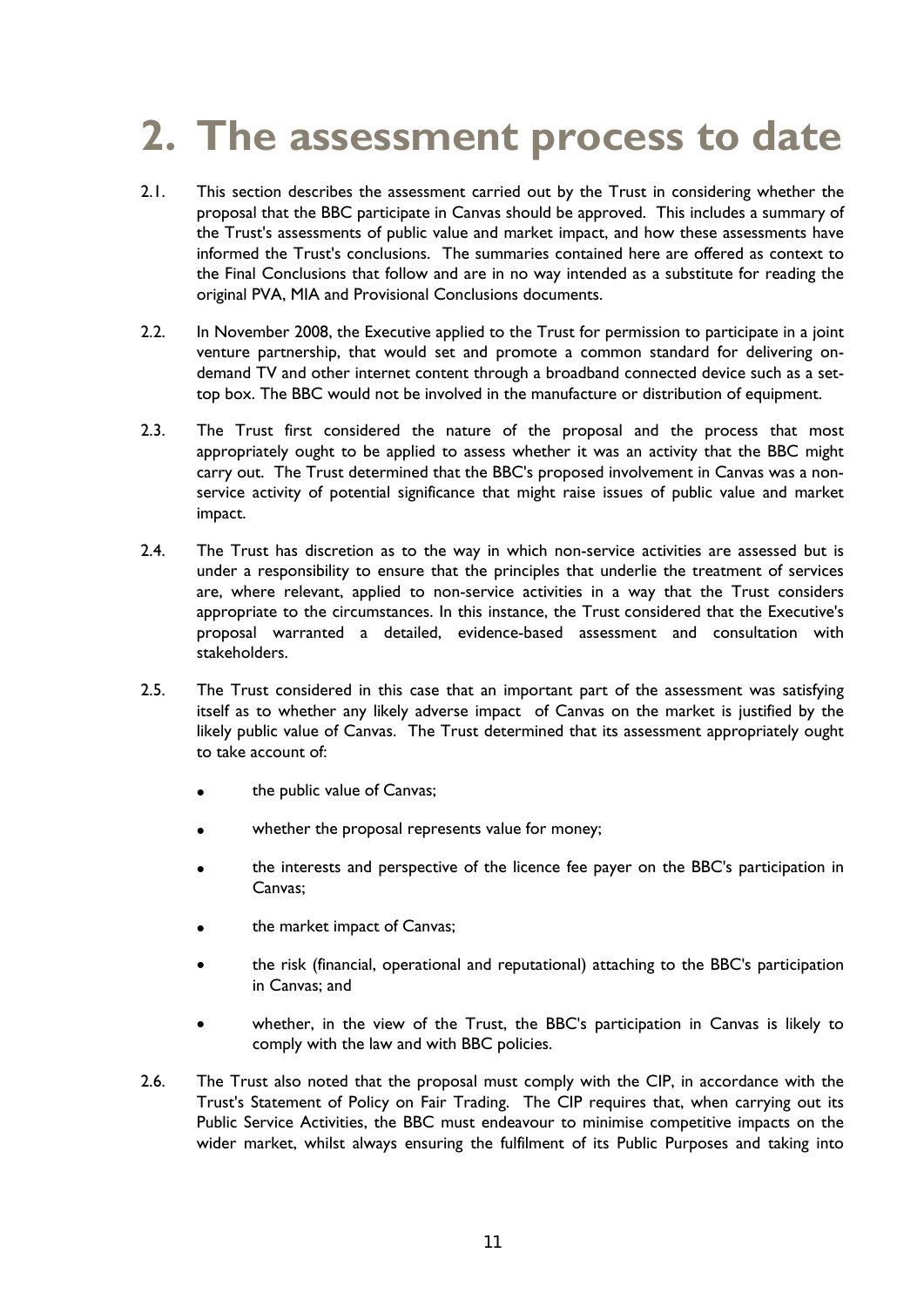# 2. The assessment process to date

2.1. This section describes the assessment carried out by the Trust in considering whether the proposal that the BBC participate in Canvas should be approved. This includes a summary of the Trust's assessments of public value and market impact, and how these assessments have informed the Trust's conclusions. The summaries contained here are offered as context to the Final Conclusions that follow and are in no way intended as a substitute for reading the original PVA, MIA and Provisional Conclusions documents.

2.2. In November 2008, the Executive applied to the Trust for permission to participate in a joint venture partnership, that would set and promote a common standard for delivering on-demand TV and other internet content through a broadband connected device such as a set-top box. The BBC would not be involved in the manufacture or distribution of equipment.

2.3. The Trust first considered the nature of the proposal and the process that most appropriately ought to be applied to assess whether it was an activity that the BBC might carry out. The Trust determined that the BBC's proposed involvement in Canvas was a non-service activity of potential significance that might raise issues of public value and market impact.

2.4. The Trust has discretion as to the way in which non-service activities are assessed but is under a responsibility to ensure that the principles that underlie the treatment of services are, where relevant, applied to non-service activities in a way that the Trust considers appropriate to the circumstances. In this instance, the Trust considered that the Executive's proposal warranted a detailed, evidence-based assessment and consultation with stakeholders.

2.5. The Trust considered in this case that an important part of the assessment was satisfying itself as to whether any likely adverse impact of Canvas on the market is justified by the likely public value of Canvas. The Trust determined that its assessment appropriately ought to take account of:

- the public value of Canvas;
- whether the proposal represents value for money;
- the interests and perspective of the licence fee payer on the BBC's participation in Canvas;
- the market impact of Canvas;
- the risk (financial, operational and reputational) attaching to the BBC's participation in Canvas; and
- whether, in the view of the Trust, the BBC's participation in Canvas is likely to comply with the law and with BBC policies.

2.6. The Trust also noted that the proposal must comply with the CIP, in accordance with the Trust's Statement of Policy on Fair Trading. The CIP requires that, when carrying out its Public Service Activities, the BBC must endeavour to minimise competitive impacts on the wider market, whilst always ensuring the fulfilment of its Public Purposes and taking into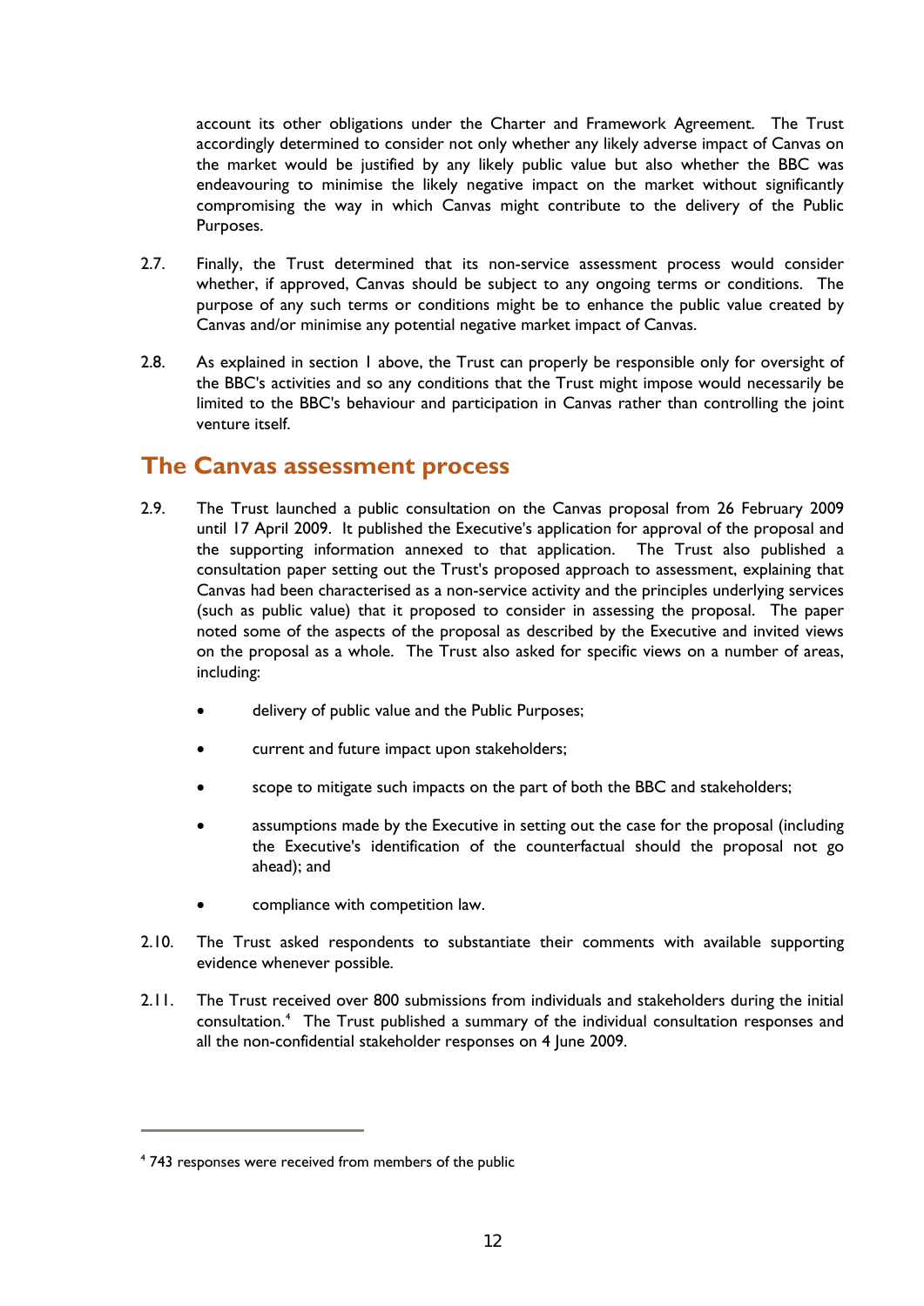account its other obligations under the Charter and Framework Agreement. The Trust accordingly determined to consider not only whether any likely adverse impact of Canvas on the market would be justified by any likely public value but also whether the BBC was endeavouring to minimise the likely negative impact on the market without significantly compromising the way in which Canvas might contribute to the delivery of the Public Purposes.

2.7. Finally, the Trust determined that its non-service assessment process would consider whether, if approved, Canvas should be subject to any ongoing terms or conditions. The purpose of any such terms or conditions might be to enhance the public value created by Canvas and/or minimise any potential negative market impact of Canvas.

2.8. As explained in section 1 above, the Trust can properly be responsible only for oversight of the BBC's activities and so any conditions that the Trust might impose would necessarily be limited to the BBC's behaviour and participation in Canvas rather than controlling the joint venture itself.

## The Canvas assessment process

2.9. The Trust launched a public consultation on the Canvas proposal from 26 February 2009 until 17 April 2009. It published the Executive's application for approval of the proposal and the supporting information annexed to that application. The Trust also published a consultation paper setting out the Trust's proposed approach to assessment, explaining that Canvas had been characterised as a non-service activity and the principles underlying services (such as public value) that it proposed to consider in assessing the proposal. The paper noted some of the aspects of the proposal as described by the Executive and invited views on the proposal as a whole. The Trust also asked for specific views on a number of areas, including:

- delivery of public value and the Public Purposes;
- current and future impact upon stakeholders;
- scope to mitigate such impacts on the part of both the BBC and stakeholders;
- assumptions made by the Executive in setting out the case for the proposal (including the Executive's identification of the counterfactual should the proposal not go ahead); and
- compliance with competition law.

2.10. The Trust asked respondents to substantiate their comments with available supporting evidence whenever possible.

2.11. The Trust received over 800 submissions from individuals and stakeholders during the initial consultation.[4] The Trust published a summary of the individual consultation responses and all the non-confidential stakeholder responses on 4 June 2009.

[4] 743 responses were received from members of the public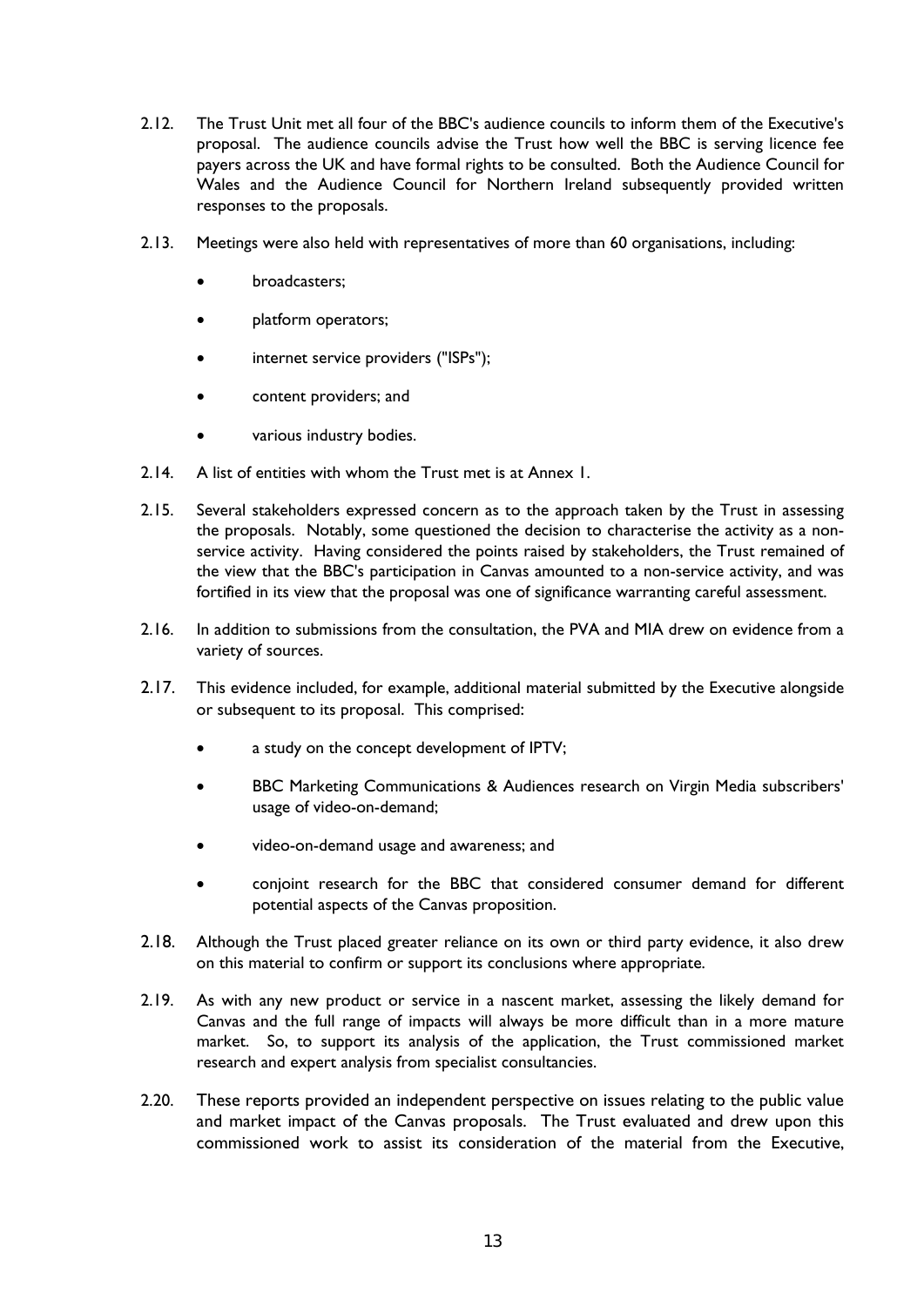2.12. The Trust Unit met all four of the BBC's audience councils to inform them of the Executive's proposal. The audience councils advise the Trust how well the BBC is serving licence fee payers across the UK and have formal rights to be consulted. Both the Audience Council for Wales and the Audience Council for Northern Ireland subsequently provided written responses to the proposals.

2.13. Meetings were also held with representatives of more than 60 organisations, including:

- broadcasters;
- platform operators;
- internet service providers ("ISPs");
- content providers; and
- various industry bodies.

2.14. A list of entities with whom the Trust met is at Annex 1.

2.15. Several stakeholders expressed concern as to the approach taken by the Trust in assessing the proposals. Notably, some questioned the decision to characterise the activity as a non-service activity. Having considered the points raised by stakeholders, the Trust remained of the view that the BBC's participation in Canvas amounted to a non-service activity, and was fortified in its view that the proposal was one of significance warranting careful assessment.

2.16. In addition to submissions from the consultation, the PVA and MIA drew on evidence from a variety of sources.

2.17. This evidence included, for example, additional material submitted by the Executive alongside or subsequent to its proposal. This comprised:

- a study on the concept development of IPTV;
- BBC Marketing Communications & Audiences research on Virgin Media subscribers' usage of video-on-demand;
- video-on-demand usage and awareness; and
- conjoint research for the BBC that considered consumer demand for different potential aspects of the Canvas proposition.

2.18. Although the Trust placed greater reliance on its own or third party evidence, it also drew on this material to confirm or support its conclusions where appropriate.

2.19. As with any new product or service in a nascent market, assessing the likely demand for Canvas and the full range of impacts will always be more difficult than in a more mature market. So, to support its analysis of the application, the Trust commissioned market research and expert analysis from specialist consultancies.

2.20. These reports provided an independent perspective on issues relating to the public value and market impact of the Canvas proposals. The Trust evaluated and drew upon this commissioned work to assist its consideration of the material from the Executive,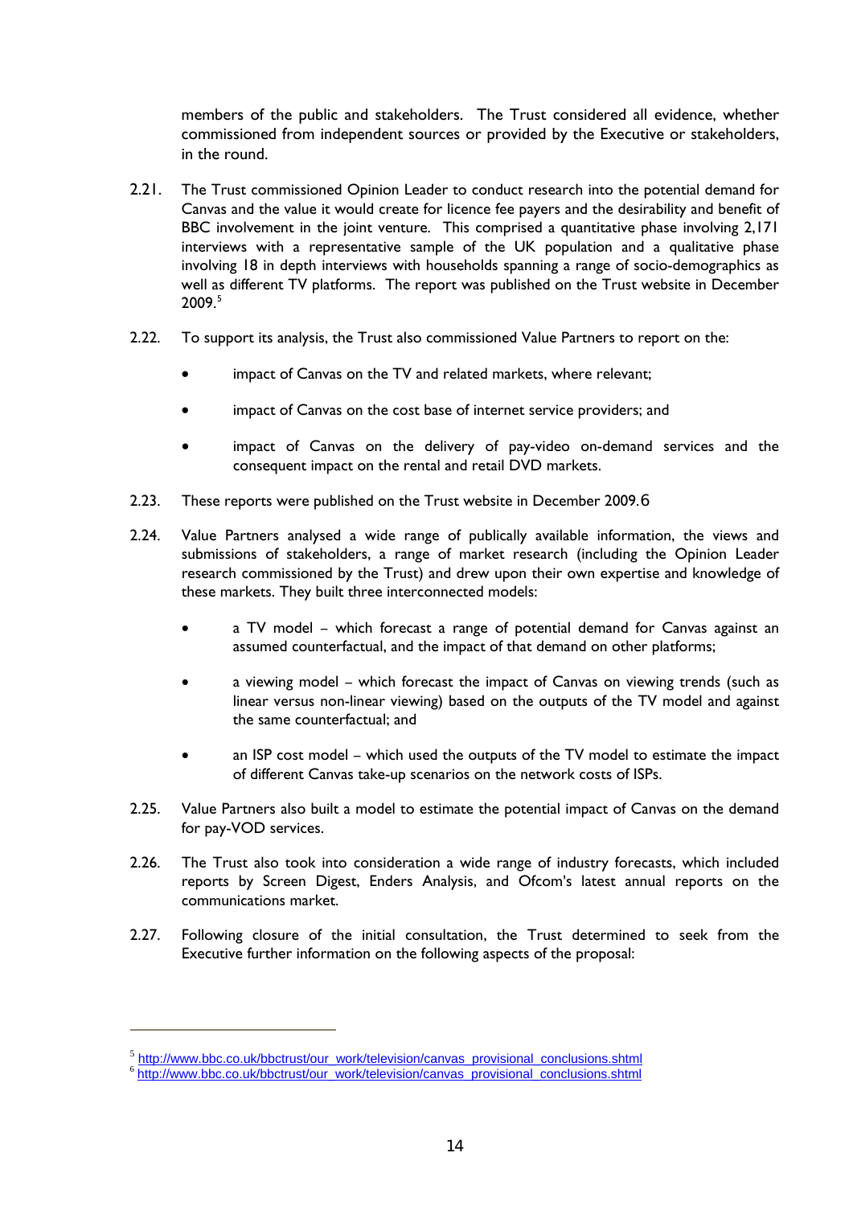members of the public and stakeholders. The Trust considered all evidence, whether commissioned from independent sources or provided by the Executive or stakeholders, in the round.

2.21. The Trust commissioned Opinion Leader to conduct research into the potential demand for Canvas and the value it would create for licence fee payers and the desirability and benefit of BBC involvement in the joint venture. This comprised a quantitative phase involving 2,171 interviews with a representative sample of the UK population and a qualitative phase involving 18 in depth interviews with households spanning a range of socio-demographics as well as different TV platforms. The report was published on the Trust website in December 2009.[5]

2.22. To support its analysis, the Trust also commissioned Value Partners to report on the:

- impact of Canvas on the TV and related markets, where relevant;
- impact of Canvas on the cost base of internet service providers; and
- impact of Canvas on the delivery of pay-video on-demand services and the consequent impact on the rental and retail DVD markets.

2.23. These reports were published on the Trust website in December 2009.[6]

2.24. Value Partners analysed a wide range of publically available information, the views and submissions of stakeholders, a range of market research (including the Opinion Leader research commissioned by the Trust) and drew upon their own expertise and knowledge of these markets. They built three interconnected models:

- a TV model – which forecast a range of potential demand for Canvas against an assumed counterfactual, and the impact of that demand on other platforms;
- a viewing model – which forecast the impact of Canvas on viewing trends (such as linear versus non-linear viewing) based on the outputs of the TV model and against the same counterfactual; and
- an ISP cost model – which used the outputs of the TV model to estimate the impact of different Canvas take-up scenarios on the network costs of ISPs.

2.25. Value Partners also built a model to estimate the potential impact of Canvas on the demand for pay-VOD services.

2.26. The Trust also took into consideration a wide range of industry forecasts, which included reports by Screen Digest, Enders Analysis, and Ofcom's latest annual reports on the communications market.

2.27. Following closure of the initial consultation, the Trust determined to seek from the Executive further information on the following aspects of the proposal:

[5] http://www.bbc.co.uk/bbctrust/our_work/television/canvas_provisional_conclusions.shtml

[6] http://www.bbc.co.uk/bbctrust/our_work/television/canvas_provisional_conclusions.shtml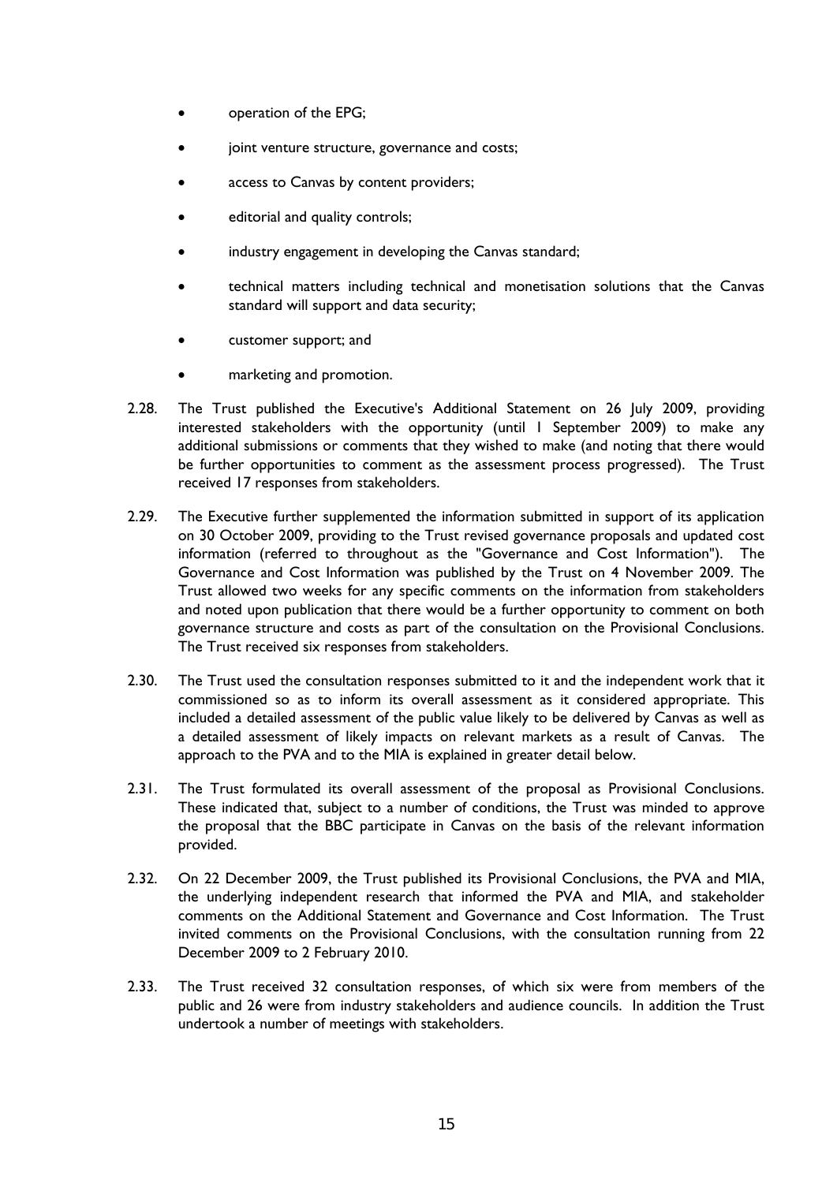- operation of the EPG;
- joint venture structure, governance and costs;
- access to Canvas by content providers;
- editorial and quality controls;
- industry engagement in developing the Canvas standard;
- technical matters including technical and monetisation solutions that the Canvas standard will support and data security;
- customer support; and
- marketing and promotion.

2.28. The Trust published the Executive's Additional Statement on 26 July 2009, providing interested stakeholders with the opportunity (until 1 September 2009) to make any additional submissions or comments that they wished to make (and noting that there would be further opportunities to comment as the assessment process progressed). The Trust received 17 responses from stakeholders.

2.29. The Executive further supplemented the information submitted in support of its application on 30 October 2009, providing to the Trust revised governance proposals and updated cost information (referred to throughout as the "Governance and Cost Information"). The Governance and Cost Information was published by the Trust on 4 November 2009. The Trust allowed two weeks for any specific comments on the information from stakeholders and noted upon publication that there would be a further opportunity to comment on both governance structure and costs as part of the consultation on the Provisional Conclusions. The Trust received six responses from stakeholders.

2.30. The Trust used the consultation responses submitted to it and the independent work that it commissioned so as to inform its overall assessment as it considered appropriate. This included a detailed assessment of the public value likely to be delivered by Canvas as well as a detailed assessment of likely impacts on relevant markets as a result of Canvas. The approach to the PVA and to the MIA is explained in greater detail below.

2.31. The Trust formulated its overall assessment of the proposal as Provisional Conclusions. These indicated that, subject to a number of conditions, the Trust was minded to approve the proposal that the BBC participate in Canvas on the basis of the relevant information provided.

2.32. On 22 December 2009, the Trust published its Provisional Conclusions, the PVA and MIA, the underlying independent research that informed the PVA and MIA, and stakeholder comments on the Additional Statement and Governance and Cost Information. The Trust invited comments on the Provisional Conclusions, with the consultation running from 22 December 2009 to 2 February 2010.

2.33. The Trust received 32 consultation responses, of which six were from members of the public and 26 were from industry stakeholders and audience councils. In addition the Trust undertook a number of meetings with stakeholders.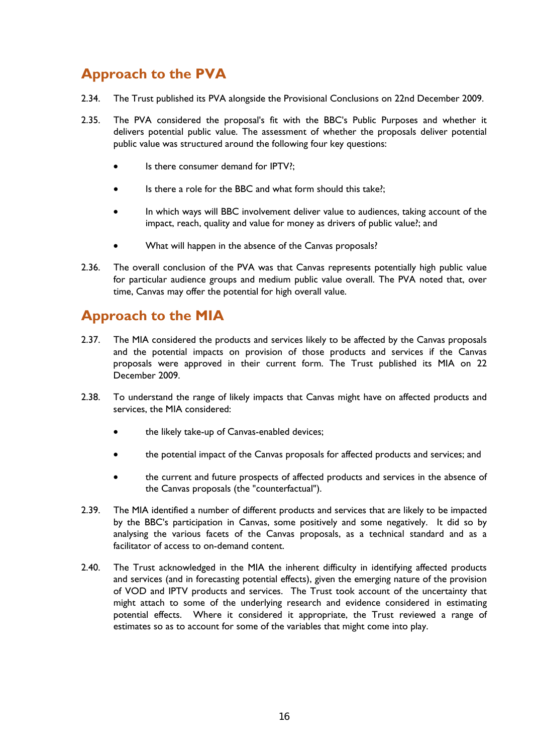## Approach to the PVA

2.34. The Trust published its PVA alongside the Provisional Conclusions on 22nd December 2009.

2.35. The PVA considered the proposal's fit with the BBC's Public Purposes and whether it delivers potential public value. The assessment of whether the proposals deliver potential public value was structured around the following four key questions:

- Is there consumer demand for IPTV?;
- Is there a role for the BBC and what form should this take?;
- In which ways will BBC involvement deliver value to audiences, taking account of the impact, reach, quality and value for money as drivers of public value?; and
- What will happen in the absence of the Canvas proposals?

2.36. The overall conclusion of the PVA was that Canvas represents potentially high public value for particular audience groups and medium public value overall. The PVA noted that, over time, Canvas may offer the potential for high overall value.

## Approach to the MIA

2.37. The MIA considered the products and services likely to be affected by the Canvas proposals and the potential impacts on provision of those products and services if the Canvas proposals were approved in their current form. The Trust published its MIA on 22 December 2009.

2.38. To understand the range of likely impacts that Canvas might have on affected products and services, the MIA considered:

- the likely take-up of Canvas-enabled devices;
- the potential impact of the Canvas proposals for affected products and services; and
- the current and future prospects of affected products and services in the absence of the Canvas proposals (the "counterfactual").

2.39. The MIA identified a number of different products and services that are likely to be impacted by the BBC's participation in Canvas, some positively and some negatively. It did so by analysing the various facets of the Canvas proposals, as a technical standard and as a facilitator of access to on-demand content.

2.40. The Trust acknowledged in the MIA the inherent difficulty in identifying affected products and services (and in forecasting potential effects), given the emerging nature of the provision of VOD and IPTV products and services. The Trust took account of the uncertainty that might attach to some of the underlying research and evidence considered in estimating potential effects. Where it considered it appropriate, the Trust reviewed a range of estimates so as to account for some of the variables that might come into play.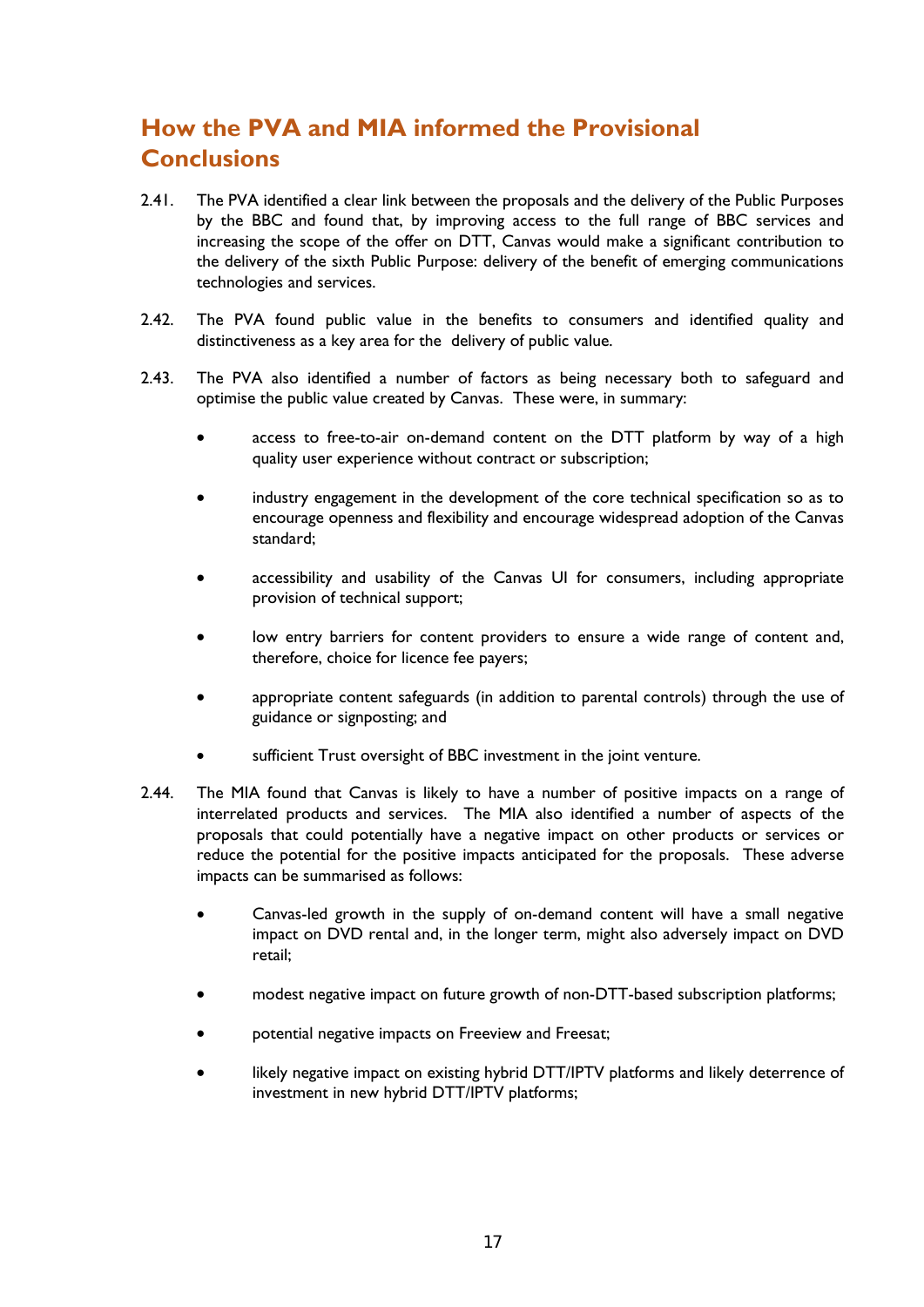## How the PVA and MIA informed the Provisional Conclusions

2.41. The PVA identified a clear link between the proposals and the delivery of the Public Purposes by the BBC and found that, by improving access to the full range of BBC services and increasing the scope of the offer on DTT, Canvas would make a significant contribution to the delivery of the sixth Public Purpose: delivery of the benefit of emerging communications technologies and services.

2.42. The PVA found public value in the benefits to consumers and identified quality and distinctiveness as a key area for the delivery of public value.

2.43. The PVA also identified a number of factors as being necessary both to safeguard and optimise the public value created by Canvas. These were, in summary:

- access to free-to-air on-demand content on the DTT platform by way of a high quality user experience without contract or subscription;
- industry engagement in the development of the core technical specification so as to encourage openness and flexibility and encourage widespread adoption of the Canvas standard;
- accessibility and usability of the Canvas UI for consumers, including appropriate provision of technical support;
- low entry barriers for content providers to ensure a wide range of content and, therefore, choice for licence fee payers;
- appropriate content safeguards (in addition to parental controls) through the use of guidance or signposting; and
- sufficient Trust oversight of BBC investment in the joint venture.

2.44. The MIA found that Canvas is likely to have a number of positive impacts on a range of interrelated products and services. The MIA also identified a number of aspects of the proposals that could potentially have a negative impact on other products or services or reduce the potential for the positive impacts anticipated for the proposals. These adverse impacts can be summarised as follows:

- Canvas-led growth in the supply of on-demand content will have a small negative impact on DVD rental and, in the longer term, might also adversely impact on DVD retail;
- modest negative impact on future growth of non-DTT-based subscription platforms;
- potential negative impacts on Freeview and Freesat;
- likely negative impact on existing hybrid DTT/IPTV platforms and likely deterrence of investment in new hybrid DTT/IPTV platforms;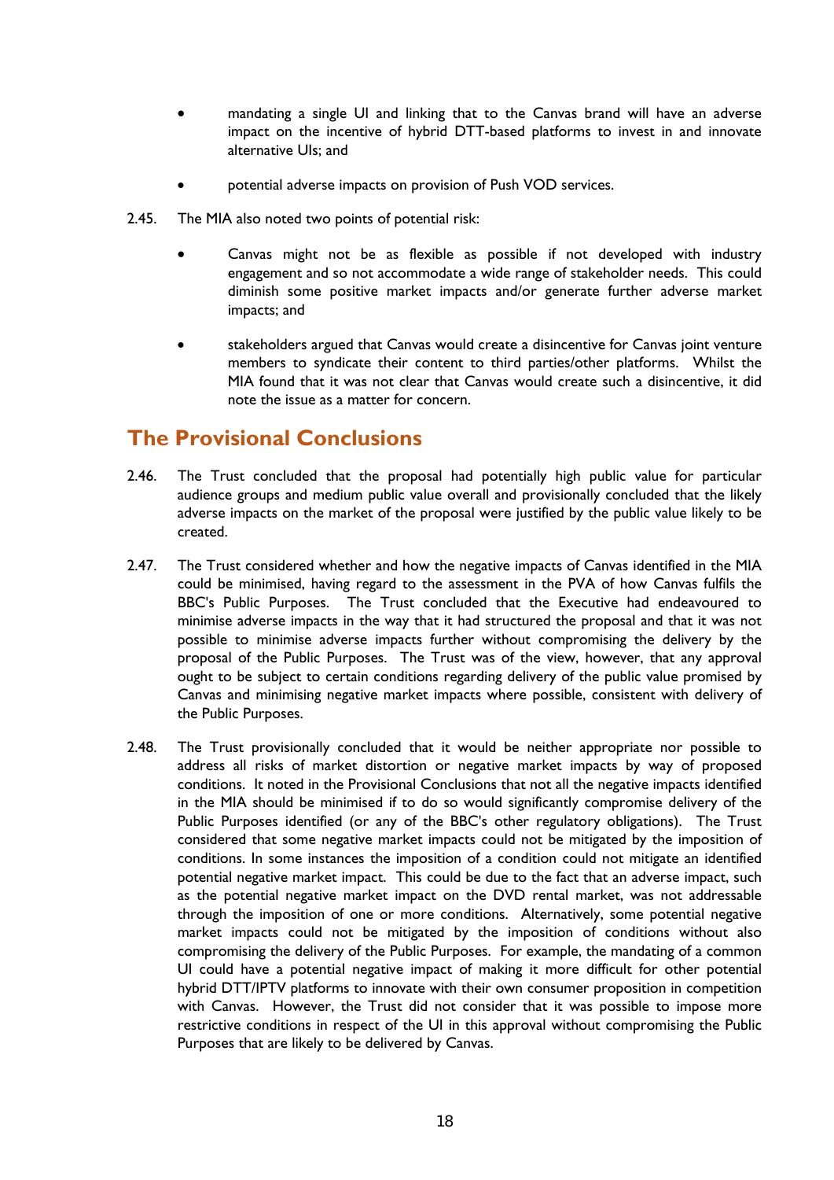- mandating a single UI and linking that to the Canvas brand will have an adverse impact on the incentive of hybrid DTT-based platforms to invest in and innovate alternative UIs; and

- potential adverse impacts on provision of Push VOD services.

2.45. The MIA also noted two points of potential risk:

- Canvas might not be as flexible as possible if not developed with industry engagement and so not accommodate a wide range of stakeholder needs. This could diminish some positive market impacts and/or generate further adverse market impacts; and

- stakeholders argued that Canvas would create a disincentive for Canvas joint venture members to syndicate their content to third parties/other platforms. Whilst the MIA found that it was not clear that Canvas would create such a disincentive, it did note the issue as a matter for concern.

## The Provisional Conclusions

2.46. The Trust concluded that the proposal had potentially high public value for particular audience groups and medium public value overall and provisionally concluded that the likely adverse impacts on the market of the proposal were justified by the public value likely to be created.

2.47. The Trust considered whether and how the negative impacts of Canvas identified in the MIA could be minimised, having regard to the assessment in the PVA of how Canvas fulfils the BBC's Public Purposes. The Trust concluded that the Executive had endeavoured to minimise adverse impacts in the way that it had structured the proposal and that it was not possible to minimise adverse impacts further without compromising the delivery by the proposal of the Public Purposes. The Trust was of the view, however, that any approval ought to be subject to certain conditions regarding delivery of the public value promised by Canvas and minimising negative market impacts where possible, consistent with delivery of the Public Purposes.

2.48. The Trust provisionally concluded that it would be neither appropriate nor possible to address all risks of market distortion or negative market impacts by way of proposed conditions. It noted in the Provisional Conclusions that not all the negative impacts identified in the MIA should be minimised if to do so would significantly compromise delivery of the Public Purposes identified (or any of the BBC's other regulatory obligations). The Trust considered that some negative market impacts could not be mitigated by the imposition of conditions. In some instances the imposition of a condition could not mitigate an identified potential negative market impact. This could be due to the fact that an adverse impact, such as the potential negative market impact on the DVD rental market, was not addressable through the imposition of one or more conditions. Alternatively, some potential negative market impacts could not be mitigated by the imposition of conditions without also compromising the delivery of the Public Purposes. For example, the mandating of a common UI could have a potential negative impact of making it more difficult for other potential hybrid DTT/IPTV platforms to innovate with their own consumer proposition in competition with Canvas. However, the Trust did not consider that it was possible to impose more restrictive conditions in respect of the UI in this approval without compromising the Public Purposes that are likely to be delivered by Canvas.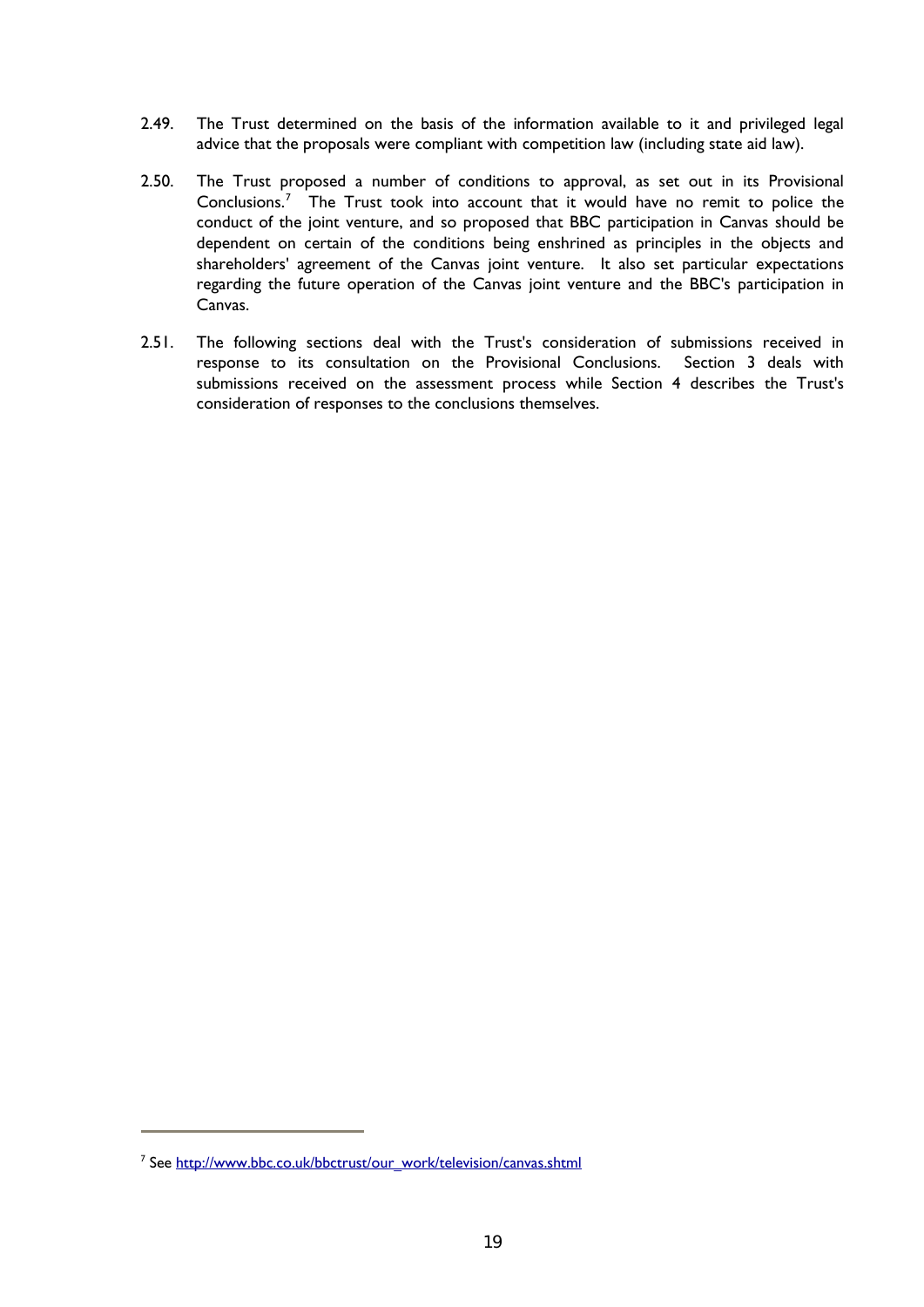2.49. The Trust determined on the basis of the information available to it and privileged legal advice that the proposals were compliant with competition law (including state aid law).

2.50. The Trust proposed a number of conditions to approval, as set out in its Provisional Conclusions.[7] The Trust took into account that it would have no remit to police the conduct of the joint venture, and so proposed that BBC participation in Canvas should be dependent on certain of the conditions being enshrined as principles in the objects and shareholders' agreement of the Canvas joint venture. It also set particular expectations regarding the future operation of the Canvas joint venture and the BBC's participation in Canvas.

2.51. The following sections deal with the Trust's consideration of submissions received in response to its consultation on the Provisional Conclusions. Section 3 deals with submissions received on the assessment process while Section 4 describes the Trust's consideration of responses to the conclusions themselves.

---

[7] See http://www.bbc.co.uk/bbctrust/our_work/television/canvas.shtml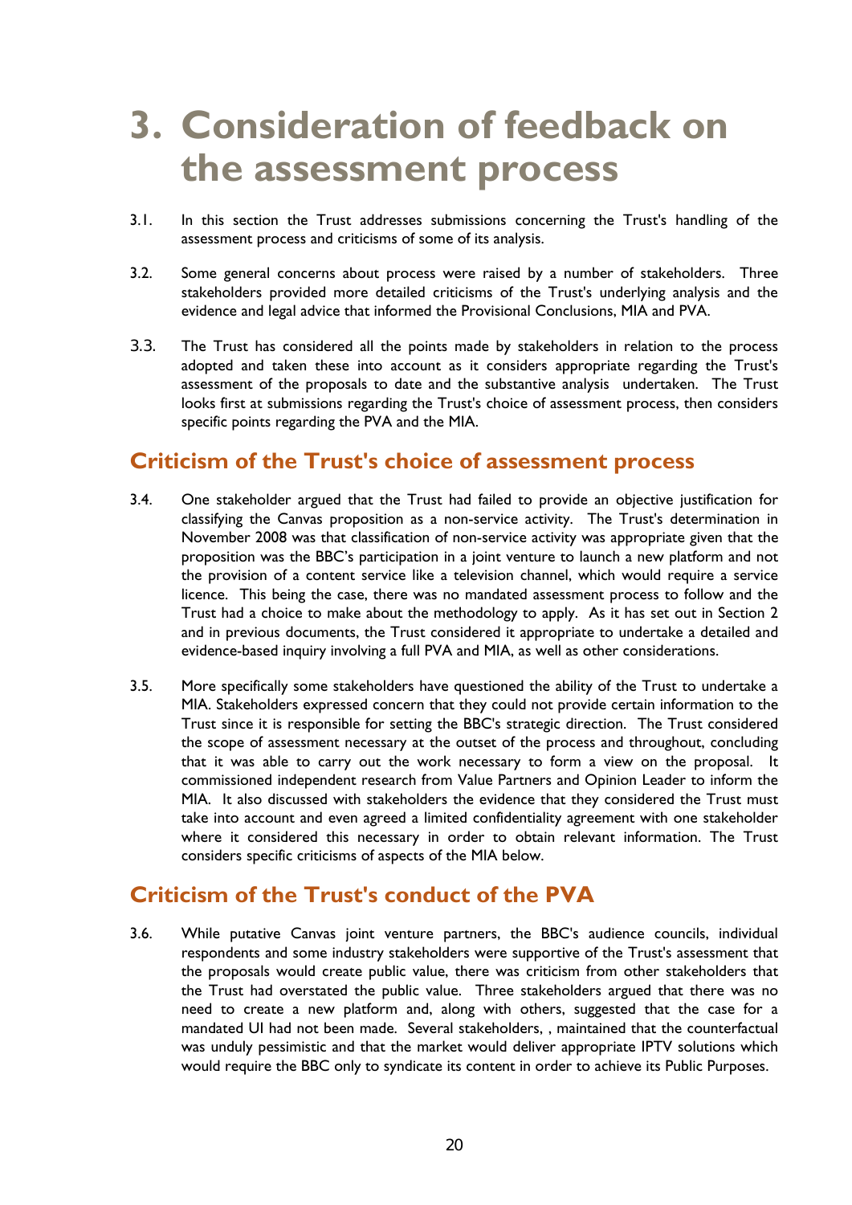# 3. Consideration of feedback on the assessment process

3.1. In this section the Trust addresses submissions concerning the Trust's handling of the assessment process and criticisms of some of its analysis.

3.2. Some general concerns about process were raised by a number of stakeholders. Three stakeholders provided more detailed criticisms of the Trust's underlying analysis and the evidence and legal advice that informed the Provisional Conclusions, MIA and PVA.

3.3. The Trust has considered all the points made by stakeholders in relation to the process adopted and taken these into account as it considers appropriate regarding the Trust's assessment of the proposals to date and the substantive analysis undertaken. The Trust looks first at submissions regarding the Trust's choice of assessment process, then considers specific points regarding the PVA and the MIA.

## Criticism of the Trust's choice of assessment process

3.4. One stakeholder argued that the Trust had failed to provide an objective justification for classifying the Canvas proposition as a non-service activity. The Trust's determination in November 2008 was that classification of non-service activity was appropriate given that the proposition was the BBC's participation in a joint venture to launch a new platform and not the provision of a content service like a television channel, which would require a service licence. This being the case, there was no mandated assessment process to follow and the Trust had a choice to make about the methodology to apply. As it has set out in Section 2 and in previous documents, the Trust considered it appropriate to undertake a detailed and evidence-based inquiry involving a full PVA and MIA, as well as other considerations.

3.5. More specifically some stakeholders have questioned the ability of the Trust to undertake a MIA. Stakeholders expressed concern that they could not provide certain information to the Trust since it is responsible for setting the BBC's strategic direction. The Trust considered the scope of assessment necessary at the outset of the process and throughout, concluding that it was able to carry out the work necessary to form a view on the proposal. It commissioned independent research from Value Partners and Opinion Leader to inform the MIA. It also discussed with stakeholders the evidence that they considered the Trust must take into account and even agreed a limited confidentiality agreement with one stakeholder where it considered this necessary in order to obtain relevant information. The Trust considers specific criticisms of aspects of the MIA below.

## Criticism of the Trust's conduct of the PVA

3.6. While putative Canvas joint venture partners, the BBC's audience councils, individual respondents and some industry stakeholders were supportive of the Trust's assessment that the proposals would create public value, there was criticism from other stakeholders that the Trust had overstated the public value. Three stakeholders argued that there was no need to create a new platform and, along with others, suggested that the case for a mandated UI had not been made. Several stakeholders, , maintained that the counterfactual was unduly pessimistic and that the market would deliver appropriate IPTV solutions which would require the BBC only to syndicate its content in order to achieve its Public Purposes.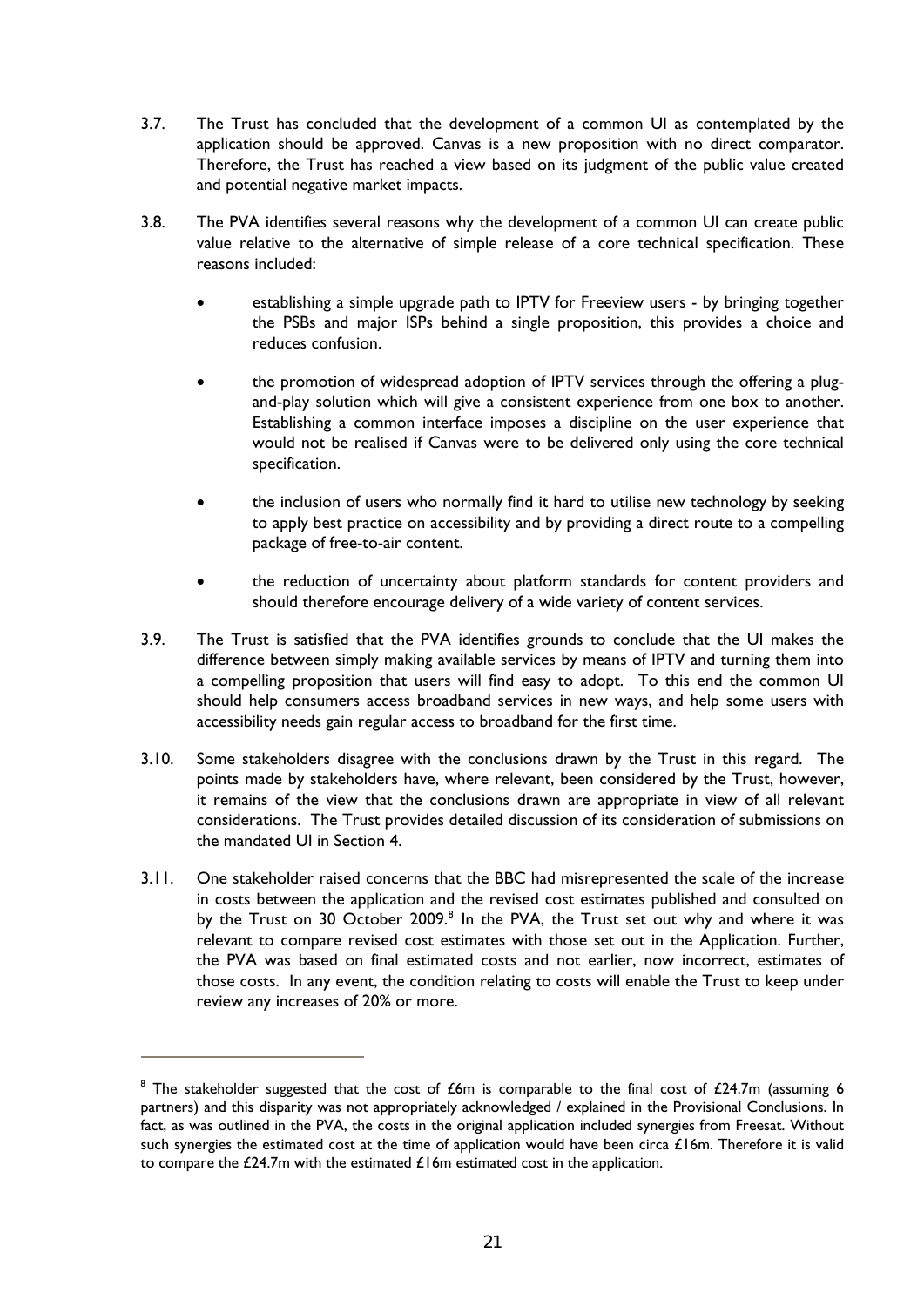3.7. The Trust has concluded that the development of a common UI as contemplated by the application should be approved. Canvas is a new proposition with no direct comparator. Therefore, the Trust has reached a view based on its judgment of the public value created and potential negative market impacts.

3.8. The PVA identifies several reasons why the development of a common UI can create public value relative to the alternative of simple release of a core technical specification. These reasons included:

- establishing a simple upgrade path to IPTV for Freeview users - by bringing together the PSBs and major ISPs behind a single proposition, this provides a choice and reduces confusion.
- the promotion of widespread adoption of IPTV services through the offering a plug-and-play solution which will give a consistent experience from one box to another. Establishing a common interface imposes a discipline on the user experience that would not be realised if Canvas were to be delivered only using the core technical specification.
- the inclusion of users who normally find it hard to utilise new technology by seeking to apply best practice on accessibility and by providing a direct route to a compelling package of free-to-air content.
- the reduction of uncertainty about platform standards for content providers and should therefore encourage delivery of a wide variety of content services.

3.9. The Trust is satisfied that the PVA identifies grounds to conclude that the UI makes the difference between simply making available services by means of IPTV and turning them into a compelling proposition that users will find easy to adopt. To this end the common UI should help consumers access broadband services in new ways, and help some users with accessibility needs gain regular access to broadband for the first time.

3.10. Some stakeholders disagree with the conclusions drawn by the Trust in this regard. The points made by stakeholders have, where relevant, been considered by the Trust, however, it remains of the view that the conclusions drawn are appropriate in view of all relevant considerations. The Trust provides detailed discussion of its consideration of submissions on the mandated UI in Section 4.

3.11. One stakeholder raised concerns that the BBC had misrepresented the scale of the increase in costs between the application and the revised cost estimates published and consulted on by the Trust on 30 October 2009.[8] In the PVA, the Trust set out why and where it was relevant to compare revised cost estimates with those set out in the Application. Further, the PVA was based on final estimated costs and not earlier, now incorrect, estimates of those costs. In any event, the condition relating to costs will enable the Trust to keep under review any increases of 20% or more.

---

[8] The stakeholder suggested that the cost of £6m is comparable to the final cost of £24.7m (assuming 6 partners) and this disparity was not appropriately acknowledged / explained in the Provisional Conclusions. In fact, as was outlined in the PVA, the costs in the original application included synergies from Freesat. Without such synergies the estimated cost at the time of application would have been circa £16m. Therefore it is valid to compare the £24.7m with the estimated £16m estimated cost in the application.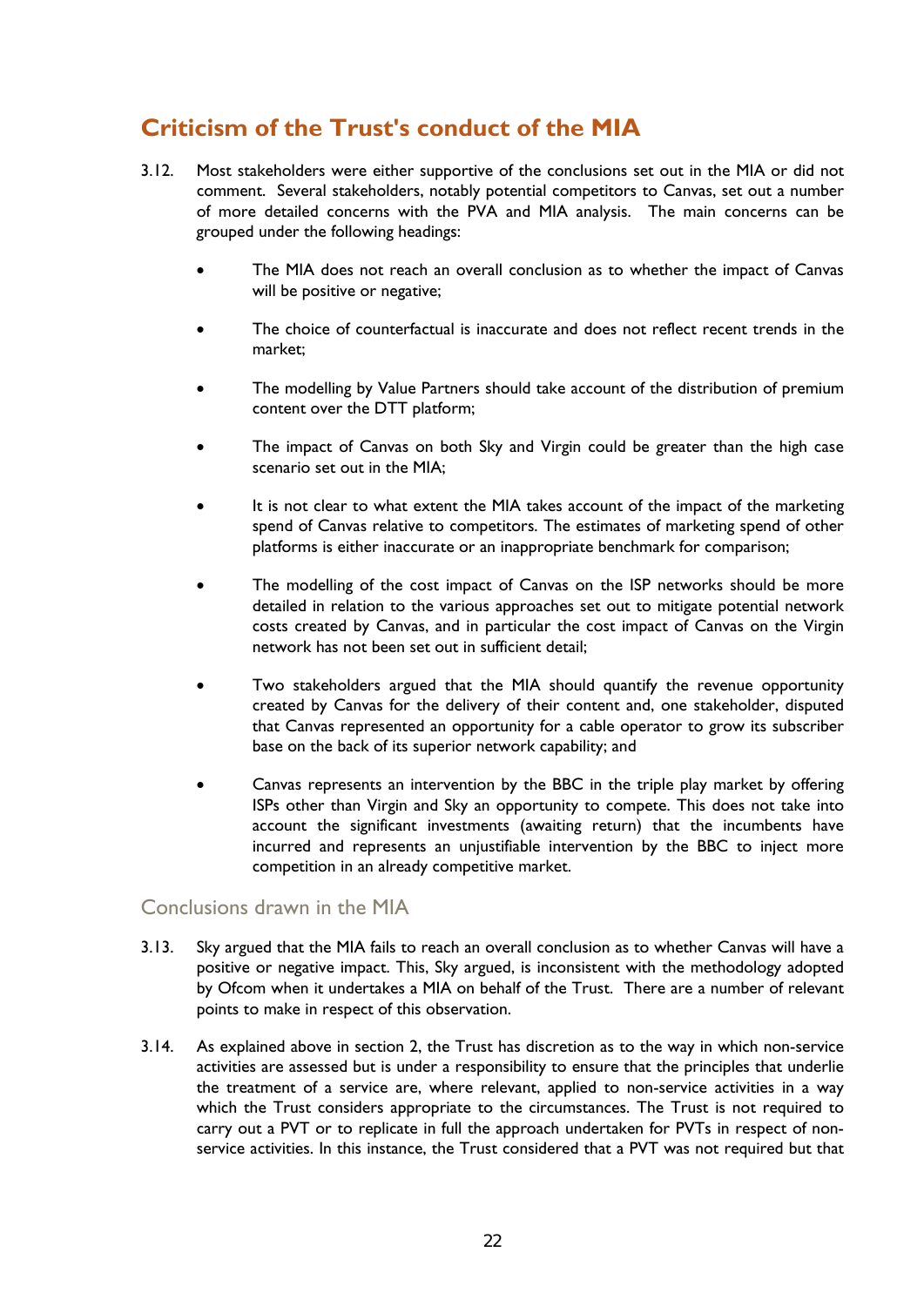## Criticism of the Trust's conduct of the MIA

3.12. Most stakeholders were either supportive of the conclusions set out in the MIA or did not comment. Several stakeholders, notably potential competitors to Canvas, set out a number of more detailed concerns with the PVA and MIA analysis. The main concerns can be grouped under the following headings:

- The MIA does not reach an overall conclusion as to whether the impact of Canvas will be positive or negative;
- The choice of counterfactual is inaccurate and does not reflect recent trends in the market;
- The modelling by Value Partners should take account of the distribution of premium content over the DTT platform;
- The impact of Canvas on both Sky and Virgin could be greater than the high case scenario set out in the MIA;
- It is not clear to what extent the MIA takes account of the impact of the marketing spend of Canvas relative to competitors. The estimates of marketing spend of other platforms is either inaccurate or an inappropriate benchmark for comparison;
- The modelling of the cost impact of Canvas on the ISP networks should be more detailed in relation to the various approaches set out to mitigate potential network costs created by Canvas, and in particular the cost impact of Canvas on the Virgin network has not been set out in sufficient detail;
- Two stakeholders argued that the MIA should quantify the revenue opportunity created by Canvas for the delivery of their content and, one stakeholder, disputed that Canvas represented an opportunity for a cable operator to grow its subscriber base on the back of its superior network capability; and
- Canvas represents an intervention by the BBC in the triple play market by offering ISPs other than Virgin and Sky an opportunity to compete. This does not take into account the significant investments (awaiting return) that the incumbents have incurred and represents an unjustifiable intervention by the BBC to inject more competition in an already competitive market.

### Conclusions drawn in the MIA

3.13. Sky argued that the MIA fails to reach an overall conclusion as to whether Canvas will have a positive or negative impact. This, Sky argued, is inconsistent with the methodology adopted by Ofcom when it undertakes a MIA on behalf of the Trust. There are a number of relevant points to make in respect of this observation.

3.14. As explained above in section 2, the Trust has discretion as to the way in which non-service activities are assessed but is under a responsibility to ensure that the principles that underlie the treatment of a service are, where relevant, applied to non-service activities in a way which the Trust considers appropriate to the circumstances. The Trust is not required to carry out a PVT or to replicate in full the approach undertaken for PVTs in respect of non-service activities. In this instance, the Trust considered that a PVT was not required but that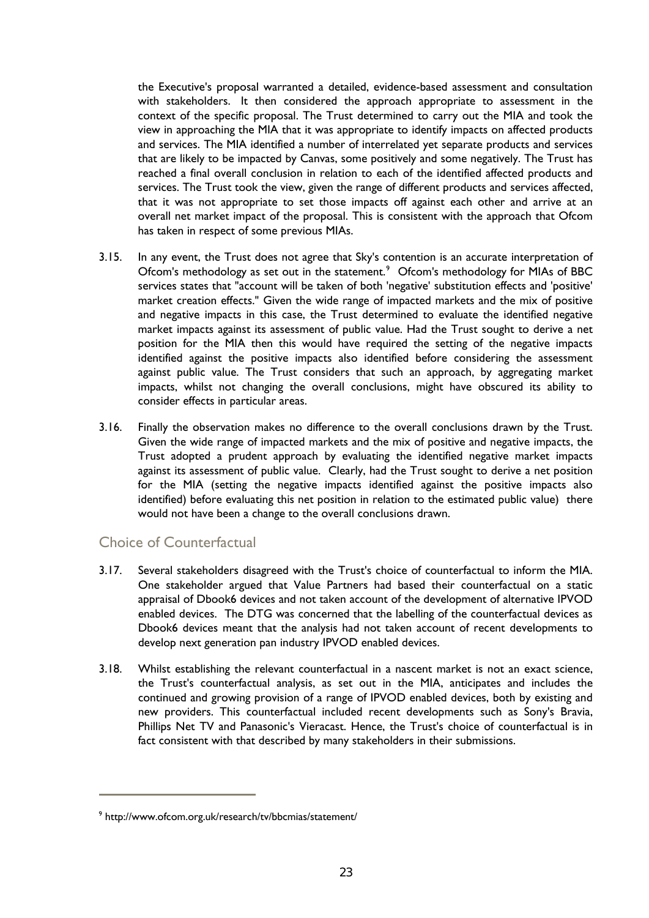the Executive's proposal warranted a detailed, evidence-based assessment and consultation with stakeholders. It then considered the approach appropriate to assessment in the context of the specific proposal. The Trust determined to carry out the MIA and took the view in approaching the MIA that it was appropriate to identify impacts on affected products and services. The MIA identified a number of interrelated yet separate products and services that are likely to be impacted by Canvas, some positively and some negatively. The Trust has reached a final overall conclusion in relation to each of the identified affected products and services. The Trust took the view, given the range of different products and services affected, that it was not appropriate to set those impacts off against each other and arrive at an overall net market impact of the proposal. This is consistent with the approach that Ofcom has taken in respect of some previous MIAs.

3.15. In any event, the Trust does not agree that Sky's contention is an accurate interpretation of Ofcom's methodology as set out in the statement.[9] Ofcom's methodology for MIAs of BBC services states that "account will be taken of both 'negative' substitution effects and 'positive' market creation effects." Given the wide range of impacted markets and the mix of positive and negative impacts in this case, the Trust determined to evaluate the identified negative market impacts against its assessment of public value. Had the Trust sought to derive a net position for the MIA then this would have required the setting of the negative impacts identified against the positive impacts also identified before considering the assessment against public value. The Trust considers that such an approach, by aggregating market impacts, whilst not changing the overall conclusions, might have obscured its ability to consider effects in particular areas.

3.16. Finally the observation makes no difference to the overall conclusions drawn by the Trust. Given the wide range of impacted markets and the mix of positive and negative impacts, the Trust adopted a prudent approach by evaluating the identified negative market impacts against its assessment of public value. Clearly, had the Trust sought to derive a net position for the MIA (setting the negative impacts identified against the positive impacts also identified) before evaluating this net position in relation to the estimated public value) there would not have been a change to the overall conclusions drawn.

## Choice of Counterfactual

3.17. Several stakeholders disagreed with the Trust's choice of counterfactual to inform the MIA. One stakeholder argued that Value Partners had based their counterfactual on a static appraisal of Dbook6 devices and not taken account of the development of alternative IPVOD enabled devices. The DTG was concerned that the labelling of the counterfactual devices as Dbook6 devices meant that the analysis had not taken account of recent developments to develop next generation pan industry IPVOD enabled devices.

3.18. Whilst establishing the relevant counterfactual in a nascent market is not an exact science, the Trust's counterfactual analysis, as set out in the MIA, anticipates and includes the continued and growing provision of a range of IPVOD enabled devices, both by existing and new providers. This counterfactual included recent developments such as Sony's Bravia, Phillips Net TV and Panasonic's Vieracast. Hence, the Trust's choice of counterfactual is in fact consistent with that described by many stakeholders in their submissions.

---

[9] http://www.ofcom.org.uk/research/tv/bbcmias/statement/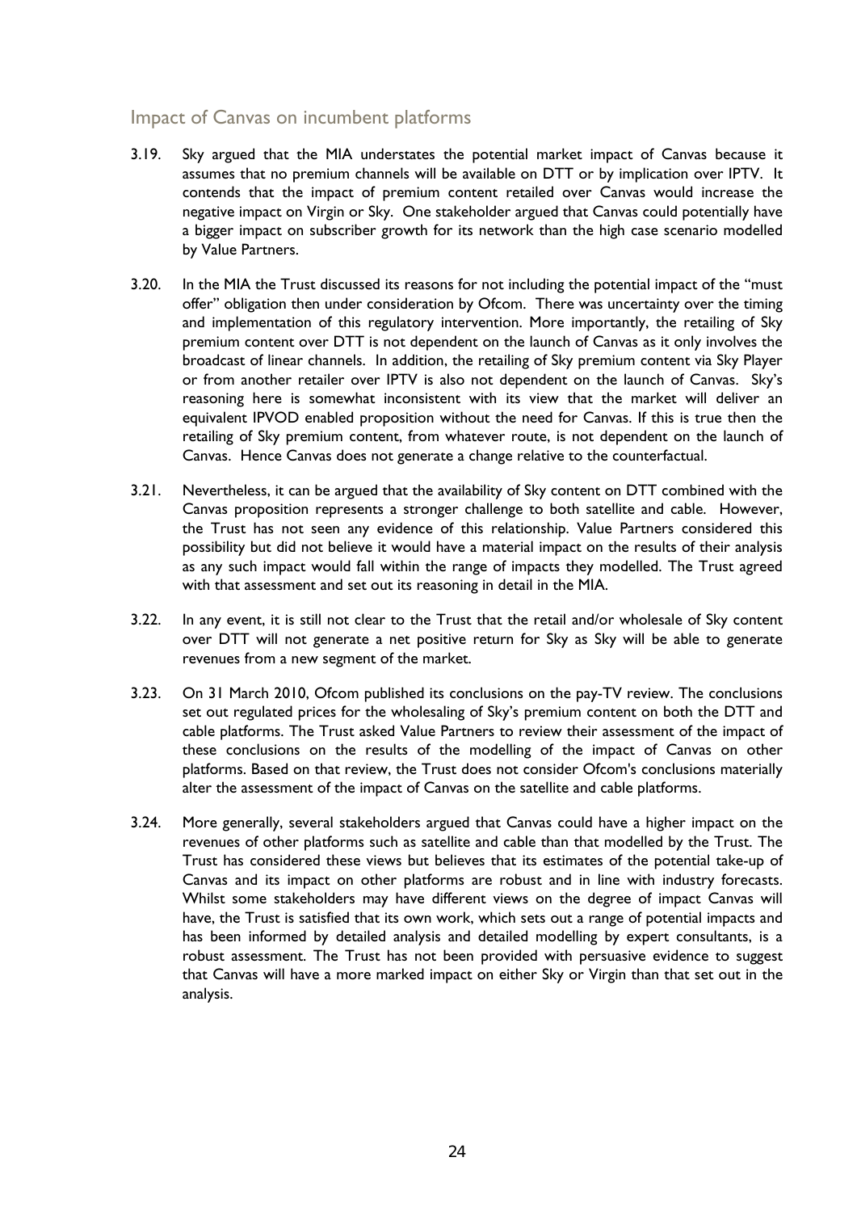## Impact of Canvas on incumbent platforms

3.19. Sky argued that the MIA understates the potential market impact of Canvas because it assumes that no premium channels will be available on DTT or by implication over IPTV. It contends that the impact of premium content retailed over Canvas would increase the negative impact on Virgin or Sky. One stakeholder argued that Canvas could potentially have a bigger impact on subscriber growth for its network than the high case scenario modelled by Value Partners.

3.20. In the MIA the Trust discussed its reasons for not including the potential impact of the "must offer" obligation then under consideration by Ofcom. There was uncertainty over the timing and implementation of this regulatory intervention. More importantly, the retailing of Sky premium content over DTT is not dependent on the launch of Canvas as it only involves the broadcast of linear channels. In addition, the retailing of Sky premium content via Sky Player or from another retailer over IPTV is also not dependent on the launch of Canvas. Sky's reasoning here is somewhat inconsistent with its view that the market will deliver an equivalent IPVOD enabled proposition without the need for Canvas. If this is true then the retailing of Sky premium content, from whatever route, is not dependent on the launch of Canvas. Hence Canvas does not generate a change relative to the counterfactual.

3.21. Nevertheless, it can be argued that the availability of Sky content on DTT combined with the Canvas proposition represents a stronger challenge to both satellite and cable. However, the Trust has not seen any evidence of this relationship. Value Partners considered this possibility but did not believe it would have a material impact on the results of their analysis as any such impact would fall within the range of impacts they modelled. The Trust agreed with that assessment and set out its reasoning in detail in the MIA.

3.22. In any event, it is still not clear to the Trust that the retail and/or wholesale of Sky content over DTT will not generate a net positive return for Sky as Sky will be able to generate revenues from a new segment of the market.

3.23. On 31 March 2010, Ofcom published its conclusions on the pay-TV review. The conclusions set out regulated prices for the wholesaling of Sky's premium content on both the DTT and cable platforms. The Trust asked Value Partners to review their assessment of the impact of these conclusions on the results of the modelling of the impact of Canvas on other platforms. Based on that review, the Trust does not consider Ofcom's conclusions materially alter the assessment of the impact of Canvas on the satellite and cable platforms.

3.24. More generally, several stakeholders argued that Canvas could have a higher impact on the revenues of other platforms such as satellite and cable than that modelled by the Trust. The Trust has considered these views but believes that its estimates of the potential take-up of Canvas and its impact on other platforms are robust and in line with industry forecasts. Whilst some stakeholders may have different views on the degree of impact Canvas will have, the Trust is satisfied that its own work, which sets out a range of potential impacts and has been informed by detailed analysis and detailed modelling by expert consultants, is a robust assessment. The Trust has not been provided with persuasive evidence to suggest that Canvas will have a more marked impact on either Sky or Virgin than that set out in the analysis.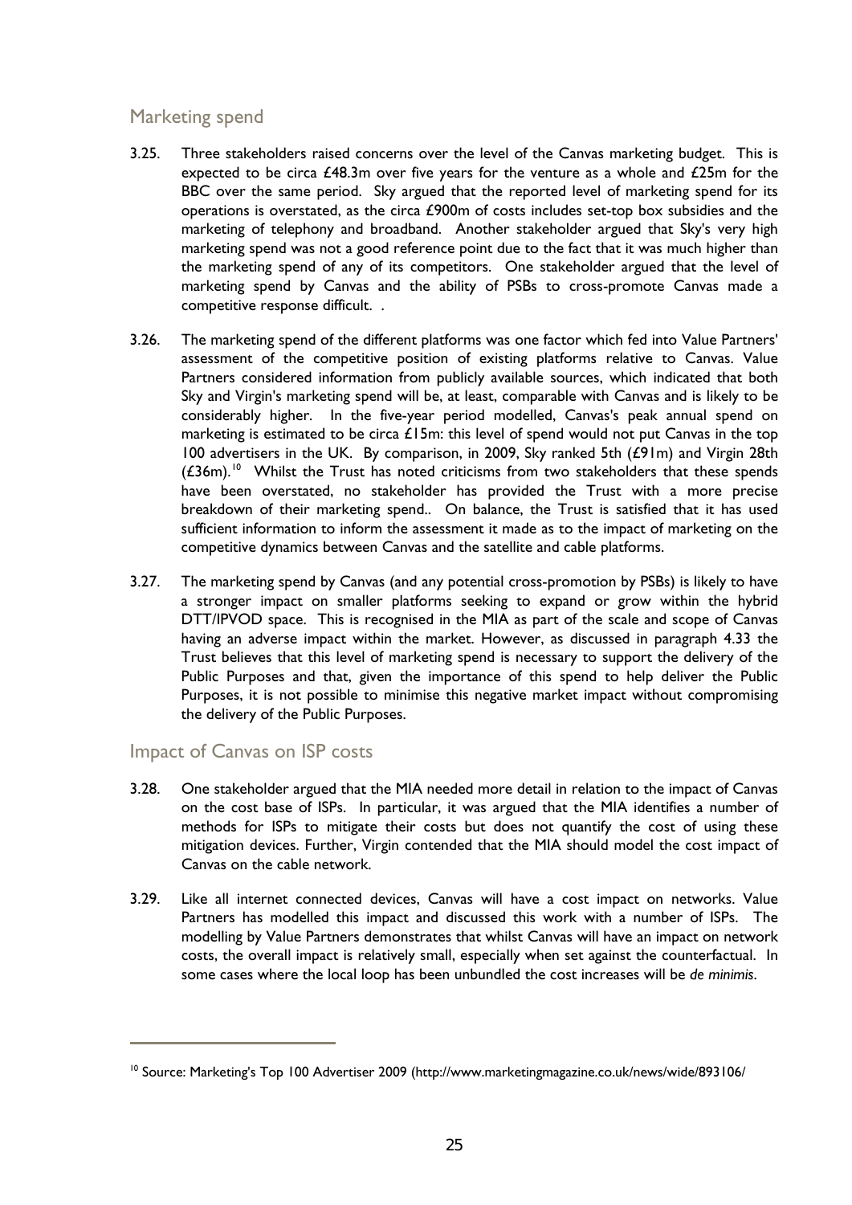## Marketing spend

3.25. Three stakeholders raised concerns over the level of the Canvas marketing budget. This is expected to be circa £48.3m over five years for the venture as a whole and £25m for the BBC over the same period. Sky argued that the reported level of marketing spend for its operations is overstated, as the circa £900m of costs includes set-top box subsidies and the marketing of telephony and broadband. Another stakeholder argued that Sky's very high marketing spend was not a good reference point due to the fact that it was much higher than the marketing spend of any of its competitors. One stakeholder argued that the level of marketing spend by Canvas and the ability of PSBs to cross-promote Canvas made a competitive response difficult. .

3.26. The marketing spend of the different platforms was one factor which fed into Value Partners' assessment of the competitive position of existing platforms relative to Canvas. Value Partners considered information from publicly available sources, which indicated that both Sky and Virgin's marketing spend will be, at least, comparable with Canvas and is likely to be considerably higher. In the five-year period modelled, Canvas's peak annual spend on marketing is estimated to be circa £15m: this level of spend would not put Canvas in the top 100 advertisers in the UK. By comparison, in 2009, Sky ranked 5th (£91m) and Virgin 28th (£36m).[10] Whilst the Trust has noted criticisms from two stakeholders that these spends have been overstated, no stakeholder has provided the Trust with a more precise breakdown of their marketing spend.. On balance, the Trust is satisfied that it has used sufficient information to inform the assessment it made as to the impact of marketing on the competitive dynamics between Canvas and the satellite and cable platforms.

3.27. The marketing spend by Canvas (and any potential cross-promotion by PSBs) is likely to have a stronger impact on smaller platforms seeking to expand or grow within the hybrid DTT/IPVOD space. This is recognised in the MIA as part of the scale and scope of Canvas having an adverse impact within the market. However, as discussed in paragraph 4.33 the Trust believes that this level of marketing spend is necessary to support the delivery of the Public Purposes and that, given the importance of this spend to help deliver the Public Purposes, it is not possible to minimise this negative market impact without compromising the delivery of the Public Purposes.

## Impact of Canvas on ISP costs

3.28. One stakeholder argued that the MIA needed more detail in relation to the impact of Canvas on the cost base of ISPs. In particular, it was argued that the MIA identifies a number of methods for ISPs to mitigate their costs but does not quantify the cost of using these mitigation devices. Further, Virgin contended that the MIA should model the cost impact of Canvas on the cable network.

3.29. Like all internet connected devices, Canvas will have a cost impact on networks. Value Partners has modelled this impact and discussed this work with a number of ISPs. The modelling by Value Partners demonstrates that whilst Canvas will have an impact on network costs, the overall impact is relatively small, especially when set against the counterfactual. In some cases where the local loop has been unbundled the cost increases will be *de minimis*.

---

[10] Source: Marketing's Top 100 Advertiser 2009 (http://www.marketingmagazine.co.uk/news/wide/893106/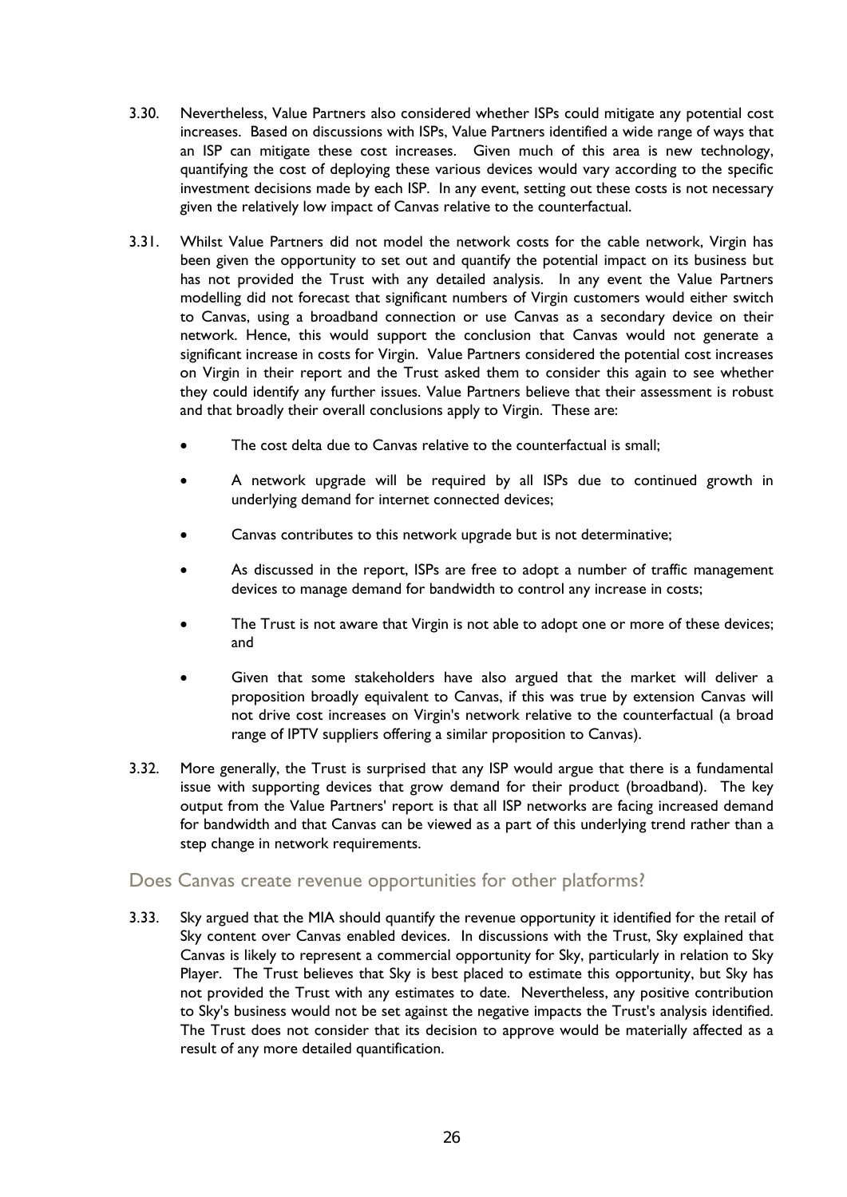3.30. Nevertheless, Value Partners also considered whether ISPs could mitigate any potential cost increases. Based on discussions with ISPs, Value Partners identified a wide range of ways that an ISP can mitigate these cost increases. Given much of this area is new technology, quantifying the cost of deploying these various devices would vary according to the specific investment decisions made by each ISP. In any event, setting out these costs is not necessary given the relatively low impact of Canvas relative to the counterfactual.

3.31. Whilst Value Partners did not model the network costs for the cable network, Virgin has been given the opportunity to set out and quantify the potential impact on its business but has not provided the Trust with any detailed analysis. In any event the Value Partners modelling did not forecast that significant numbers of Virgin customers would either switch to Canvas, using a broadband connection or use Canvas as a secondary device on their network. Hence, this would support the conclusion that Canvas would not generate a significant increase in costs for Virgin. Value Partners considered the potential cost increases on Virgin in their report and the Trust asked them to consider this again to see whether they could identify any further issues. Value Partners believe that their assessment is robust and that broadly their overall conclusions apply to Virgin. These are:

- The cost delta due to Canvas relative to the counterfactual is small;
- A network upgrade will be required by all ISPs due to continued growth in underlying demand for internet connected devices;
- Canvas contributes to this network upgrade but is not determinative;
- As discussed in the report, ISPs are free to adopt a number of traffic management devices to manage demand for bandwidth to control any increase in costs;
- The Trust is not aware that Virgin is not able to adopt one or more of these devices; and
- Given that some stakeholders have also argued that the market will deliver a proposition broadly equivalent to Canvas, if this was true by extension Canvas will not drive cost increases on Virgin's network relative to the counterfactual (a broad range of IPTV suppliers offering a similar proposition to Canvas).

3.32. More generally, the Trust is surprised that any ISP would argue that there is a fundamental issue with supporting devices that grow demand for their product (broadband). The key output from the Value Partners' report is that all ISP networks are facing increased demand for bandwidth and that Canvas can be viewed as a part of this underlying trend rather than a step change in network requirements.

## Does Canvas create revenue opportunities for other platforms?

3.33. Sky argued that the MIA should quantify the revenue opportunity it identified for the retail of Sky content over Canvas enabled devices. In discussions with the Trust, Sky explained that Canvas is likely to represent a commercial opportunity for Sky, particularly in relation to Sky Player. The Trust believes that Sky is best placed to estimate this opportunity, but Sky has not provided the Trust with any estimates to date. Nevertheless, any positive contribution to Sky's business would not be set against the negative impacts the Trust's analysis identified. The Trust does not consider that its decision to approve would be materially affected as a result of any more detailed quantification.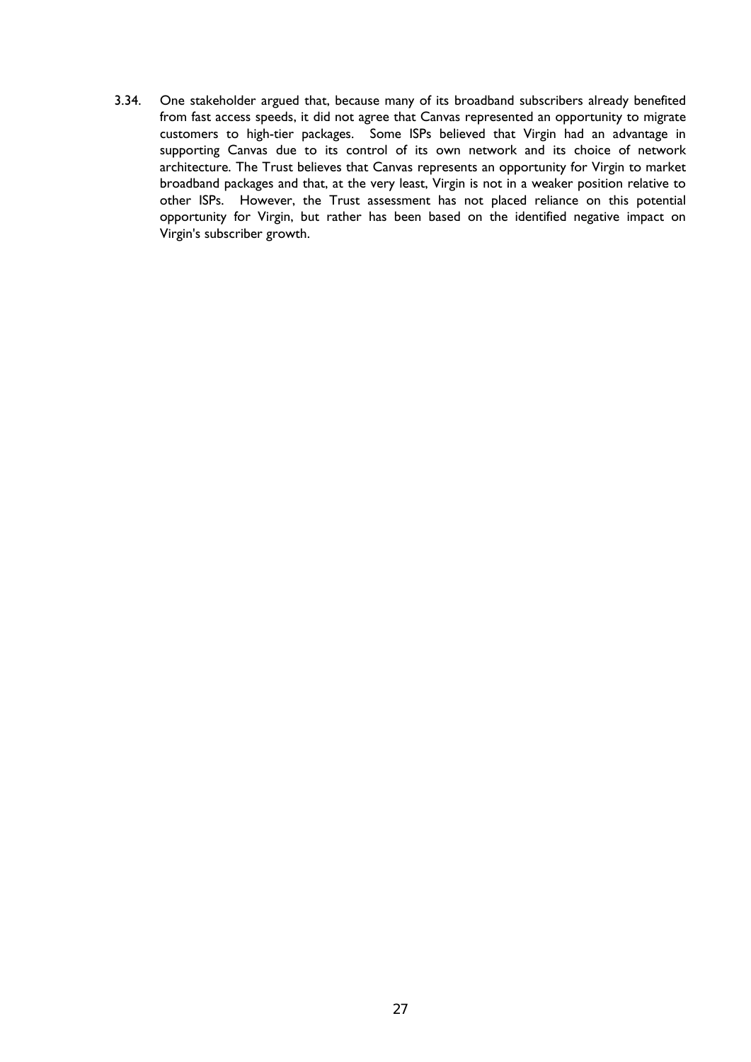3.34. One stakeholder argued that, because many of its broadband subscribers already benefited from fast access speeds, it did not agree that Canvas represented an opportunity to migrate customers to high-tier packages. Some ISPs believed that Virgin had an advantage in supporting Canvas due to its control of its own network and its choice of network architecture. The Trust believes that Canvas represents an opportunity for Virgin to market broadband packages and that, at the very least, Virgin is not in a weaker position relative to other ISPs. However, the Trust assessment has not placed reliance on this potential opportunity for Virgin, but rather has been based on the identified negative impact on Virgin's subscriber growth.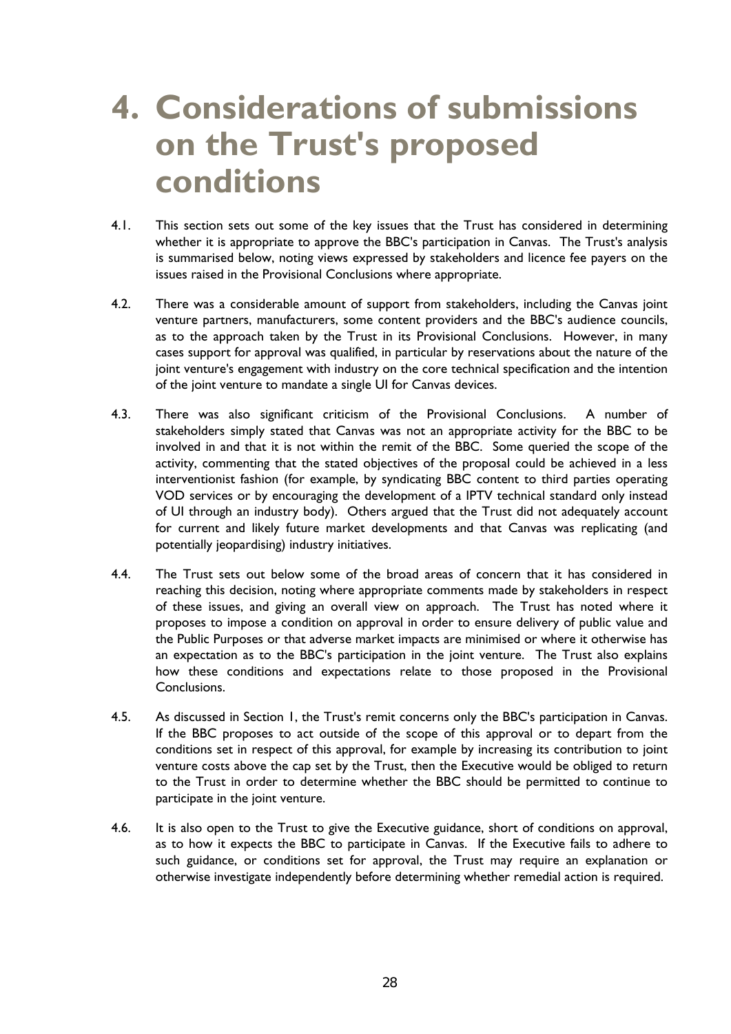# 4. Considerations of submissions on the Trust's proposed conditions

4.1. This section sets out some of the key issues that the Trust has considered in determining whether it is appropriate to approve the BBC's participation in Canvas. The Trust's analysis is summarised below, noting views expressed by stakeholders and licence fee payers on the issues raised in the Provisional Conclusions where appropriate.

4.2. There was a considerable amount of support from stakeholders, including the Canvas joint venture partners, manufacturers, some content providers and the BBC's audience councils, as to the approach taken by the Trust in its Provisional Conclusions. However, in many cases support for approval was qualified, in particular by reservations about the nature of the joint venture's engagement with industry on the core technical specification and the intention of the joint venture to mandate a single UI for Canvas devices.

4.3. There was also significant criticism of the Provisional Conclusions. A number of stakeholders simply stated that Canvas was not an appropriate activity for the BBC to be involved in and that it is not within the remit of the BBC. Some queried the scope of the activity, commenting that the stated objectives of the proposal could be achieved in a less interventionist fashion (for example, by syndicating BBC content to third parties operating VOD services or by encouraging the development of a IPTV technical standard only instead of UI through an industry body). Others argued that the Trust did not adequately account for current and likely future market developments and that Canvas was replicating (and potentially jeopardising) industry initiatives.

4.4. The Trust sets out below some of the broad areas of concern that it has considered in reaching this decision, noting where appropriate comments made by stakeholders in respect of these issues, and giving an overall view on approach. The Trust has noted where it proposes to impose a condition on approval in order to ensure delivery of public value and the Public Purposes or that adverse market impacts are minimised or where it otherwise has an expectation as to the BBC's participation in the joint venture. The Trust also explains how these conditions and expectations relate to those proposed in the Provisional Conclusions.

4.5. As discussed in Section 1, the Trust's remit concerns only the BBC's participation in Canvas. If the BBC proposes to act outside of the scope of this approval or to depart from the conditions set in respect of this approval, for example by increasing its contribution to joint venture costs above the cap set by the Trust, then the Executive would be obliged to return to the Trust in order to determine whether the BBC should be permitted to continue to participate in the joint venture.

4.6. It is also open to the Trust to give the Executive guidance, short of conditions on approval, as to how it expects the BBC to participate in Canvas. If the Executive fails to adhere to such guidance, or conditions set for approval, the Trust may require an explanation or otherwise investigate independently before determining whether remedial action is required.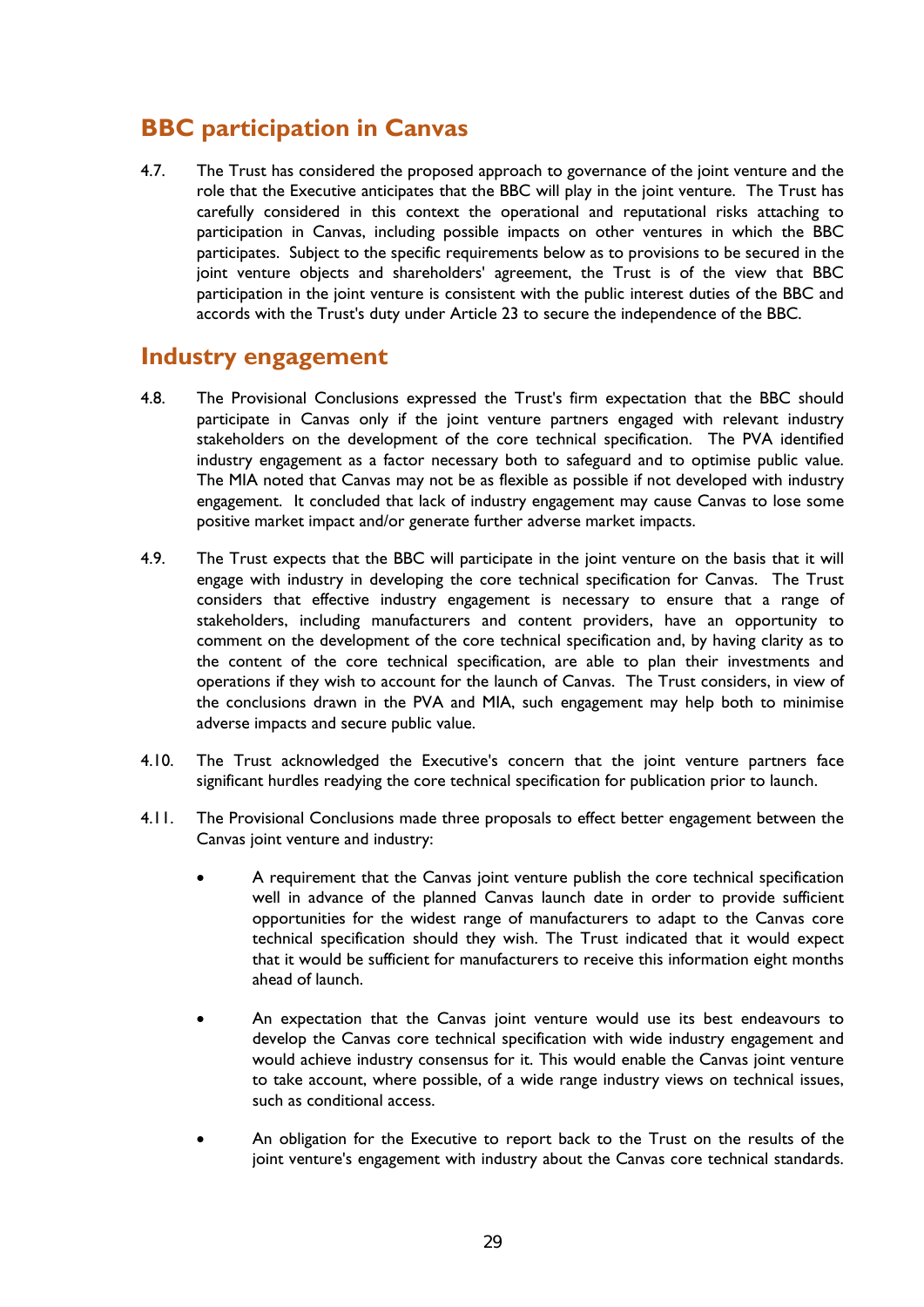## BBC participation in Canvas

4.7. The Trust has considered the proposed approach to governance of the joint venture and the role that the Executive anticipates that the BBC will play in the joint venture. The Trust has carefully considered in this context the operational and reputational risks attaching to participation in Canvas, including possible impacts on other ventures in which the BBC participates. Subject to the specific requirements below as to provisions to be secured in the joint venture objects and shareholders' agreement, the Trust is of the view that BBC participation in the joint venture is consistent with the public interest duties of the BBC and accords with the Trust's duty under Article 23 to secure the independence of the BBC.

## Industry engagement

4.8. The Provisional Conclusions expressed the Trust's firm expectation that the BBC should participate in Canvas only if the joint venture partners engaged with relevant industry stakeholders on the development of the core technical specification. The PVA identified industry engagement as a factor necessary both to safeguard and to optimise public value. The MIA noted that Canvas may not be as flexible as possible if not developed with industry engagement. It concluded that lack of industry engagement may cause Canvas to lose some positive market impact and/or generate further adverse market impacts.

4.9. The Trust expects that the BBC will participate in the joint venture on the basis that it will engage with industry in developing the core technical specification for Canvas. The Trust considers that effective industry engagement is necessary to ensure that a range of stakeholders, including manufacturers and content providers, have an opportunity to comment on the development of the core technical specification and, by having clarity as to the content of the core technical specification, are able to plan their investments and operations if they wish to account for the launch of Canvas. The Trust considers, in view of the conclusions drawn in the PVA and MIA, such engagement may help both to minimise adverse impacts and secure public value.

4.10. The Trust acknowledged the Executive's concern that the joint venture partners face significant hurdles readying the core technical specification for publication prior to launch.

4.11. The Provisional Conclusions made three proposals to effect better engagement between the Canvas joint venture and industry:

- A requirement that the Canvas joint venture publish the core technical specification well in advance of the planned Canvas launch date in order to provide sufficient opportunities for the widest range of manufacturers to adapt to the Canvas core technical specification should they wish. The Trust indicated that it would expect that it would be sufficient for manufacturers to receive this information eight months ahead of launch.

- An expectation that the Canvas joint venture would use its best endeavours to develop the Canvas core technical specification with wide industry engagement and would achieve industry consensus for it. This would enable the Canvas joint venture to take account, where possible, of a wide range industry views on technical issues, such as conditional access.

- An obligation for the Executive to report back to the Trust on the results of the joint venture's engagement with industry about the Canvas core technical standards.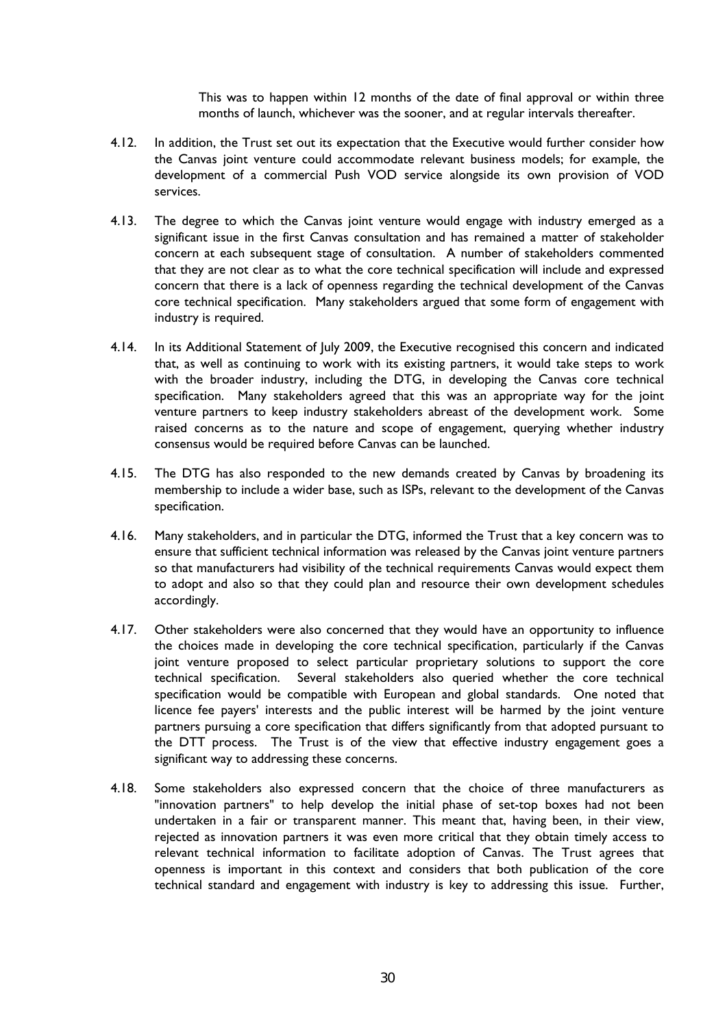This was to happen within 12 months of the date of final approval or within three months of launch, whichever was the sooner, and at regular intervals thereafter.

4.12. In addition, the Trust set out its expectation that the Executive would further consider how the Canvas joint venture could accommodate relevant business models; for example, the development of a commercial Push VOD service alongside its own provision of VOD services.

4.13. The degree to which the Canvas joint venture would engage with industry emerged as a significant issue in the first Canvas consultation and has remained a matter of stakeholder concern at each subsequent stage of consultation. A number of stakeholders commented that they are not clear as to what the core technical specification will include and expressed concern that there is a lack of openness regarding the technical development of the Canvas core technical specification. Many stakeholders argued that some form of engagement with industry is required.

4.14. In its Additional Statement of July 2009, the Executive recognised this concern and indicated that, as well as continuing to work with its existing partners, it would take steps to work with the broader industry, including the DTG, in developing the Canvas core technical specification. Many stakeholders agreed that this was an appropriate way for the joint venture partners to keep industry stakeholders abreast of the development work. Some raised concerns as to the nature and scope of engagement, querying whether industry consensus would be required before Canvas can be launched.

4.15. The DTG has also responded to the new demands created by Canvas by broadening its membership to include a wider base, such as ISPs, relevant to the development of the Canvas specification.

4.16. Many stakeholders, and in particular the DTG, informed the Trust that a key concern was to ensure that sufficient technical information was released by the Canvas joint venture partners so that manufacturers had visibility of the technical requirements Canvas would expect them to adopt and also so that they could plan and resource their own development schedules accordingly.

4.17. Other stakeholders were also concerned that they would have an opportunity to influence the choices made in developing the core technical specification, particularly if the Canvas joint venture proposed to select particular proprietary solutions to support the core technical specification. Several stakeholders also queried whether the core technical specification would be compatible with European and global standards. One noted that licence fee payers' interests and the public interest will be harmed by the joint venture partners pursuing a core specification that differs significantly from that adopted pursuant to the DTT process. The Trust is of the view that effective industry engagement goes a significant way to addressing these concerns.

4.18. Some stakeholders also expressed concern that the choice of three manufacturers as "innovation partners" to help develop the initial phase of set-top boxes had not been undertaken in a fair or transparent manner. This meant that, having been, in their view, rejected as innovation partners it was even more critical that they obtain timely access to relevant technical information to facilitate adoption of Canvas. The Trust agrees that openness is important in this context and considers that both publication of the core technical standard and engagement with industry is key to addressing this issue. Further,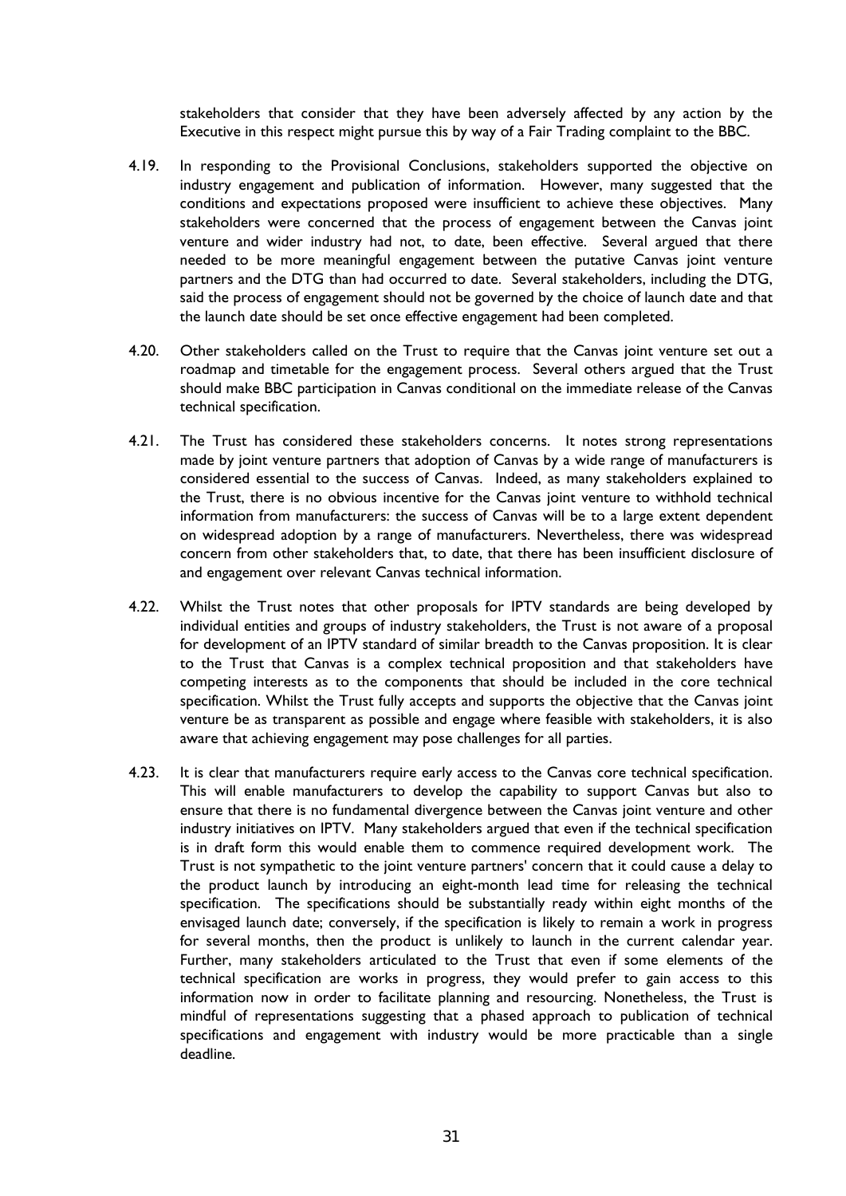stakeholders that consider that they have been adversely affected by any action by the Executive in this respect might pursue this by way of a Fair Trading complaint to the BBC.

4.19. In responding to the Provisional Conclusions, stakeholders supported the objective on industry engagement and publication of information. However, many suggested that the conditions and expectations proposed were insufficient to achieve these objectives. Many stakeholders were concerned that the process of engagement between the Canvas joint venture and wider industry had not, to date, been effective. Several argued that there needed to be more meaningful engagement between the putative Canvas joint venture partners and the DTG than had occurred to date. Several stakeholders, including the DTG, said the process of engagement should not be governed by the choice of launch date and that the launch date should be set once effective engagement had been completed.

4.20. Other stakeholders called on the Trust to require that the Canvas joint venture set out a roadmap and timetable for the engagement process. Several others argued that the Trust should make BBC participation in Canvas conditional on the immediate release of the Canvas technical specification.

4.21. The Trust has considered these stakeholders concerns. It notes strong representations made by joint venture partners that adoption of Canvas by a wide range of manufacturers is considered essential to the success of Canvas. Indeed, as many stakeholders explained to the Trust, there is no obvious incentive for the Canvas joint venture to withhold technical information from manufacturers: the success of Canvas will be to a large extent dependent on widespread adoption by a range of manufacturers. Nevertheless, there was widespread concern from other stakeholders that, to date, that there has been insufficient disclosure of and engagement over relevant Canvas technical information.

4.22. Whilst the Trust notes that other proposals for IPTV standards are being developed by individual entities and groups of industry stakeholders, the Trust is not aware of a proposal for development of an IPTV standard of similar breadth to the Canvas proposition. It is clear to the Trust that Canvas is a complex technical proposition and that stakeholders have competing interests as to the components that should be included in the core technical specification. Whilst the Trust fully accepts and supports the objective that the Canvas joint venture be as transparent as possible and engage where feasible with stakeholders, it is also aware that achieving engagement may pose challenges for all parties.

4.23. It is clear that manufacturers require early access to the Canvas core technical specification. This will enable manufacturers to develop the capability to support Canvas but also to ensure that there is no fundamental divergence between the Canvas joint venture and other industry initiatives on IPTV. Many stakeholders argued that even if the technical specification is in draft form this would enable them to commence required development work. The Trust is not sympathetic to the joint venture partners' concern that it could cause a delay to the product launch by introducing an eight-month lead time for releasing the technical specification. The specifications should be substantially ready within eight months of the envisaged launch date; conversely, if the specification is likely to remain a work in progress for several months, then the product is unlikely to launch in the current calendar year. Further, many stakeholders articulated to the Trust that even if some elements of the technical specification are works in progress, they would prefer to gain access to this information now in order to facilitate planning and resourcing. Nonetheless, the Trust is mindful of representations suggesting that a phased approach to publication of technical specifications and engagement with industry would be more practicable than a single deadline.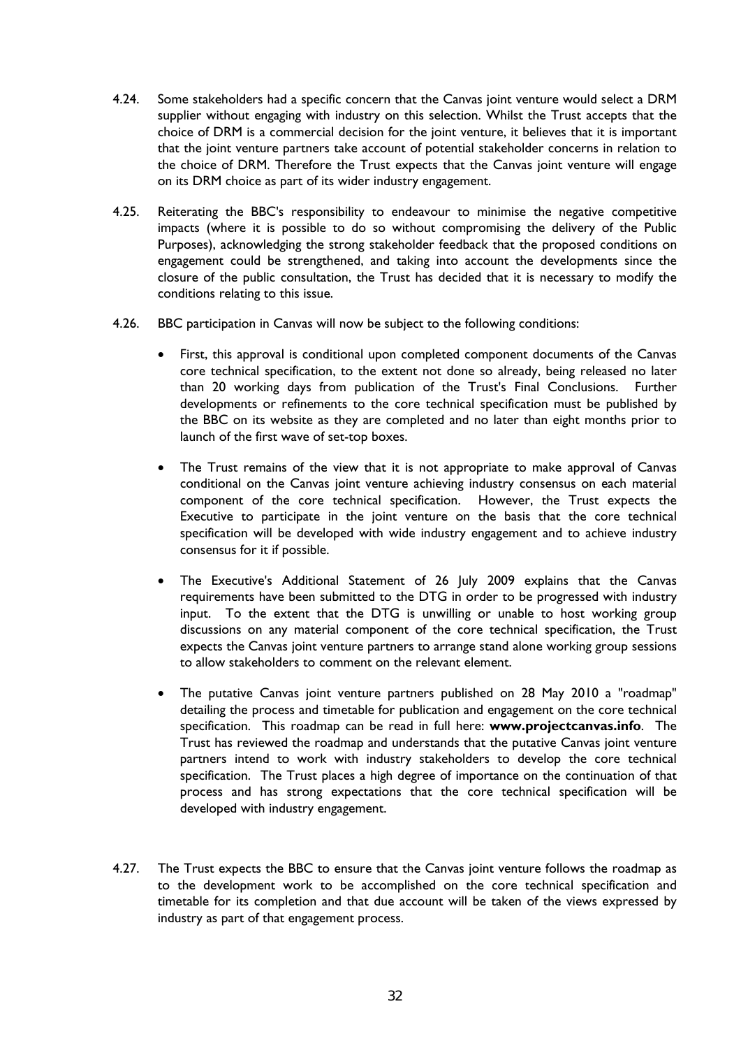4.24. Some stakeholders had a specific concern that the Canvas joint venture would select a DRM supplier without engaging with industry on this selection. Whilst the Trust accepts that the choice of DRM is a commercial decision for the joint venture, it believes that it is important that the joint venture partners take account of potential stakeholder concerns in relation to the choice of DRM. Therefore the Trust expects that the Canvas joint venture will engage on its DRM choice as part of its wider industry engagement.

4.25. Reiterating the BBC's responsibility to endeavour to minimise the negative competitive impacts (where it is possible to do so without compromising the delivery of the Public Purposes), acknowledging the strong stakeholder feedback that the proposed conditions on engagement could be strengthened, and taking into account the developments since the closure of the public consultation, the Trust has decided that it is necessary to modify the conditions relating to this issue.

4.26. BBC participation in Canvas will now be subject to the following conditions:

- First, this approval is conditional upon completed component documents of the Canvas core technical specification, to the extent not done so already, being released no later than 20 working days from publication of the Trust's Final Conclusions. Further developments or refinements to the core technical specification must be published by the BBC on its website as they are completed and no later than eight months prior to launch of the first wave of set-top boxes.

- The Trust remains of the view that it is not appropriate to make approval of Canvas conditional on the Canvas joint venture achieving industry consensus on each material component of the core technical specification. However, the Trust expects the Executive to participate in the joint venture on the basis that the core technical specification will be developed with wide industry engagement and to achieve industry consensus for it if possible.

- The Executive's Additional Statement of 26 July 2009 explains that the Canvas requirements have been submitted to the DTG in order to be progressed with industry input. To the extent that the DTG is unwilling or unable to host working group discussions on any material component of the core technical specification, the Trust expects the Canvas joint venture partners to arrange stand alone working group sessions to allow stakeholders to comment on the relevant element.

- The putative Canvas joint venture partners published on 28 May 2010 a "roadmap" detailing the process and timetable for publication and engagement on the core technical specification. This roadmap can be read in full here: **www.projectcanvas.info**. The Trust has reviewed the roadmap and understands that the putative Canvas joint venture partners intend to work with industry stakeholders to develop the core technical specification. The Trust places a high degree of importance on the continuation of that process and has strong expectations that the core technical specification will be developed with industry engagement.

4.27. The Trust expects the BBC to ensure that the Canvas joint venture follows the roadmap as to the development work to be accomplished on the core technical specification and timetable for its completion and that due account will be taken of the views expressed by industry as part of that engagement process.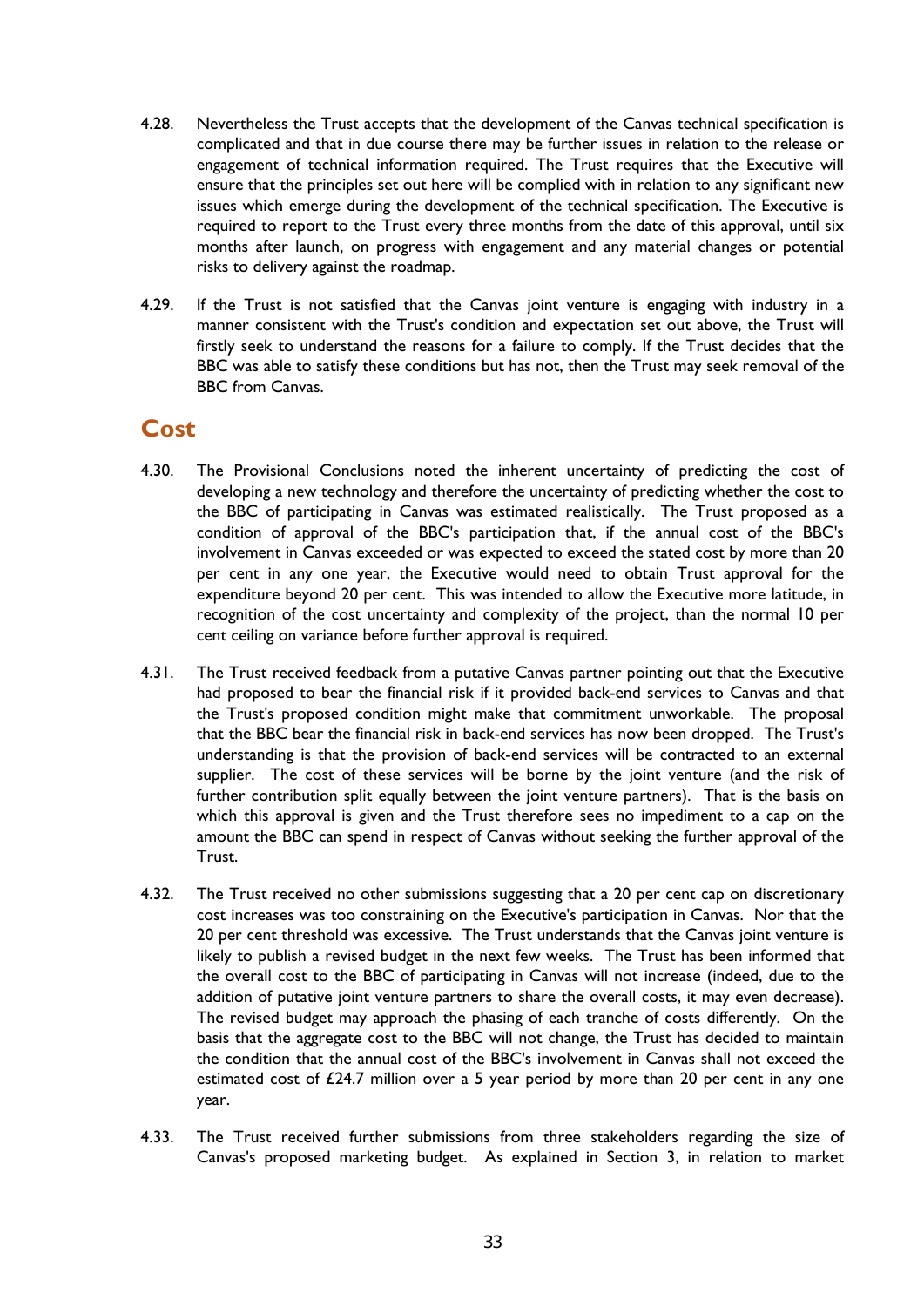4.28. Nevertheless the Trust accepts that the development of the Canvas technical specification is complicated and that in due course there may be further issues in relation to the release or engagement of technical information required. The Trust requires that the Executive will ensure that the principles set out here will be complied with in relation to any significant new issues which emerge during the development of the technical specification. The Executive is required to report to the Trust every three months from the date of this approval, until six months after launch, on progress with engagement and any material changes or potential risks to delivery against the roadmap.

4.29. If the Trust is not satisfied that the Canvas joint venture is engaging with industry in a manner consistent with the Trust's condition and expectation set out above, the Trust will firstly seek to understand the reasons for a failure to comply. If the Trust decides that the BBC was able to satisfy these conditions but has not, then the Trust may seek removal of the BBC from Canvas.

## Cost

4.30. The Provisional Conclusions noted the inherent uncertainty of predicting the cost of developing a new technology and therefore the uncertainty of predicting whether the cost to the BBC of participating in Canvas was estimated realistically. The Trust proposed as a condition of approval of the BBC's participation that, if the annual cost of the BBC's involvement in Canvas exceeded or was expected to exceed the stated cost by more than 20 per cent in any one year, the Executive would need to obtain Trust approval for the expenditure beyond 20 per cent. This was intended to allow the Executive more latitude, in recognition of the cost uncertainty and complexity of the project, than the normal 10 per cent ceiling on variance before further approval is required.

4.31. The Trust received feedback from a putative Canvas partner pointing out that the Executive had proposed to bear the financial risk if it provided back-end services to Canvas and that the Trust's proposed condition might make that commitment unworkable. The proposal that the BBC bear the financial risk in back-end services has now been dropped. The Trust's understanding is that the provision of back-end services will be contracted to an external supplier. The cost of these services will be borne by the joint venture (and the risk of further contribution split equally between the joint venture partners). That is the basis on which this approval is given and the Trust therefore sees no impediment to a cap on the amount the BBC can spend in respect of Canvas without seeking the further approval of the Trust.

4.32. The Trust received no other submissions suggesting that a 20 per cent cap on discretionary cost increases was too constraining on the Executive's participation in Canvas. Nor that the 20 per cent threshold was excessive. The Trust understands that the Canvas joint venture is likely to publish a revised budget in the next few weeks. The Trust has been informed that the overall cost to the BBC of participating in Canvas will not increase (indeed, due to the addition of putative joint venture partners to share the overall costs, it may even decrease). The revised budget may approach the phasing of each tranche of costs differently. On the basis that the aggregate cost to the BBC will not change, the Trust has decided to maintain the condition that the annual cost of the BBC's involvement in Canvas shall not exceed the estimated cost of £24.7 million over a 5 year period by more than 20 per cent in any one year.

4.33. The Trust received further submissions from three stakeholders regarding the size of Canvas's proposed marketing budget. As explained in Section 3, in relation to market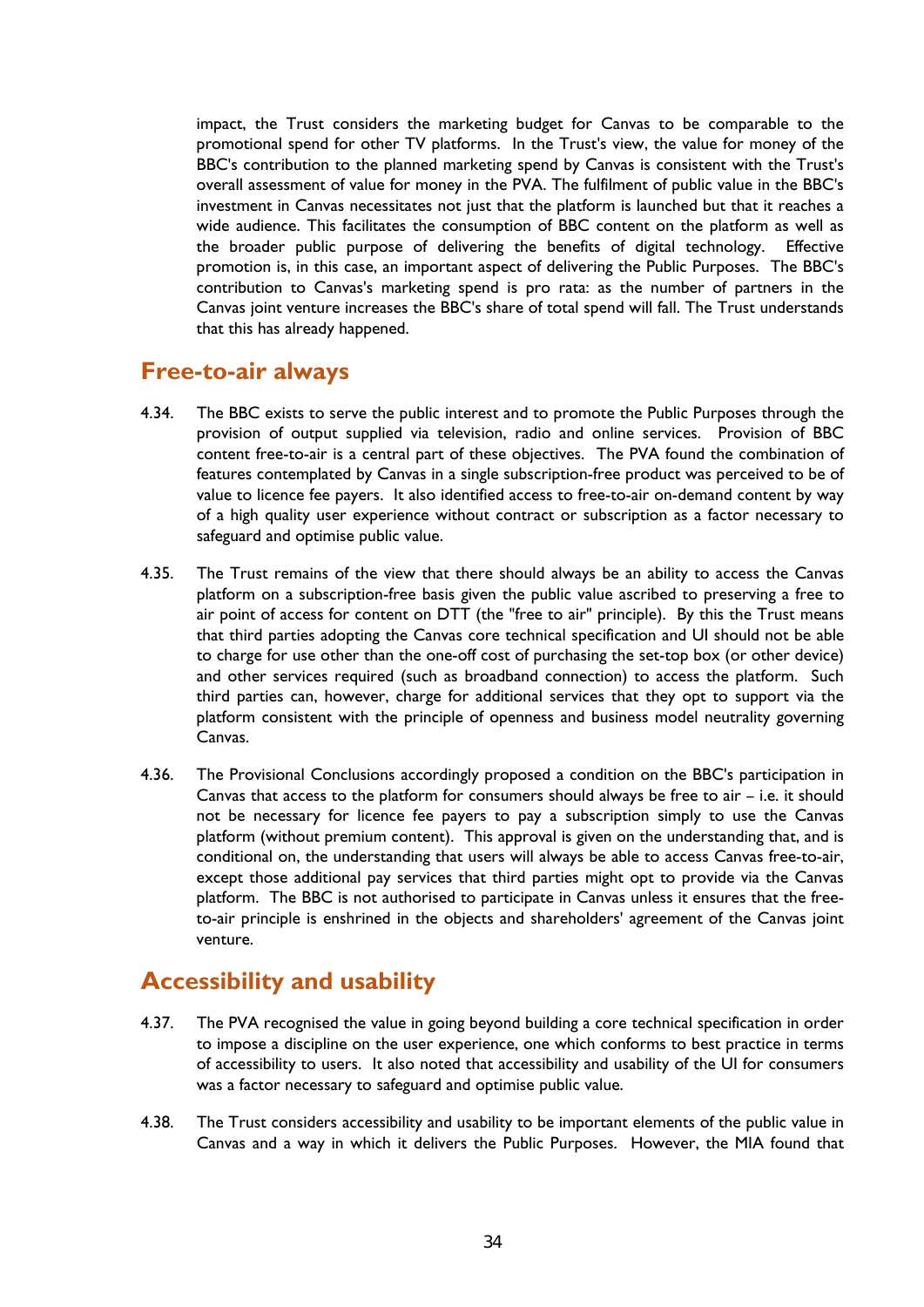impact, the Trust considers the marketing budget for Canvas to be comparable to the promotional spend for other TV platforms. In the Trust's view, the value for money of the BBC's contribution to the planned marketing spend by Canvas is consistent with the Trust's overall assessment of value for money in the PVA. The fulfilment of public value in the BBC's investment in Canvas necessitates not just that the platform is launched but that it reaches a wide audience. This facilitates the consumption of BBC content on the platform as well as the broader public purpose of delivering the benefits of digital technology. Effective promotion is, in this case, an important aspect of delivering the Public Purposes. The BBC's contribution to Canvas's marketing spend is pro rata: as the number of partners in the Canvas joint venture increases the BBC's share of total spend will fall. The Trust understands that this has already happened.

## Free-to-air always

4.34. The BBC exists to serve the public interest and to promote the Public Purposes through the provision of output supplied via television, radio and online services. Provision of BBC content free-to-air is a central part of these objectives. The PVA found the combination of features contemplated by Canvas in a single subscription-free product was perceived to be of value to licence fee payers. It also identified access to free-to-air on-demand content by way of a high quality user experience without contract or subscription as a factor necessary to safeguard and optimise public value.

4.35. The Trust remains of the view that there should always be an ability to access the Canvas platform on a subscription-free basis given the public value ascribed to preserving a free to air point of access for content on DTT (the "free to air" principle). By this the Trust means that third parties adopting the Canvas core technical specification and UI should not be able to charge for use other than the one-off cost of purchasing the set-top box (or other device) and other services required (such as broadband connection) to access the platform. Such third parties can, however, charge for additional services that they opt to support via the platform consistent with the principle of openness and business model neutrality governing Canvas.

4.36. The Provisional Conclusions accordingly proposed a condition on the BBC's participation in Canvas that access to the platform for consumers should always be free to air – i.e. it should not be necessary for licence fee payers to pay a subscription simply to use the Canvas platform (without premium content). This approval is given on the understanding that, and is conditional on, the understanding that users will always be able to access Canvas free-to-air, except those additional pay services that third parties might opt to provide via the Canvas platform. The BBC is not authorised to participate in Canvas unless it ensures that the free-to-air principle is enshrined in the objects and shareholders' agreement of the Canvas joint venture.

## Accessibility and usability

4.37. The PVA recognised the value in going beyond building a core technical specification in order to impose a discipline on the user experience, one which conforms to best practice in terms of accessibility to users. It also noted that accessibility and usability of the UI for consumers was a factor necessary to safeguard and optimise public value.

4.38. The Trust considers accessibility and usability to be important elements of the public value in Canvas and a way in which it delivers the Public Purposes. However, the MIA found that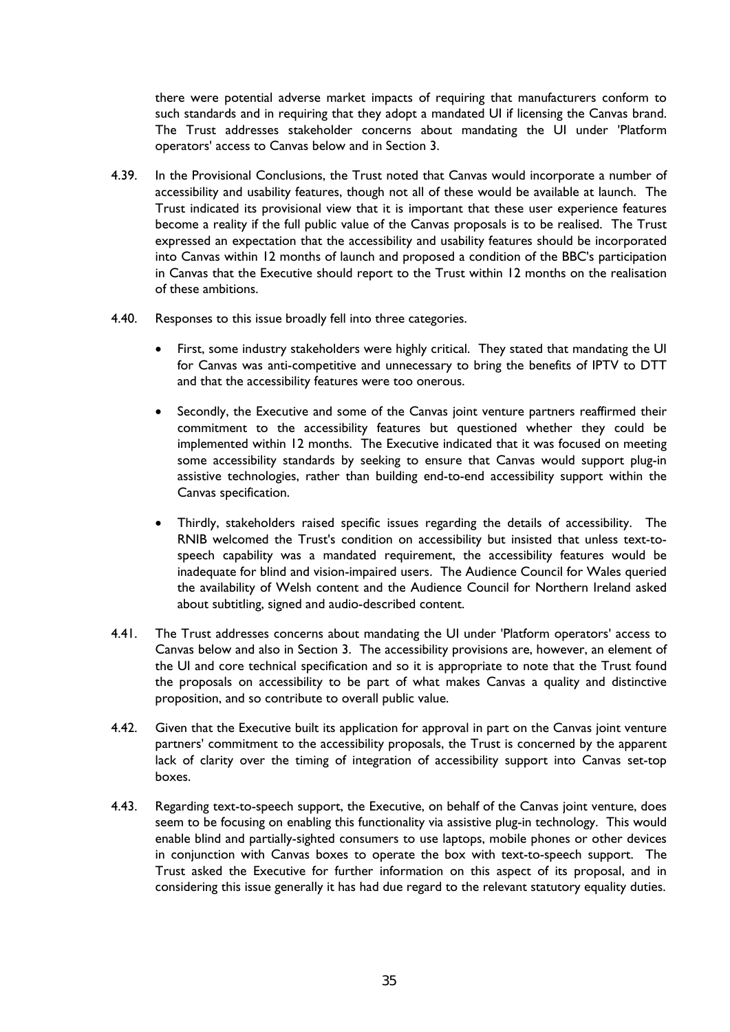there were potential adverse market impacts of requiring that manufacturers conform to such standards and in requiring that they adopt a mandated UI if licensing the Canvas brand. The Trust addresses stakeholder concerns about mandating the UI under 'Platform operators' access to Canvas below and in Section 3.

4.39. In the Provisional Conclusions, the Trust noted that Canvas would incorporate a number of accessibility and usability features, though not all of these would be available at launch. The Trust indicated its provisional view that it is important that these user experience features become a reality if the full public value of the Canvas proposals is to be realised. The Trust expressed an expectation that the accessibility and usability features should be incorporated into Canvas within 12 months of launch and proposed a condition of the BBC's participation in Canvas that the Executive should report to the Trust within 12 months on the realisation of these ambitions.

4.40. Responses to this issue broadly fell into three categories.

- First, some industry stakeholders were highly critical. They stated that mandating the UI for Canvas was anti-competitive and unnecessary to bring the benefits of IPTV to DTT and that the accessibility features were too onerous.
- Secondly, the Executive and some of the Canvas joint venture partners reaffirmed their commitment to the accessibility features but questioned whether they could be implemented within 12 months. The Executive indicated that it was focused on meeting some accessibility standards by seeking to ensure that Canvas would support plug-in assistive technologies, rather than building end-to-end accessibility support within the Canvas specification.
- Thirdly, stakeholders raised specific issues regarding the details of accessibility. The RNIB welcomed the Trust's condition on accessibility but insisted that unless text-to-speech capability was a mandated requirement, the accessibility features would be inadequate for blind and vision-impaired users. The Audience Council for Wales queried the availability of Welsh content and the Audience Council for Northern Ireland asked about subtitling, signed and audio-described content.

4.41. The Trust addresses concerns about mandating the UI under 'Platform operators' access to Canvas below and also in Section 3. The accessibility provisions are, however, an element of the UI and core technical specification and so it is appropriate to note that the Trust found the proposals on accessibility to be part of what makes Canvas a quality and distinctive proposition, and so contribute to overall public value.

4.42. Given that the Executive built its application for approval in part on the Canvas joint venture partners' commitment to the accessibility proposals, the Trust is concerned by the apparent lack of clarity over the timing of integration of accessibility support into Canvas set-top boxes.

4.43. Regarding text-to-speech support, the Executive, on behalf of the Canvas joint venture, does seem to be focusing on enabling this functionality via assistive plug-in technology. This would enable blind and partially-sighted consumers to use laptops, mobile phones or other devices in conjunction with Canvas boxes to operate the box with text-to-speech support. The Trust asked the Executive for further information on this aspect of its proposal, and in considering this issue generally it has had due regard to the relevant statutory equality duties.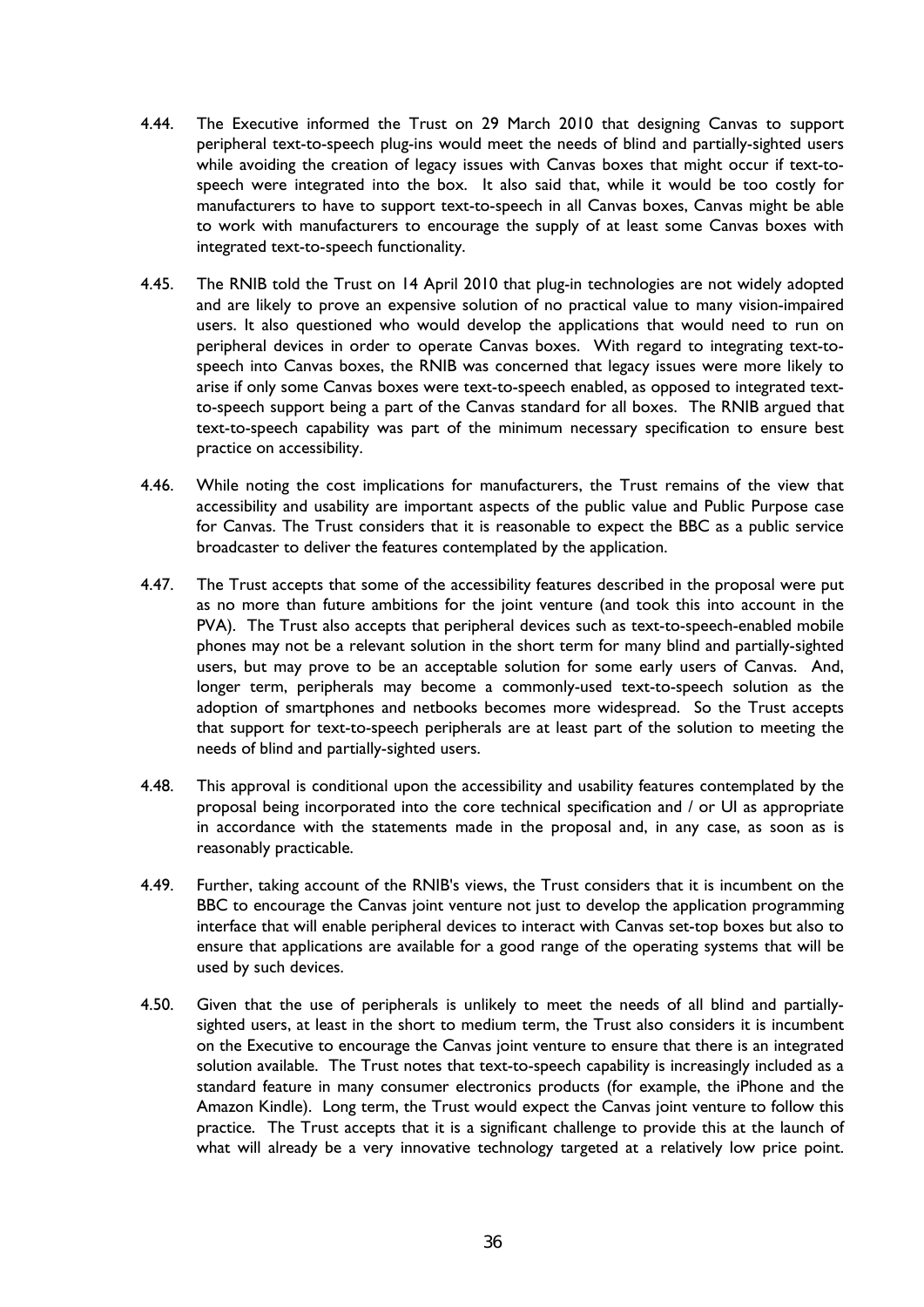4.44. The Executive informed the Trust on 29 March 2010 that designing Canvas to support peripheral text-to-speech plug-ins would meet the needs of blind and partially-sighted users while avoiding the creation of legacy issues with Canvas boxes that might occur if text-to-speech were integrated into the box. It also said that, while it would be too costly for manufacturers to have to support text-to-speech in all Canvas boxes, Canvas might be able to work with manufacturers to encourage the supply of at least some Canvas boxes with integrated text-to-speech functionality.

4.45. The RNIB told the Trust on 14 April 2010 that plug-in technologies are not widely adopted and are likely to prove an expensive solution of no practical value to many vision-impaired users. It also questioned who would develop the applications that would need to run on peripheral devices in order to operate Canvas boxes. With regard to integrating text-to-speech into Canvas boxes, the RNIB was concerned that legacy issues were more likely to arise if only some Canvas boxes were text-to-speech enabled, as opposed to integrated text-to-speech support being a part of the Canvas standard for all boxes. The RNIB argued that text-to-speech capability was part of the minimum necessary specification to ensure best practice on accessibility.

4.46. While noting the cost implications for manufacturers, the Trust remains of the view that accessibility and usability are important aspects of the public value and Public Purpose case for Canvas. The Trust considers that it is reasonable to expect the BBC as a public service broadcaster to deliver the features contemplated by the application.

4.47. The Trust accepts that some of the accessibility features described in the proposal were put as no more than future ambitions for the joint venture (and took this into account in the PVA). The Trust also accepts that peripheral devices such as text-to-speech-enabled mobile phones may not be a relevant solution in the short term for many blind and partially-sighted users, but may prove to be an acceptable solution for some early users of Canvas. And, longer term, peripherals may become a commonly-used text-to-speech solution as the adoption of smartphones and netbooks becomes more widespread. So the Trust accepts that support for text-to-speech peripherals are at least part of the solution to meeting the needs of blind and partially-sighted users.

4.48. This approval is conditional upon the accessibility and usability features contemplated by the proposal being incorporated into the core technical specification and / or UI as appropriate in accordance with the statements made in the proposal and, in any case, as soon as is reasonably practicable.

4.49. Further, taking account of the RNIB's views, the Trust considers that it is incumbent on the BBC to encourage the Canvas joint venture not just to develop the application programming interface that will enable peripheral devices to interact with Canvas set-top boxes but also to ensure that applications are available for a good range of the operating systems that will be used by such devices.

4.50. Given that the use of peripherals is unlikely to meet the needs of all blind and partially-sighted users, at least in the short to medium term, the Trust also considers it is incumbent on the Executive to encourage the Canvas joint venture to ensure that there is an integrated solution available. The Trust notes that text-to-speech capability is increasingly included as a standard feature in many consumer electronics products (for example, the iPhone and the Amazon Kindle). Long term, the Trust would expect the Canvas joint venture to follow this practice. The Trust accepts that it is a significant challenge to provide this at the launch of what will already be a very innovative technology targeted at a relatively low price point.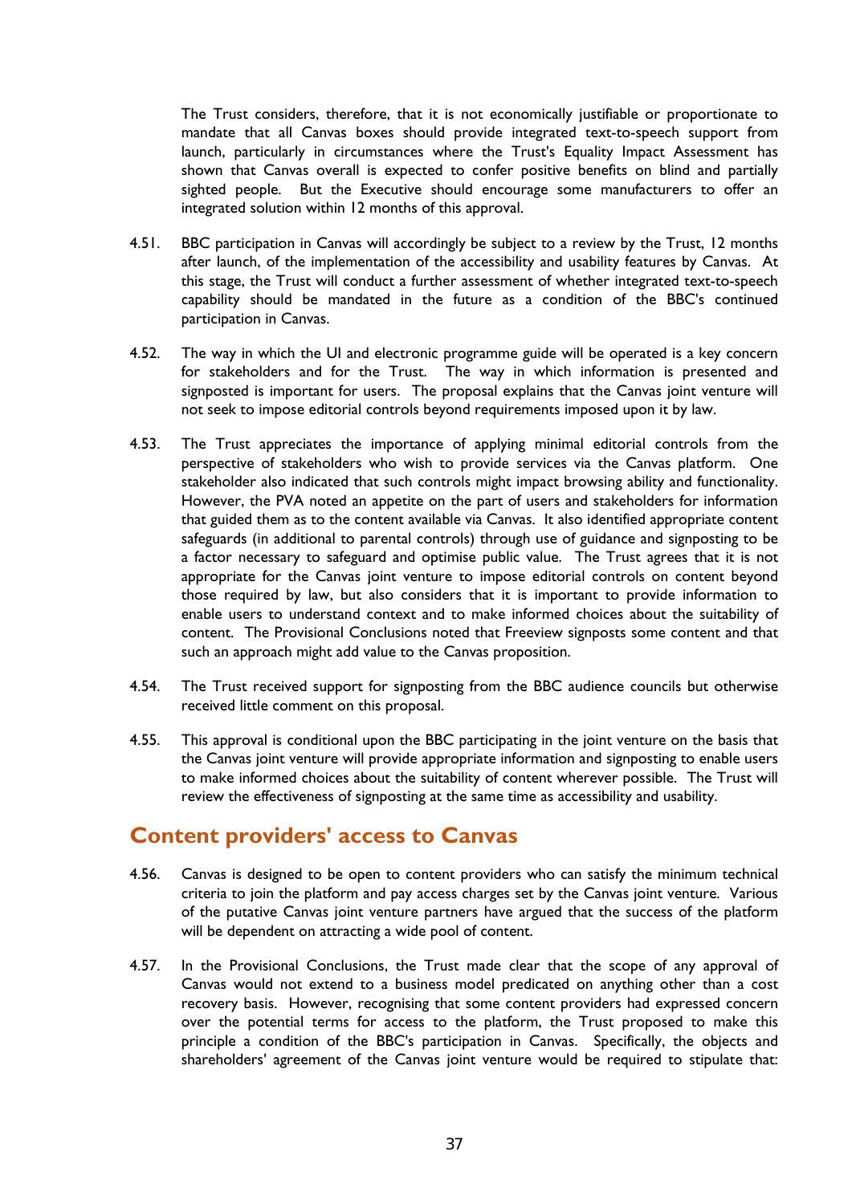The Trust considers, therefore, that it is not economically justifiable or proportionate to mandate that all Canvas boxes should provide integrated text-to-speech support from launch, particularly in circumstances where the Trust's Equality Impact Assessment has shown that Canvas overall is expected to confer positive benefits on blind and partially sighted people. But the Executive should encourage some manufacturers to offer an integrated solution within 12 months of this approval.

4.51. BBC participation in Canvas will accordingly be subject to a review by the Trust, 12 months after launch, of the implementation of the accessibility and usability features by Canvas. At this stage, the Trust will conduct a further assessment of whether integrated text-to-speech capability should be mandated in the future as a condition of the BBC's continued participation in Canvas.

4.52. The way in which the UI and electronic programme guide will be operated is a key concern for stakeholders and for the Trust. The way in which information is presented and signposted is important for users. The proposal explains that the Canvas joint venture will not seek to impose editorial controls beyond requirements imposed upon it by law.

4.53. The Trust appreciates the importance of applying minimal editorial controls from the perspective of stakeholders who wish to provide services via the Canvas platform. One stakeholder also indicated that such controls might impact browsing ability and functionality. However, the PVA noted an appetite on the part of users and stakeholders for information that guided them as to the content available via Canvas. It also identified appropriate content safeguards (in additional to parental controls) through use of guidance and signposting to be a factor necessary to safeguard and optimise public value. The Trust agrees that it is not appropriate for the Canvas joint venture to impose editorial controls on content beyond those required by law, but also considers that it is important to provide information to enable users to understand context and to make informed choices about the suitability of content. The Provisional Conclusions noted that Freeview signposts some content and that such an approach might add value to the Canvas proposition.

4.54. The Trust received support for signposting from the BBC audience councils but otherwise received little comment on this proposal.

4.55. This approval is conditional upon the BBC participating in the joint venture on the basis that the Canvas joint venture will provide appropriate information and signposting to enable users to make informed choices about the suitability of content wherever possible. The Trust will review the effectiveness of signposting at the same time as accessibility and usability.

## Content providers' access to Canvas

4.56. Canvas is designed to be open to content providers who can satisfy the minimum technical criteria to join the platform and pay access charges set by the Canvas joint venture. Various of the putative Canvas joint venture partners have argued that the success of the platform will be dependent on attracting a wide pool of content.

4.57. In the Provisional Conclusions, the Trust made clear that the scope of any approval of Canvas would not extend to a business model predicated on anything other than a cost recovery basis. However, recognising that some content providers had expressed concern over the potential terms for access to the platform, the Trust proposed to make this principle a condition of the BBC's participation in Canvas. Specifically, the objects and shareholders' agreement of the Canvas joint venture would be required to stipulate that: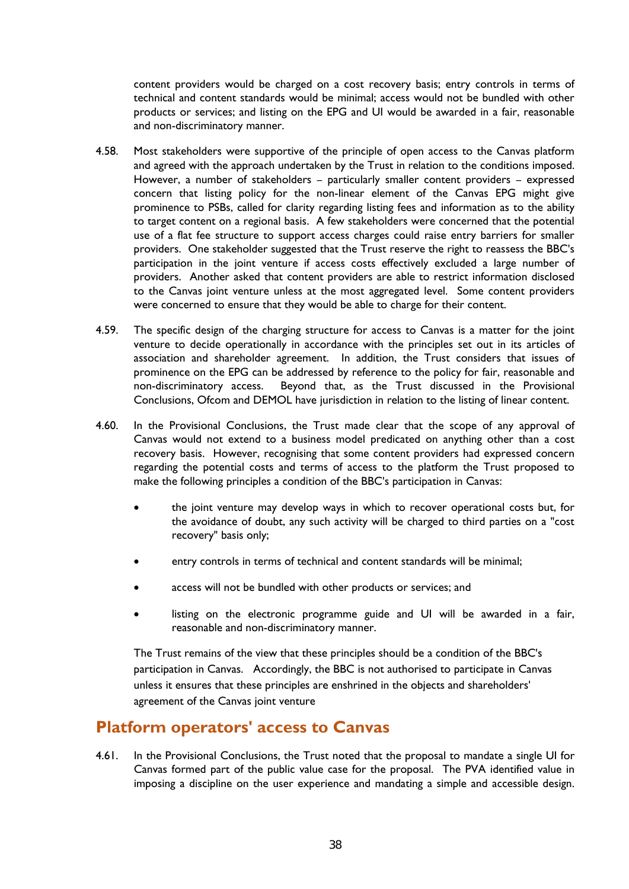content providers would be charged on a cost recovery basis; entry controls in terms of technical and content standards would be minimal; access would not be bundled with other products or services; and listing on the EPG and UI would be awarded in a fair, reasonable and non-discriminatory manner.

4.58. Most stakeholders were supportive of the principle of open access to the Canvas platform and agreed with the approach undertaken by the Trust in relation to the conditions imposed. However, a number of stakeholders – particularly smaller content providers – expressed concern that listing policy for the non-linear element of the Canvas EPG might give prominence to PSBs, called for clarity regarding listing fees and information as to the ability to target content on a regional basis. A few stakeholders were concerned that the potential use of a flat fee structure to support access charges could raise entry barriers for smaller providers. One stakeholder suggested that the Trust reserve the right to reassess the BBC's participation in the joint venture if access costs effectively excluded a large number of providers. Another asked that content providers are able to restrict information disclosed to the Canvas joint venture unless at the most aggregated level. Some content providers were concerned to ensure that they would be able to charge for their content.

4.59. The specific design of the charging structure for access to Canvas is a matter for the joint venture to decide operationally in accordance with the principles set out in its articles of association and shareholder agreement. In addition, the Trust considers that issues of prominence on the EPG can be addressed by reference to the policy for fair, reasonable and non-discriminatory access. Beyond that, as the Trust discussed in the Provisional Conclusions, Ofcom and DEMOL have jurisdiction in relation to the listing of linear content.

4.60. In the Provisional Conclusions, the Trust made clear that the scope of any approval of Canvas would not extend to a business model predicated on anything other than a cost recovery basis. However, recognising that some content providers had expressed concern regarding the potential costs and terms of access to the platform the Trust proposed to make the following principles a condition of the BBC's participation in Canvas:

- the joint venture may develop ways in which to recover operational costs but, for the avoidance of doubt, any such activity will be charged to third parties on a "cost recovery" basis only;
- entry controls in terms of technical and content standards will be minimal;
- access will not be bundled with other products or services; and
- listing on the electronic programme guide and UI will be awarded in a fair, reasonable and non-discriminatory manner.

The Trust remains of the view that these principles should be a condition of the BBC's participation in Canvas. Accordingly, the BBC is not authorised to participate in Canvas unless it ensures that these principles are enshrined in the objects and shareholders' agreement of the Canvas joint venture

## Platform operators' access to Canvas

4.61. In the Provisional Conclusions, the Trust noted that the proposal to mandate a single UI for Canvas formed part of the public value case for the proposal. The PVA identified value in imposing a discipline on the user experience and mandating a simple and accessible design.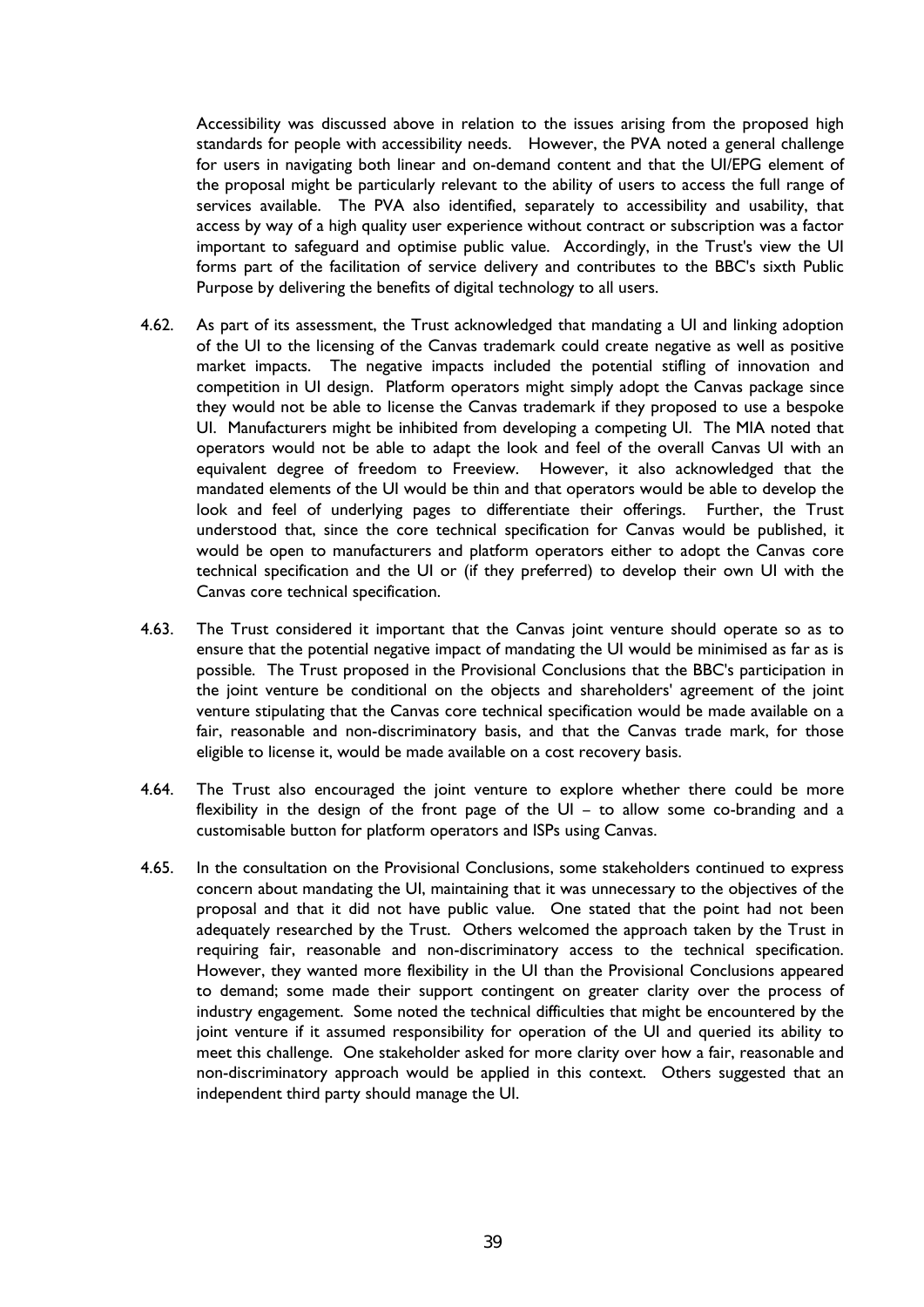Accessibility was discussed above in relation to the issues arising from the proposed high standards for people with accessibility needs. However, the PVA noted a general challenge for users in navigating both linear and on-demand content and that the UI/EPG element of the proposal might be particularly relevant to the ability of users to access the full range of services available. The PVA also identified, separately to accessibility and usability, that access by way of a high quality user experience without contract or subscription was a factor important to safeguard and optimise public value. Accordingly, in the Trust's view the UI forms part of the facilitation of service delivery and contributes to the BBC's sixth Public Purpose by delivering the benefits of digital technology to all users.

4.62. As part of its assessment, the Trust acknowledged that mandating a UI and linking adoption of the UI to the licensing of the Canvas trademark could create negative as well as positive market impacts. The negative impacts included the potential stifling of innovation and competition in UI design. Platform operators might simply adopt the Canvas package since they would not be able to license the Canvas trademark if they proposed to use a bespoke UI. Manufacturers might be inhibited from developing a competing UI. The MIA noted that operators would not be able to adapt the look and feel of the overall Canvas UI with an equivalent degree of freedom to Freeview. However, it also acknowledged that the mandated elements of the UI would be thin and that operators would be able to develop the look and feel of underlying pages to differentiate their offerings. Further, the Trust understood that, since the core technical specification for Canvas would be published, it would be open to manufacturers and platform operators either to adopt the Canvas core technical specification and the UI or (if they preferred) to develop their own UI with the Canvas core technical specification.

4.63. The Trust considered it important that the Canvas joint venture should operate so as to ensure that the potential negative impact of mandating the UI would be minimised as far as is possible. The Trust proposed in the Provisional Conclusions that the BBC's participation in the joint venture be conditional on the objects and shareholders' agreement of the joint venture stipulating that the Canvas core technical specification would be made available on a fair, reasonable and non-discriminatory basis, and that the Canvas trade mark, for those eligible to license it, would be made available on a cost recovery basis.

4.64. The Trust also encouraged the joint venture to explore whether there could be more flexibility in the design of the front page of the UI – to allow some co-branding and a customisable button for platform operators and ISPs using Canvas.

4.65. In the consultation on the Provisional Conclusions, some stakeholders continued to express concern about mandating the UI, maintaining that it was unnecessary to the objectives of the proposal and that it did not have public value. One stated that the point had not been adequately researched by the Trust. Others welcomed the approach taken by the Trust in requiring fair, reasonable and non-discriminatory access to the technical specification. However, they wanted more flexibility in the UI than the Provisional Conclusions appeared to demand; some made their support contingent on greater clarity over the process of industry engagement. Some noted the technical difficulties that might be encountered by the joint venture if it assumed responsibility for operation of the UI and queried its ability to meet this challenge. One stakeholder asked for more clarity over how a fair, reasonable and non-discriminatory approach would be applied in this context. Others suggested that an independent third party should manage the UI.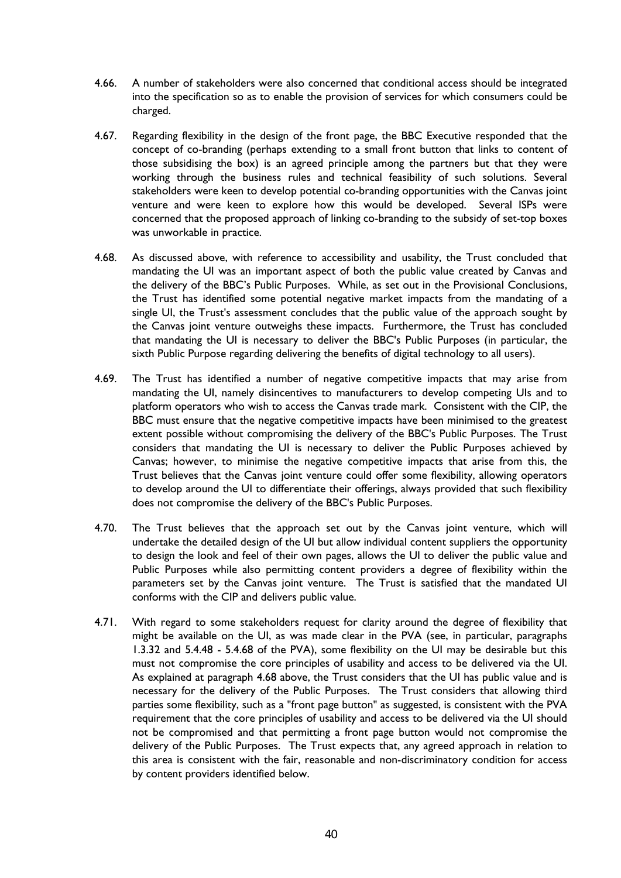4.66. A number of stakeholders were also concerned that conditional access should be integrated into the specification so as to enable the provision of services for which consumers could be charged.

4.67. Regarding flexibility in the design of the front page, the BBC Executive responded that the concept of co-branding (perhaps extending to a small front button that links to content of those subsidising the box) is an agreed principle among the partners but that they were working through the business rules and technical feasibility of such solutions. Several stakeholders were keen to develop potential co-branding opportunities with the Canvas joint venture and were keen to explore how this would be developed. Several ISPs were concerned that the proposed approach of linking co-branding to the subsidy of set-top boxes was unworkable in practice.

4.68. As discussed above, with reference to accessibility and usability, the Trust concluded that mandating the UI was an important aspect of both the public value created by Canvas and the delivery of the BBC's Public Purposes. While, as set out in the Provisional Conclusions, the Trust has identified some potential negative market impacts from the mandating of a single UI, the Trust's assessment concludes that the public value of the approach sought by the Canvas joint venture outweighs these impacts. Furthermore, the Trust has concluded that mandating the UI is necessary to deliver the BBC's Public Purposes (in particular, the sixth Public Purpose regarding delivering the benefits of digital technology to all users).

4.69. The Trust has identified a number of negative competitive impacts that may arise from mandating the UI, namely disincentives to manufacturers to develop competing UIs and to platform operators who wish to access the Canvas trade mark. Consistent with the CIP, the BBC must ensure that the negative competitive impacts have been minimised to the greatest extent possible without compromising the delivery of the BBC's Public Purposes. The Trust considers that mandating the UI is necessary to deliver the Public Purposes achieved by Canvas; however, to minimise the negative competitive impacts that arise from this, the Trust believes that the Canvas joint venture could offer some flexibility, allowing operators to develop around the UI to differentiate their offerings, always provided that such flexibility does not compromise the delivery of the BBC's Public Purposes.

4.70. The Trust believes that the approach set out by the Canvas joint venture, which will undertake the detailed design of the UI but allow individual content suppliers the opportunity to design the look and feel of their own pages, allows the UI to deliver the public value and Public Purposes while also permitting content providers a degree of flexibility within the parameters set by the Canvas joint venture. The Trust is satisfied that the mandated UI conforms with the CIP and delivers public value.

4.71. With regard to some stakeholders request for clarity around the degree of flexibility that might be available on the UI, as was made clear in the PVA (see, in particular, paragraphs 1.3.32 and 5.4.48 - 5.4.68 of the PVA), some flexibility on the UI may be desirable but this must not compromise the core principles of usability and access to be delivered via the UI. As explained at paragraph 4.68 above, the Trust considers that the UI has public value and is necessary for the delivery of the Public Purposes. The Trust considers that allowing third parties some flexibility, such as a "front page button" as suggested, is consistent with the PVA requirement that the core principles of usability and access to be delivered via the UI should not be compromised and that permitting a front page button would not compromise the delivery of the Public Purposes. The Trust expects that, any agreed approach in relation to this area is consistent with the fair, reasonable and non-discriminatory condition for access by content providers identified below.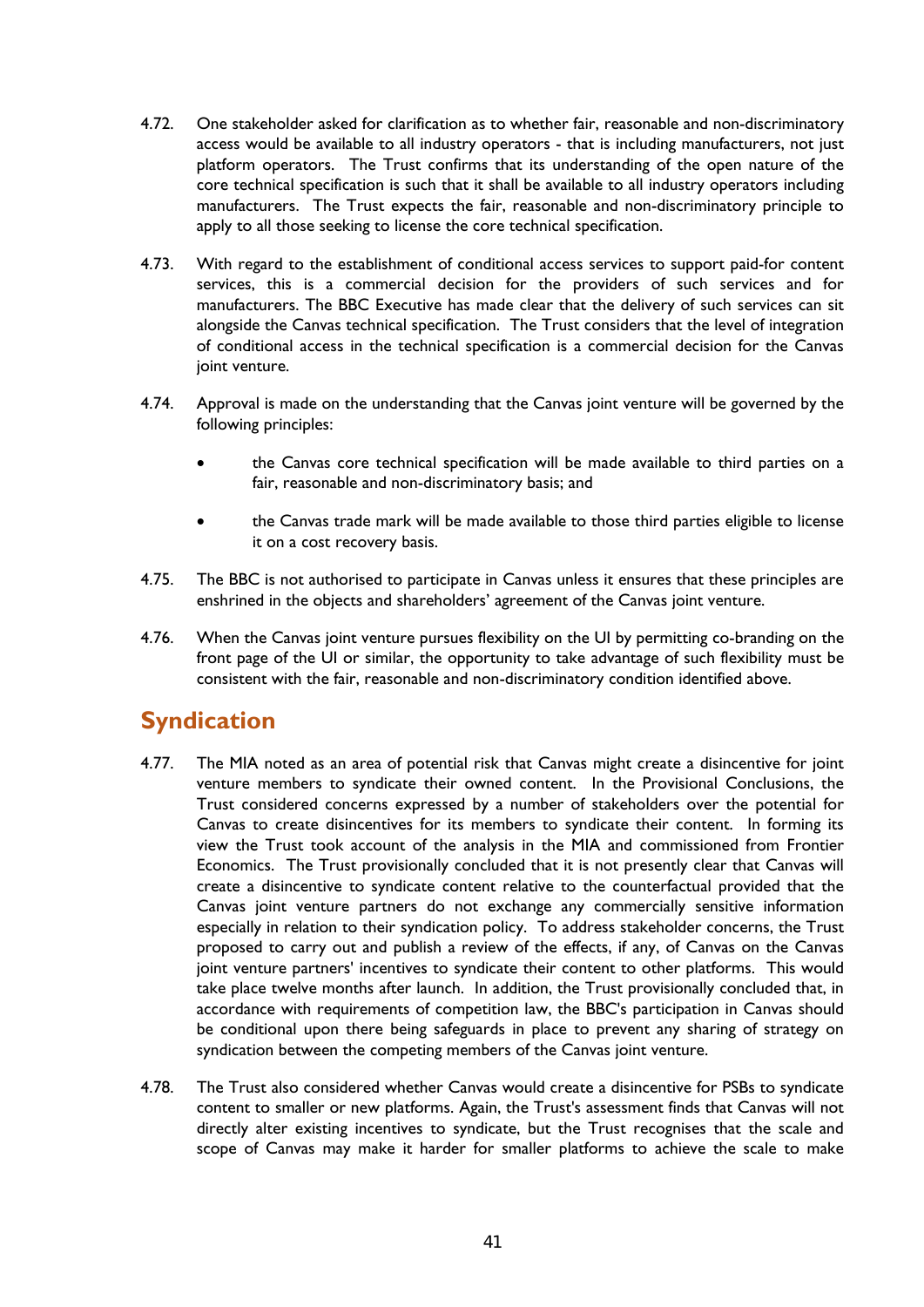4.72. One stakeholder asked for clarification as to whether fair, reasonable and non-discriminatory access would be available to all industry operators - that is including manufacturers, not just platform operators. The Trust confirms that its understanding of the open nature of the core technical specification is such that it shall be available to all industry operators including manufacturers. The Trust expects the fair, reasonable and non-discriminatory principle to apply to all those seeking to license the core technical specification.

4.73. With regard to the establishment of conditional access services to support paid-for content services, this is a commercial decision for the providers of such services and for manufacturers. The BBC Executive has made clear that the delivery of such services can sit alongside the Canvas technical specification. The Trust considers that the level of integration of conditional access in the technical specification is a commercial decision for the Canvas joint venture.

4.74. Approval is made on the understanding that the Canvas joint venture will be governed by the following principles:

- the Canvas core technical specification will be made available to third parties on a fair, reasonable and non-discriminatory basis; and
- the Canvas trade mark will be made available to those third parties eligible to license it on a cost recovery basis.

4.75. The BBC is not authorised to participate in Canvas unless it ensures that these principles are enshrined in the objects and shareholders' agreement of the Canvas joint venture.

4.76. When the Canvas joint venture pursues flexibility on the UI by permitting co-branding on the front page of the UI or similar, the opportunity to take advantage of such flexibility must be consistent with the fair, reasonable and non-discriminatory condition identified above.

## Syndication

4.77. The MIA noted as an area of potential risk that Canvas might create a disincentive for joint venture members to syndicate their owned content. In the Provisional Conclusions, the Trust considered concerns expressed by a number of stakeholders over the potential for Canvas to create disincentives for its members to syndicate their content. In forming its view the Trust took account of the analysis in the MIA and commissioned from Frontier Economics. The Trust provisionally concluded that it is not presently clear that Canvas will create a disincentive to syndicate content relative to the counterfactual provided that the Canvas joint venture partners do not exchange any commercially sensitive information especially in relation to their syndication policy. To address stakeholder concerns, the Trust proposed to carry out and publish a review of the effects, if any, of Canvas on the Canvas joint venture partners' incentives to syndicate their content to other platforms. This would take place twelve months after launch. In addition, the Trust provisionally concluded that, in accordance with requirements of competition law, the BBC's participation in Canvas should be conditional upon there being safeguards in place to prevent any sharing of strategy on syndication between the competing members of the Canvas joint venture.

4.78. The Trust also considered whether Canvas would create a disincentive for PSBs to syndicate content to smaller or new platforms. Again, the Trust's assessment finds that Canvas will not directly alter existing incentives to syndicate, but the Trust recognises that the scale and scope of Canvas may make it harder for smaller platforms to achieve the scale to make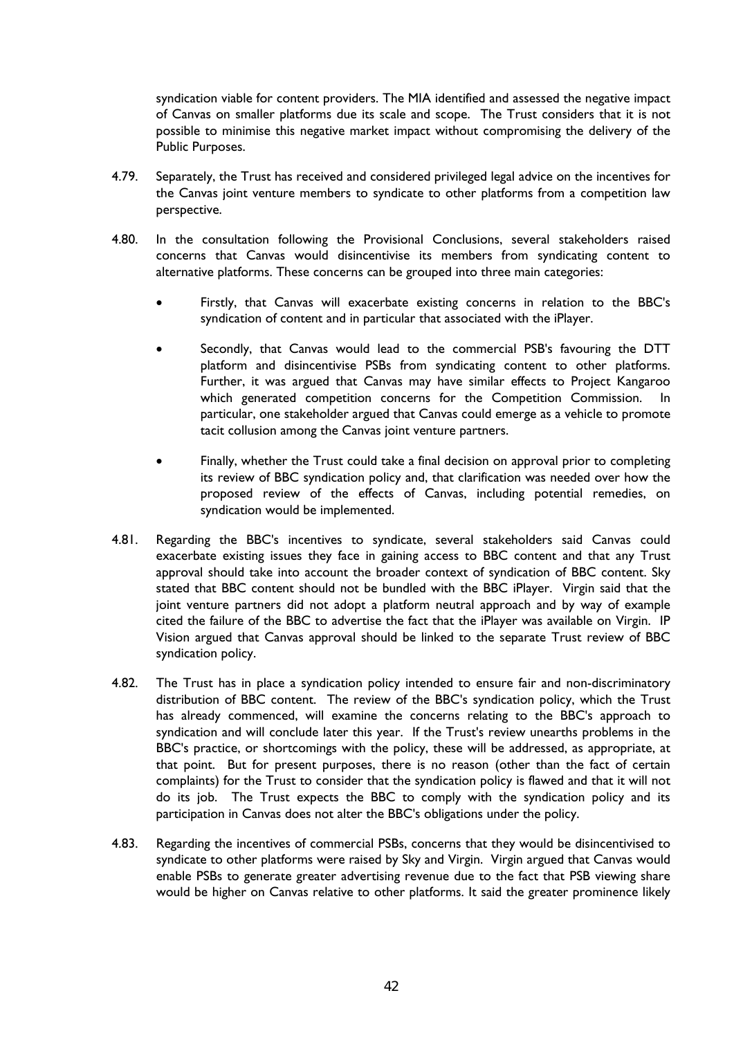syndication viable for content providers. The MIA identified and assessed the negative impact of Canvas on smaller platforms due its scale and scope. The Trust considers that it is not possible to minimise this negative market impact without compromising the delivery of the Public Purposes.

4.79. Separately, the Trust has received and considered privileged legal advice on the incentives for the Canvas joint venture members to syndicate to other platforms from a competition law perspective.

4.80. In the consultation following the Provisional Conclusions, several stakeholders raised concerns that Canvas would disincentivise its members from syndicating content to alternative platforms. These concerns can be grouped into three main categories:

- Firstly, that Canvas will exacerbate existing concerns in relation to the BBC's syndication of content and in particular that associated with the iPlayer.
- Secondly, that Canvas would lead to the commercial PSB's favouring the DTT platform and disincentivise PSBs from syndicating content to other platforms. Further, it was argued that Canvas may have similar effects to Project Kangaroo which generated competition concerns for the Competition Commission. In particular, one stakeholder argued that Canvas could emerge as a vehicle to promote tacit collusion among the Canvas joint venture partners.
- Finally, whether the Trust could take a final decision on approval prior to completing its review of BBC syndication policy and, that clarification was needed over how the proposed review of the effects of Canvas, including potential remedies, on syndication would be implemented.

4.81. Regarding the BBC's incentives to syndicate, several stakeholders said Canvas could exacerbate existing issues they face in gaining access to BBC content and that any Trust approval should take into account the broader context of syndication of BBC content. Sky stated that BBC content should not be bundled with the BBC iPlayer. Virgin said that the joint venture partners did not adopt a platform neutral approach and by way of example cited the failure of the BBC to advertise the fact that the iPlayer was available on Virgin. IP Vision argued that Canvas approval should be linked to the separate Trust review of BBC syndication policy.

4.82. The Trust has in place a syndication policy intended to ensure fair and non-discriminatory distribution of BBC content. The review of the BBC's syndication policy, which the Trust has already commenced, will examine the concerns relating to the BBC's approach to syndication and will conclude later this year. If the Trust's review unearths problems in the BBC's practice, or shortcomings with the policy, these will be addressed, as appropriate, at that point. But for present purposes, there is no reason (other than the fact of certain complaints) for the Trust to consider that the syndication policy is flawed and that it will not do its job. The Trust expects the BBC to comply with the syndication policy and its participation in Canvas does not alter the BBC's obligations under the policy.

4.83. Regarding the incentives of commercial PSBs, concerns that they would be disincentivised to syndicate to other platforms were raised by Sky and Virgin. Virgin argued that Canvas would enable PSBs to generate greater advertising revenue due to the fact that PSB viewing share would be higher on Canvas relative to other platforms. It said the greater prominence likely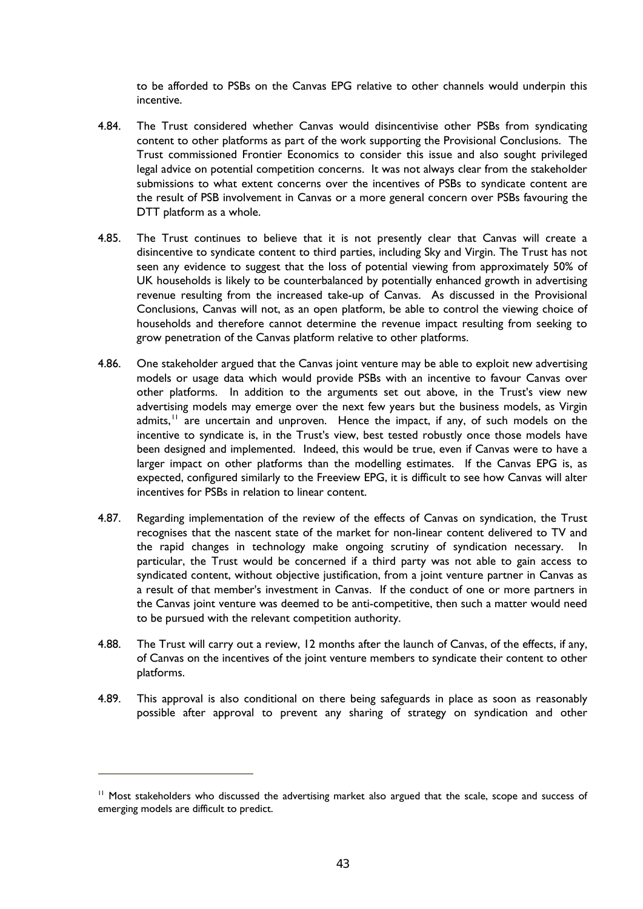to be afforded to PSBs on the Canvas EPG relative to other channels would underpin this incentive.

4.84. The Trust considered whether Canvas would disincentivise other PSBs from syndicating content to other platforms as part of the work supporting the Provisional Conclusions. The Trust commissioned Frontier Economics to consider this issue and also sought privileged legal advice on potential competition concerns. It was not always clear from the stakeholder submissions to what extent concerns over the incentives of PSBs to syndicate content are the result of PSB involvement in Canvas or a more general concern over PSBs favouring the DTT platform as a whole.

4.85. The Trust continues to believe that it is not presently clear that Canvas will create a disincentive to syndicate content to third parties, including Sky and Virgin. The Trust has not seen any evidence to suggest that the loss of potential viewing from approximately 50% of UK households is likely to be counterbalanced by potentially enhanced growth in advertising revenue resulting from the increased take-up of Canvas. As discussed in the Provisional Conclusions, Canvas will not, as an open platform, be able to control the viewing choice of households and therefore cannot determine the revenue impact resulting from seeking to grow penetration of the Canvas platform relative to other platforms.

4.86. One stakeholder argued that the Canvas joint venture may be able to exploit new advertising models or usage data which would provide PSBs with an incentive to favour Canvas over other platforms. In addition to the arguments set out above, in the Trust's view new advertising models may emerge over the next few years but the business models, as Virgin admits,[11] are uncertain and unproven. Hence the impact, if any, of such models on the incentive to syndicate is, in the Trust's view, best tested robustly once those models have been designed and implemented. Indeed, this would be true, even if Canvas were to have a larger impact on other platforms than the modelling estimates. If the Canvas EPG is, as expected, configured similarly to the Freeview EPG, it is difficult to see how Canvas will alter incentives for PSBs in relation to linear content.

4.87. Regarding implementation of the review of the effects of Canvas on syndication, the Trust recognises that the nascent state of the market for non-linear content delivered to TV and the rapid changes in technology make ongoing scrutiny of syndication necessary. In particular, the Trust would be concerned if a third party was not able to gain access to syndicated content, without objective justification, from a joint venture partner in Canvas as a result of that member's investment in Canvas. If the conduct of one or more partners in the Canvas joint venture was deemed to be anti-competitive, then such a matter would need to be pursued with the relevant competition authority.

4.88. The Trust will carry out a review, 12 months after the launch of Canvas, of the effects, if any, of Canvas on the incentives of the joint venture members to syndicate their content to other platforms.

4.89. This approval is also conditional on there being safeguards in place as soon as reasonably possible after approval to prevent any sharing of strategy on syndication and other

---

[11] Most stakeholders who discussed the advertising market also argued that the scale, scope and success of emerging models are difficult to predict.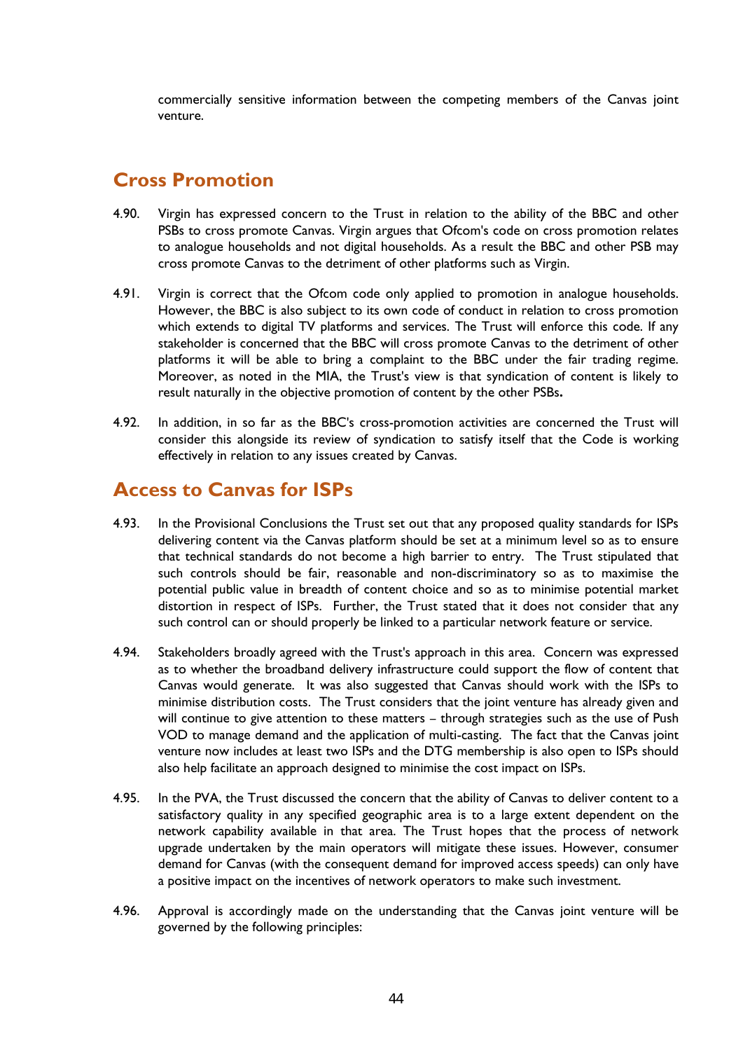commercially sensitive information between the competing members of the Canvas joint venture.

## Cross Promotion

4.90. Virgin has expressed concern to the Trust in relation to the ability of the BBC and other PSBs to cross promote Canvas. Virgin argues that Ofcom's code on cross promotion relates to analogue households and not digital households. As a result the BBC and other PSB may cross promote Canvas to the detriment of other platforms such as Virgin.

4.91. Virgin is correct that the Ofcom code only applied to promotion in analogue households. However, the BBC is also subject to its own code of conduct in relation to cross promotion which extends to digital TV platforms and services. The Trust will enforce this code. If any stakeholder is concerned that the BBC will cross promote Canvas to the detriment of other platforms it will be able to bring a complaint to the BBC under the fair trading regime. Moreover, as noted in the MIA, the Trust's view is that syndication of content is likely to result naturally in the objective promotion of content by the other PSBs.

4.92. In addition, in so far as the BBC's cross-promotion activities are concerned the Trust will consider this alongside its review of syndication to satisfy itself that the Code is working effectively in relation to any issues created by Canvas.

## Access to Canvas for ISPs

4.93. In the Provisional Conclusions the Trust set out that any proposed quality standards for ISPs delivering content via the Canvas platform should be set at a minimum level so as to ensure that technical standards do not become a high barrier to entry. The Trust stipulated that such controls should be fair, reasonable and non-discriminatory so as to maximise the potential public value in breadth of content choice and so as to minimise potential market distortion in respect of ISPs. Further, the Trust stated that it does not consider that any such control can or should properly be linked to a particular network feature or service.

4.94. Stakeholders broadly agreed with the Trust's approach in this area. Concern was expressed as to whether the broadband delivery infrastructure could support the flow of content that Canvas would generate. It was also suggested that Canvas should work with the ISPs to minimise distribution costs. The Trust considers that the joint venture has already given and will continue to give attention to these matters – through strategies such as the use of Push VOD to manage demand and the application of multi-casting. The fact that the Canvas joint venture now includes at least two ISPs and the DTG membership is also open to ISPs should also help facilitate an approach designed to minimise the cost impact on ISPs.

4.95. In the PVA, the Trust discussed the concern that the ability of Canvas to deliver content to a satisfactory quality in any specified geographic area is to a large extent dependent on the network capability available in that area. The Trust hopes that the process of network upgrade undertaken by the main operators will mitigate these issues. However, consumer demand for Canvas (with the consequent demand for improved access speeds) can only have a positive impact on the incentives of network operators to make such investment.

4.96. Approval is accordingly made on the understanding that the Canvas joint venture will be governed by the following principles: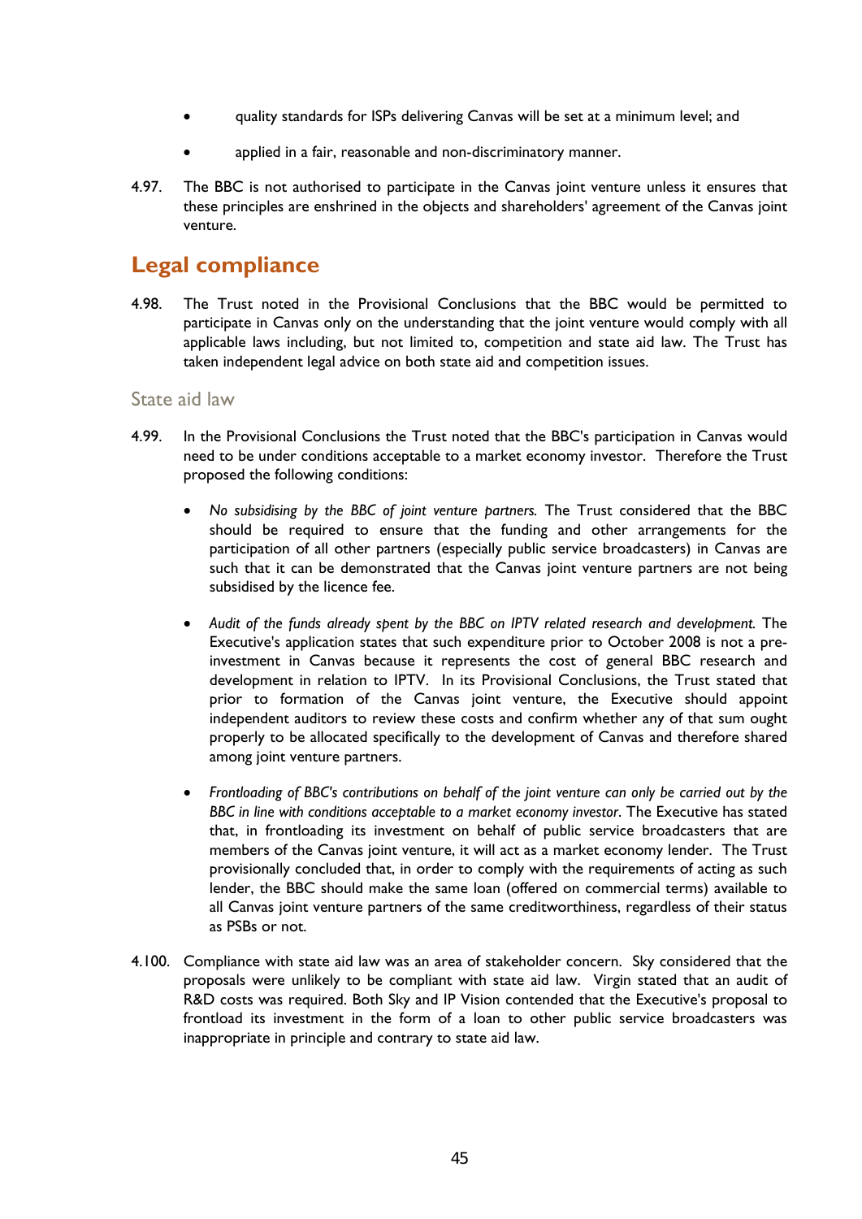- quality standards for ISPs delivering Canvas will be set at a minimum level; and
- applied in a fair, reasonable and non-discriminatory manner.

4.97. The BBC is not authorised to participate in the Canvas joint venture unless it ensures that these principles are enshrined in the objects and shareholders' agreement of the Canvas joint venture.

## Legal compliance

4.98. The Trust noted in the Provisional Conclusions that the BBC would be permitted to participate in Canvas only on the understanding that the joint venture would comply with all applicable laws including, but not limited to, competition and state aid law. The Trust has taken independent legal advice on both state aid and competition issues.

### State aid law

4.99. In the Provisional Conclusions the Trust noted that the BBC's participation in Canvas would need to be under conditions acceptable to a market economy investor. Therefore the Trust proposed the following conditions:

- *No subsidising by the BBC of joint venture partners.* The Trust considered that the BBC should be required to ensure that the funding and other arrangements for the participation of all other partners (especially public service broadcasters) in Canvas are such that it can be demonstrated that the Canvas joint venture partners are not being subsidised by the licence fee.

- *Audit of the funds already spent by the BBC on IPTV related research and development.* The Executive's application states that such expenditure prior to October 2008 is not a pre-investment in Canvas because it represents the cost of general BBC research and development in relation to IPTV. In its Provisional Conclusions, the Trust stated that prior to formation of the Canvas joint venture, the Executive should appoint independent auditors to review these costs and confirm whether any of that sum ought properly to be allocated specifically to the development of Canvas and therefore shared among joint venture partners.

- *Frontloading of BBC's contributions on behalf of the joint venture can only be carried out by the BBC in line with conditions acceptable to a market economy investor.* The Executive has stated that, in frontloading its investment on behalf of public service broadcasters that are members of the Canvas joint venture, it will act as a market economy lender. The Trust provisionally concluded that, in order to comply with the requirements of acting as such lender, the BBC should make the same loan (offered on commercial terms) available to all Canvas joint venture partners of the same creditworthiness, regardless of their status as PSBs or not.

4.100. Compliance with state aid law was an area of stakeholder concern. Sky considered that the proposals were unlikely to be compliant with state aid law. Virgin stated that an audit of R&D costs was required. Both Sky and IP Vision contended that the Executive's proposal to frontload its investment in the form of a loan to other public service broadcasters was inappropriate in principle and contrary to state aid law.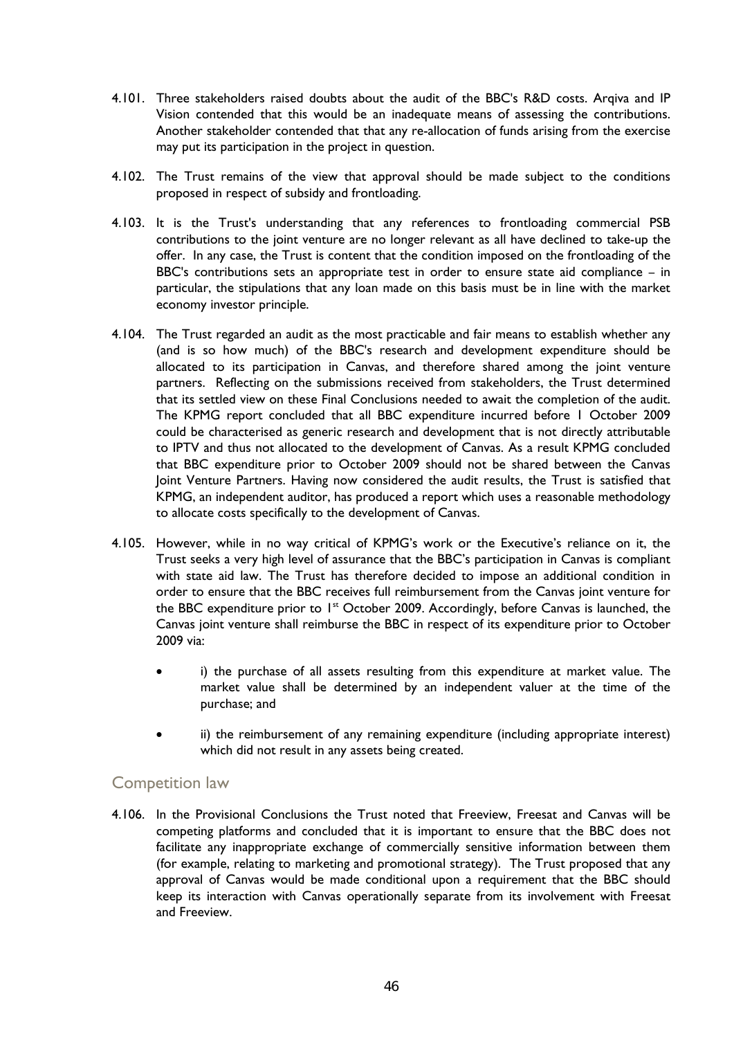4.101. Three stakeholders raised doubts about the audit of the BBC's R&D costs. Arqiva and IP Vision contended that this would be an inadequate means of assessing the contributions. Another stakeholder contended that that any re-allocation of funds arising from the exercise may put its participation in the project in question.

4.102. The Trust remains of the view that approval should be made subject to the conditions proposed in respect of subsidy and frontloading.

4.103. It is the Trust's understanding that any references to frontloading commercial PSB contributions to the joint venture are no longer relevant as all have declined to take-up the offer. In any case, the Trust is content that the condition imposed on the frontloading of the BBC's contributions sets an appropriate test in order to ensure state aid compliance – in particular, the stipulations that any loan made on this basis must be in line with the market economy investor principle.

4.104. The Trust regarded an audit as the most practicable and fair means to establish whether any (and is so how much) of the BBC's research and development expenditure should be allocated to its participation in Canvas, and therefore shared among the joint venture partners. Reflecting on the submissions received from stakeholders, the Trust determined that its settled view on these Final Conclusions needed to await the completion of the audit. The KPMG report concluded that all BBC expenditure incurred before 1 October 2009 could be characterised as generic research and development that is not directly attributable to IPTV and thus not allocated to the development of Canvas. As a result KPMG concluded that BBC expenditure prior to October 2009 should not be shared between the Canvas Joint Venture Partners. Having now considered the audit results, the Trust is satisfied that KPMG, an independent auditor, has produced a report which uses a reasonable methodology to allocate costs specifically to the development of Canvas.

4.105. However, while in no way critical of KPMG's work or the Executive's reliance on it, the Trust seeks a very high level of assurance that the BBC's participation in Canvas is compliant with state aid law. The Trust has therefore decided to impose an additional condition in order to ensure that the BBC receives full reimbursement from the Canvas joint venture for the BBC expenditure prior to 1st October 2009. Accordingly, before Canvas is launched, the Canvas joint venture shall reimburse the BBC in respect of its expenditure prior to October 2009 via:

- i) the purchase of all assets resulting from this expenditure at market value. The market value shall be determined by an independent valuer at the time of the purchase; and
- ii) the reimbursement of any remaining expenditure (including appropriate interest) which did not result in any assets being created.

## Competition law

4.106. In the Provisional Conclusions the Trust noted that Freeview, Freesat and Canvas will be competing platforms and concluded that it is important to ensure that the BBC does not facilitate any inappropriate exchange of commercially sensitive information between them (for example, relating to marketing and promotional strategy). The Trust proposed that any approval of Canvas would be made conditional upon a requirement that the BBC should keep its interaction with Canvas operationally separate from its involvement with Freesat and Freeview.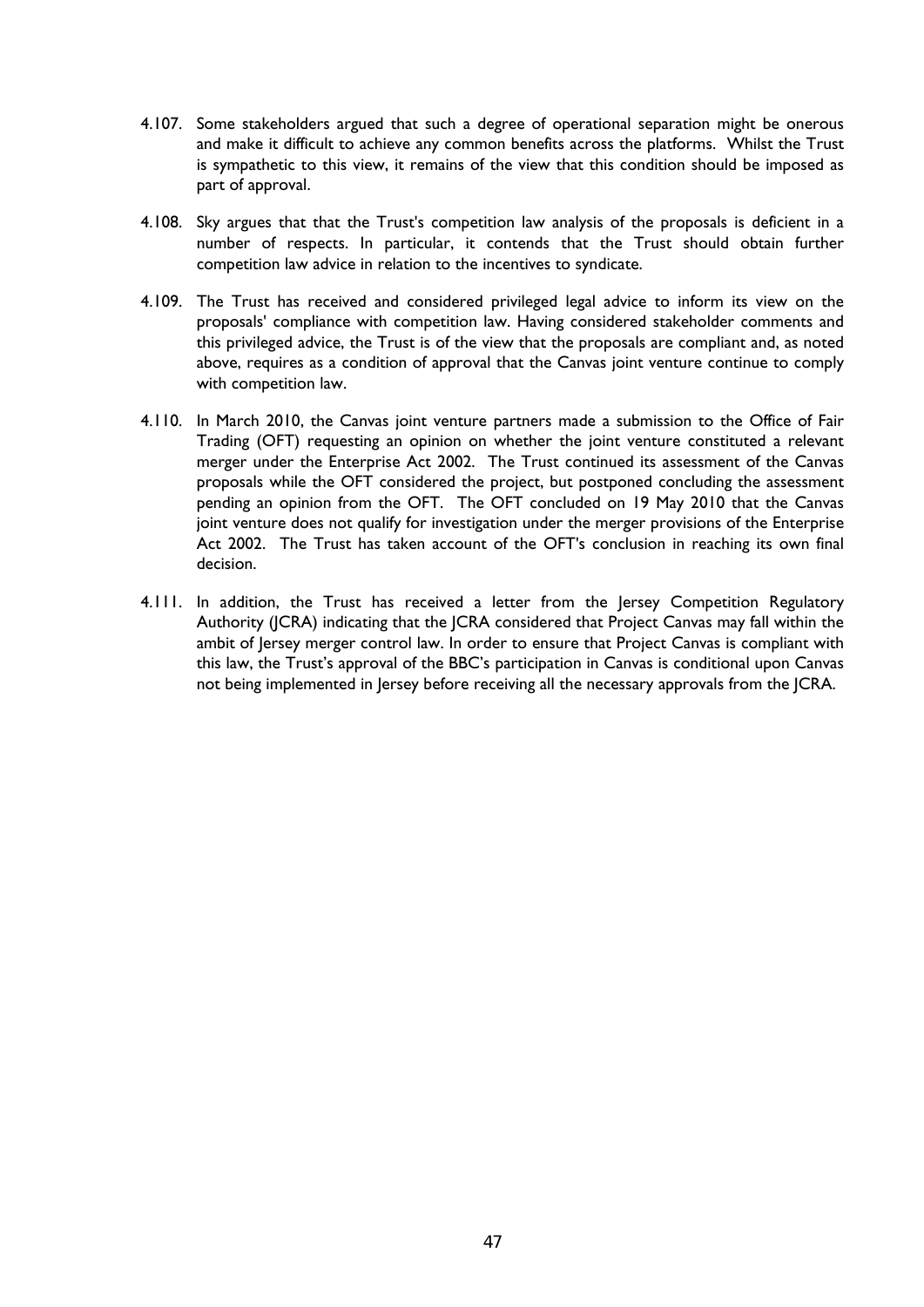4.107. Some stakeholders argued that such a degree of operational separation might be onerous and make it difficult to achieve any common benefits across the platforms. Whilst the Trust is sympathetic to this view, it remains of the view that this condition should be imposed as part of approval.

4.108. Sky argues that that the Trust's competition law analysis of the proposals is deficient in a number of respects. In particular, it contends that the Trust should obtain further competition law advice in relation to the incentives to syndicate.

4.109. The Trust has received and considered privileged legal advice to inform its view on the proposals' compliance with competition law. Having considered stakeholder comments and this privileged advice, the Trust is of the view that the proposals are compliant and, as noted above, requires as a condition of approval that the Canvas joint venture continue to comply with competition law.

4.110. In March 2010, the Canvas joint venture partners made a submission to the Office of Fair Trading (OFT) requesting an opinion on whether the joint venture constituted a relevant merger under the Enterprise Act 2002. The Trust continued its assessment of the Canvas proposals while the OFT considered the project, but postponed concluding the assessment pending an opinion from the OFT. The OFT concluded on 19 May 2010 that the Canvas joint venture does not qualify for investigation under the merger provisions of the Enterprise Act 2002. The Trust has taken account of the OFT's conclusion in reaching its own final decision.

4.111. In addition, the Trust has received a letter from the Jersey Competition Regulatory Authority (JCRA) indicating that the JCRA considered that Project Canvas may fall within the ambit of Jersey merger control law. In order to ensure that Project Canvas is compliant with this law, the Trust's approval of the BBC's participation in Canvas is conditional upon Canvas not being implemented in Jersey before receiving all the necessary approvals from the JCRA.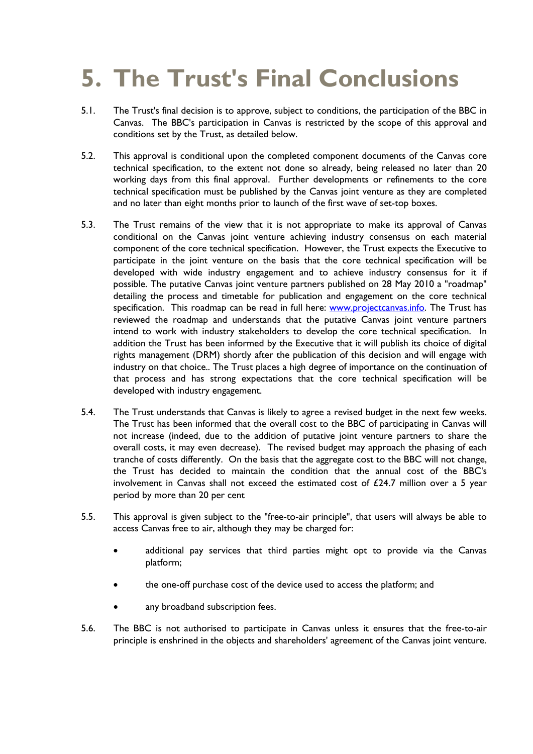# 5. The Trust's Final Conclusions

5.1. The Trust's final decision is to approve, subject to conditions, the participation of the BBC in Canvas. The BBC's participation in Canvas is restricted by the scope of this approval and conditions set by the Trust, as detailed below.

5.2. This approval is conditional upon the completed component documents of the Canvas core technical specification, to the extent not done so already, being released no later than 20 working days from this final approval. Further developments or refinements to the core technical specification must be published by the Canvas joint venture as they are completed and no later than eight months prior to launch of the first wave of set-top boxes.

5.3. The Trust remains of the view that it is not appropriate to make its approval of Canvas conditional on the Canvas joint venture achieving industry consensus on each material component of the core technical specification. However, the Trust expects the Executive to participate in the joint venture on the basis that the core technical specification will be developed with wide industry engagement and to achieve industry consensus for it if possible. The putative Canvas joint venture partners published on 28 May 2010 a "roadmap" detailing the process and timetable for publication and engagement on the core technical specification. This roadmap can be read in full here: [www.projectcanvas.info](www.projectcanvas.info). The Trust has reviewed the roadmap and understands that the putative Canvas joint venture partners intend to work with industry stakeholders to develop the core technical specification. In addition the Trust has been informed by the Executive that it will publish its choice of digital rights management (DRM) shortly after the publication of this decision and will engage with industry on that choice.. The Trust places a high degree of importance on the continuation of that process and has strong expectations that the core technical specification will be developed with industry engagement.

5.4. The Trust understands that Canvas is likely to agree a revised budget in the next few weeks. The Trust has been informed that the overall cost to the BBC of participating in Canvas will not increase (indeed, due to the addition of putative joint venture partners to share the overall costs, it may even decrease). The revised budget may approach the phasing of each tranche of costs differently. On the basis that the aggregate cost to the BBC will not change, the Trust has decided to maintain the condition that the annual cost of the BBC's involvement in Canvas shall not exceed the estimated cost of £24.7 million over a 5 year period by more than 20 per cent

5.5. This approval is given subject to the "free-to-air principle", that users will always be able to access Canvas free to air, although they may be charged for:

- additional pay services that third parties might opt to provide via the Canvas platform;
- the one-off purchase cost of the device used to access the platform; and
- any broadband subscription fees.

5.6. The BBC is not authorised to participate in Canvas unless it ensures that the free-to-air principle is enshrined in the objects and shareholders' agreement of the Canvas joint venture.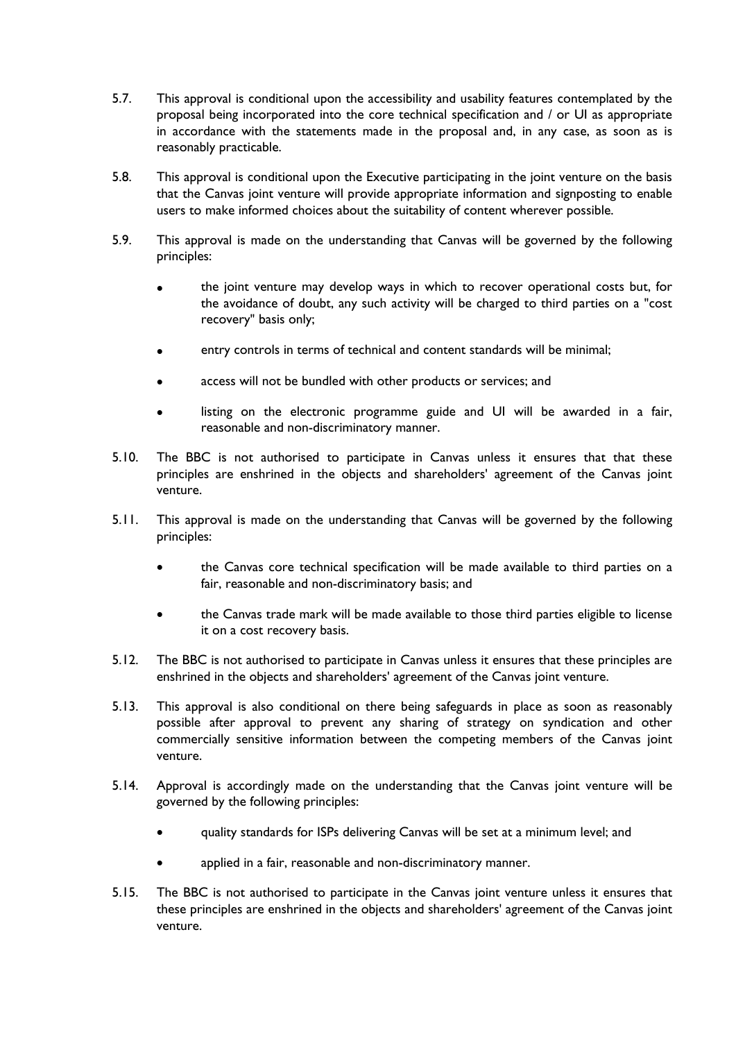5.7. This approval is conditional upon the accessibility and usability features contemplated by the proposal being incorporated into the core technical specification and / or UI as appropriate in accordance with the statements made in the proposal and, in any case, as soon as is reasonably practicable.

5.8. This approval is conditional upon the Executive participating in the joint venture on the basis that the Canvas joint venture will provide appropriate information and signposting to enable users to make informed choices about the suitability of content wherever possible.

5.9. This approval is made on the understanding that Canvas will be governed by the following principles:

- the joint venture may develop ways in which to recover operational costs but, for the avoidance of doubt, any such activity will be charged to third parties on a "cost recovery" basis only;
- entry controls in terms of technical and content standards will be minimal;
- access will not be bundled with other products or services; and
- listing on the electronic programme guide and UI will be awarded in a fair, reasonable and non-discriminatory manner.

5.10. The BBC is not authorised to participate in Canvas unless it ensures that that these principles are enshrined in the objects and shareholders' agreement of the Canvas joint venture.

5.11. This approval is made on the understanding that Canvas will be governed by the following principles:

- the Canvas core technical specification will be made available to third parties on a fair, reasonable and non-discriminatory basis; and
- the Canvas trade mark will be made available to those third parties eligible to license it on a cost recovery basis.

5.12. The BBC is not authorised to participate in Canvas unless it ensures that these principles are enshrined in the objects and shareholders' agreement of the Canvas joint venture.

5.13. This approval is also conditional on there being safeguards in place as soon as reasonably possible after approval to prevent any sharing of strategy on syndication and other commercially sensitive information between the competing members of the Canvas joint venture.

5.14. Approval is accordingly made on the understanding that the Canvas joint venture will be governed by the following principles:

- quality standards for ISPs delivering Canvas will be set at a minimum level; and
- applied in a fair, reasonable and non-discriminatory manner.

5.15. The BBC is not authorised to participate in the Canvas joint venture unless it ensures that these principles are enshrined in the objects and shareholders' agreement of the Canvas joint venture.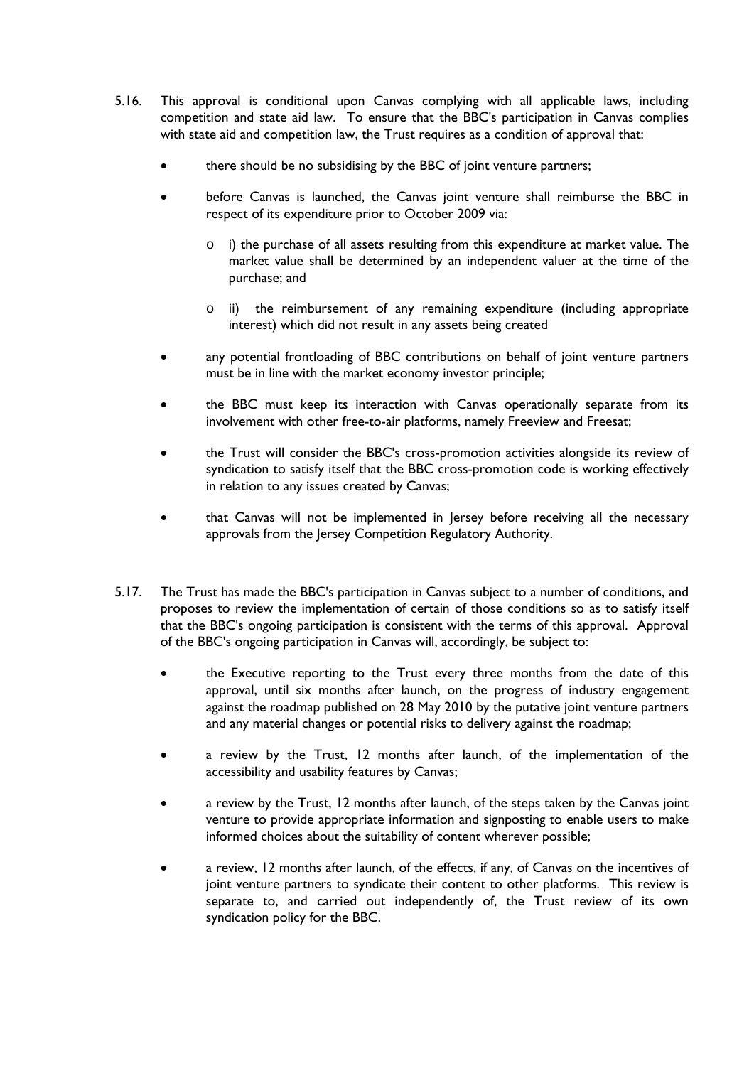5.16. This approval is conditional upon Canvas complying with all applicable laws, including competition and state aid law. To ensure that the BBC's participation in Canvas complies with state aid and competition law, the Trust requires as a condition of approval that:

- there should be no subsidising by the BBC of joint venture partners;
- before Canvas is launched, the Canvas joint venture shall reimburse the BBC in respect of its expenditure prior to October 2009 via:
    - i) the purchase of all assets resulting from this expenditure at market value. The market value shall be determined by an independent valuer at the time of the purchase; and
    - ii) the reimbursement of any remaining expenditure (including appropriate interest) which did not result in any assets being created
- any potential frontloading of BBC contributions on behalf of joint venture partners must be in line with the market economy investor principle;
- the BBC must keep its interaction with Canvas operationally separate from its involvement with other free-to-air platforms, namely Freeview and Freesat;
- the Trust will consider the BBC's cross-promotion activities alongside its review of syndication to satisfy itself that the BBC cross-promotion code is working effectively in relation to any issues created by Canvas;
- that Canvas will not be implemented in Jersey before receiving all the necessary approvals from the Jersey Competition Regulatory Authority.

5.17. The Trust has made the BBC's participation in Canvas subject to a number of conditions, and proposes to review the implementation of certain of those conditions so as to satisfy itself that the BBC's ongoing participation is consistent with the terms of this approval. Approval of the BBC's ongoing participation in Canvas will, accordingly, be subject to:

- the Executive reporting to the Trust every three months from the date of this approval, until six months after launch, on the progress of industry engagement against the roadmap published on 28 May 2010 by the putative joint venture partners and any material changes or potential risks to delivery against the roadmap;
- a review by the Trust, 12 months after launch, of the implementation of the accessibility and usability features by Canvas;
- a review by the Trust, 12 months after launch, of the steps taken by the Canvas joint venture to provide appropriate information and signposting to enable users to make informed choices about the suitability of content wherever possible;
- a review, 12 months after launch, of the effects, if any, of Canvas on the incentives of joint venture partners to syndicate their content to other platforms. This review is separate to, and carried out independently of, the Trust review of its own syndication policy for the BBC.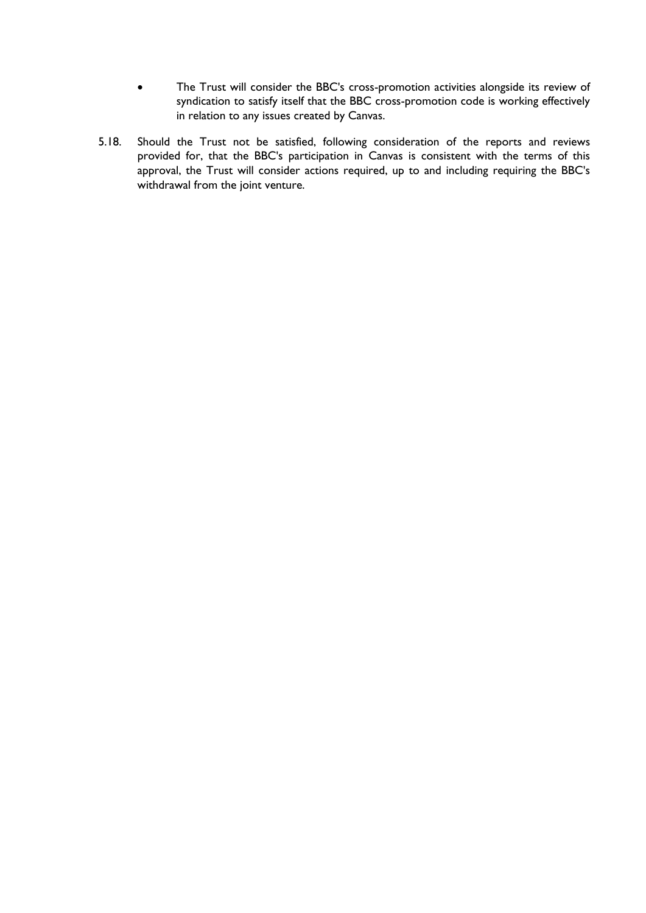- The Trust will consider the BBC's cross-promotion activities alongside its review of syndication to satisfy itself that the BBC cross-promotion code is working effectively in relation to any issues created by Canvas.

5.18. Should the Trust not be satisfied, following consideration of the reports and reviews provided for, that the BBC's participation in Canvas is consistent with the terms of this approval, the Trust will consider actions required, up to and including requiring the BBC's withdrawal from the joint venture.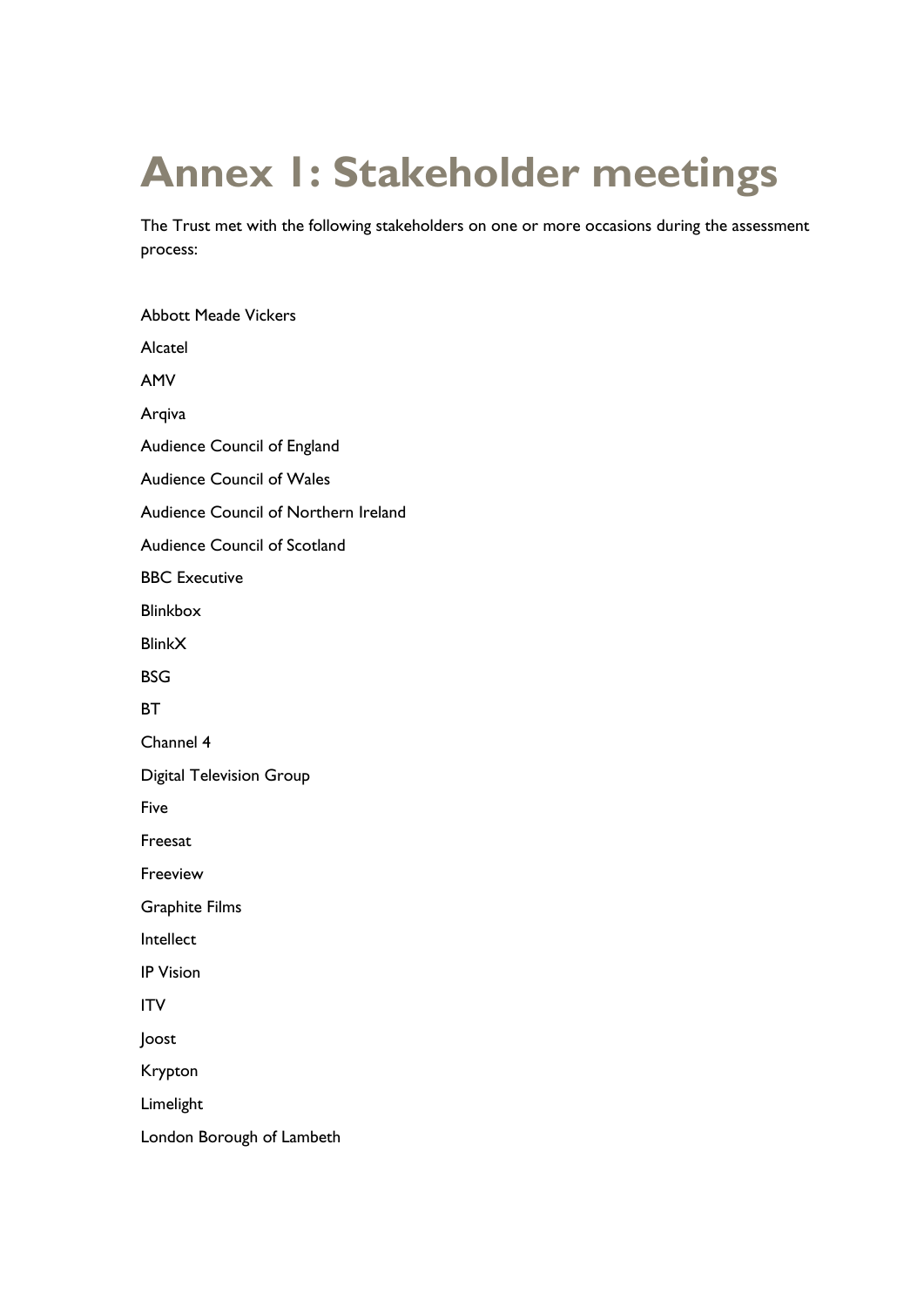# Annex 1: Stakeholder meetings

The Trust met with the following stakeholders on one or more occasions during the assessment process:

Abbott Meade Vickers

Alcatel

AMV

Arqiva

Audience Council of England

Audience Council of Wales

Audience Council of Northern Ireland

Audience Council of Scotland

BBC Executive

Blinkbox

BlinkX

BSG

BT

Channel 4

Digital Television Group

Five

Freesat

Freeview

Graphite Films

Intellect

IP Vision

ITV

Joost

Krypton

Limelight

London Borough of Lambeth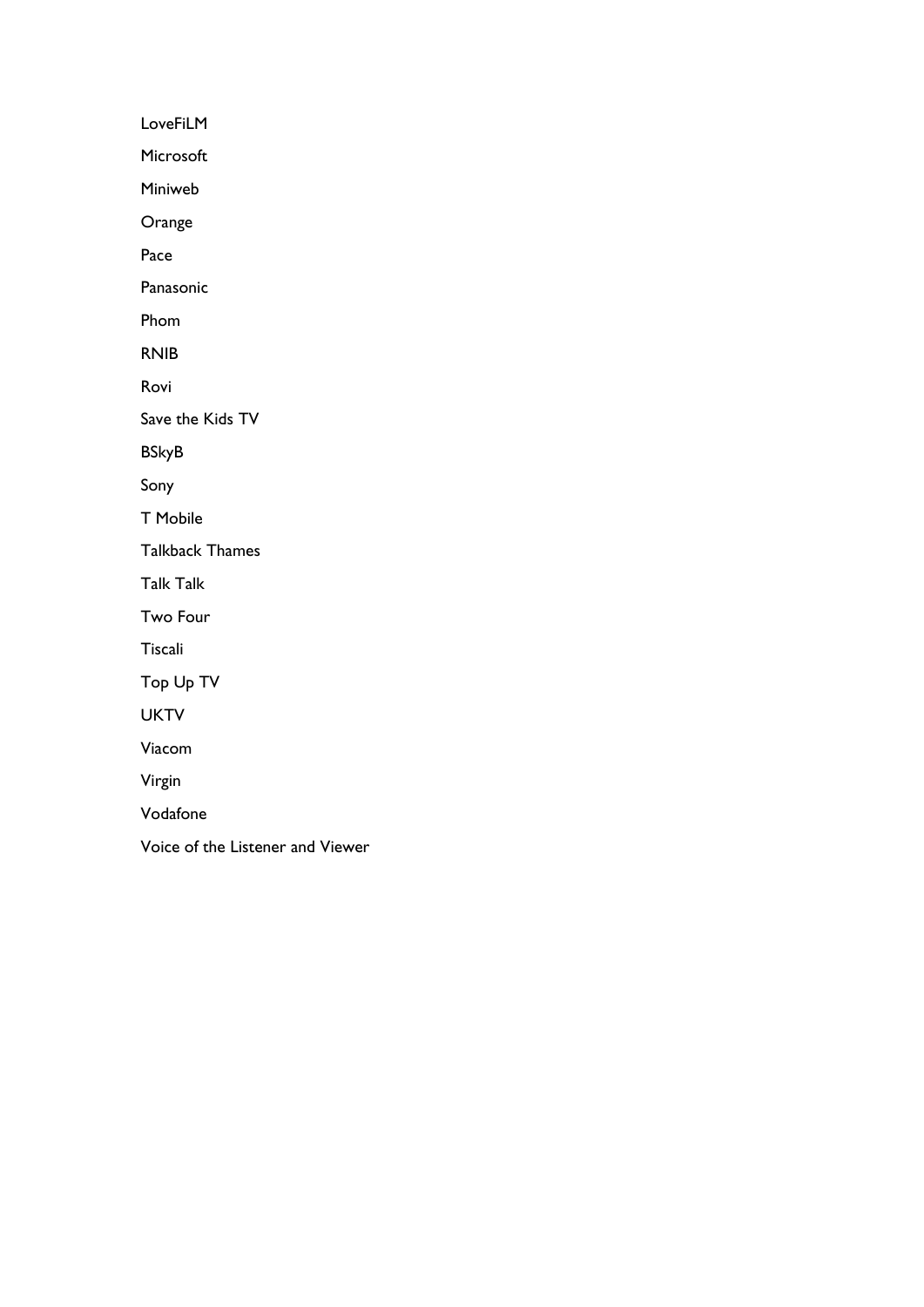LoveFiLM

Microsoft

Miniweb

Orange

Pace

Panasonic

Phom

RNIB

Rovi

Save the Kids TV

BSkyB

Sony

T Mobile

Talkback Thames

Talk Talk

Two Four

Tiscali

Top Up TV

UKTV

Viacom

Virgin

Vodafone

Voice of the Listener and Viewer